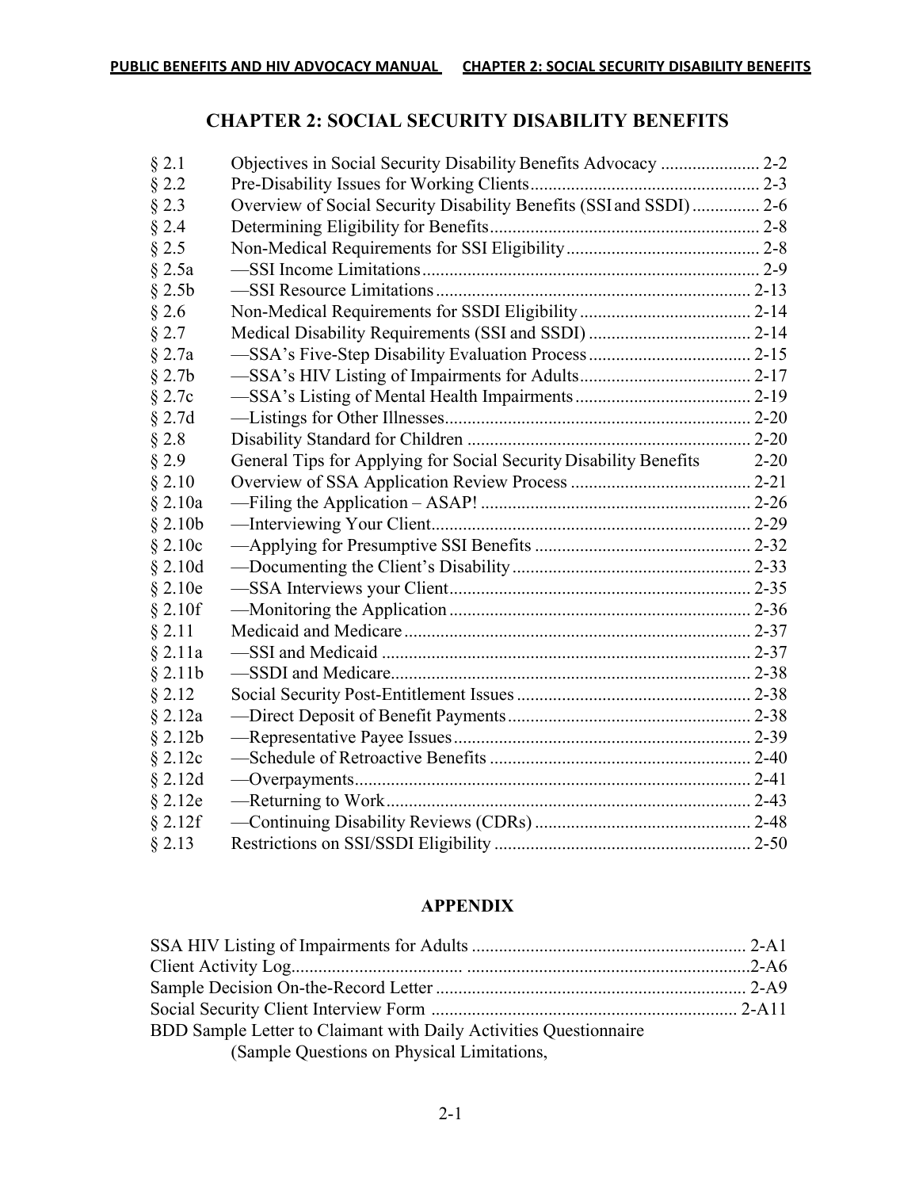# CHAPTER 2: SOCIAL SECURITY DISABILITY BENEFITS

| | | |
|---|---|---|
| § 2.1 | Objectives in Social Security Disability Benefits Advocacy | 2-2 |
| § 2.2 | Pre-Disability Issues for Working Clients | 2-3 |
| § 2.3 | Overview of Social Security Disability Benefits (SSI and SSDI) | 2-6 |
| § 2.4 | Determining Eligibility for Benefits | 2-8 |
| § 2.5 | Non-Medical Requirements for SSI Eligibility | 2-8 |
| § 2.5a | —SSI Income Limitations | 2-9 |
| § 2.5b | —SSI Resource Limitations | 2-13 |
| § 2.6 | Non-Medical Requirements for SSDI Eligibility | 2-14 |
| § 2.7 | Medical Disability Requirements (SSI and SSDI) | 2-14 |
| § 2.7a | —SSA's Five-Step Disability Evaluation Process | 2-15 |
| § 2.7b | —SSA's HIV Listing of Impairments for Adults | 2-17 |
| § 2.7c | —SSA's Listing of Mental Health Impairments | 2-19 |
| § 2.7d | —Listings for Other Illnesses | 2-20 |
| § 2.8 | Disability Standard for Children | 2-20 |
| § 2.9 | General Tips for Applying for Social Security Disability Benefits | 2-20 |
| § 2.10 | Overview of SSA Application Review Process | 2-21 |
| § 2.10a | —Filing the Application – ASAP! | 2-26 |
| § 2.10b | —Interviewing Your Client | 2-29 |
| § 2.10c | —Applying for Presumptive SSI Benefits | 2-32 |
| § 2.10d | —Documenting the Client's Disability | 2-33 |
| § 2.10e | —SSA Interviews your Client | 2-35 |
| § 2.10f | —Monitoring the Application | 2-36 |
| § 2.11 | Medicaid and Medicare | 2-37 |
| § 2.11a | —SSI and Medicaid | 2-37 |
| § 2.11b | —SSDI and Medicare | 2-38 |
| § 2.12 | Social Security Post-Entitlement Issues | 2-38 |
| § 2.12a | —Direct Deposit of Benefit Payments | 2-38 |
| § 2.12b | —Representative Payee Issues | 2-39 |
| § 2.12c | —Schedule of Retroactive Benefits | 2-40 |
| § 2.12d | —Overpayments | 2-41 |
| § 2.12e | —Returning to Work | 2-43 |
| § 2.12f | —Continuing Disability Reviews (CDRs) | 2-48 |
| § 2.13 | Restrictions on SSI/SSDI Eligibility | 2-50 |

## APPENDIX

| | |
|---|---|
| SSA HIV Listing of Impairments for Adults | 2-A1 |
| Client Activity Log | 2-A6 |
| Sample Decision On-the-Record Letter | 2-A9 |
| Social Security Client Interview Form | 2-A11 |

BDD Sample Letter to Claimant with Daily Activities Questionnaire
(Sample Questions on Physical Limitations,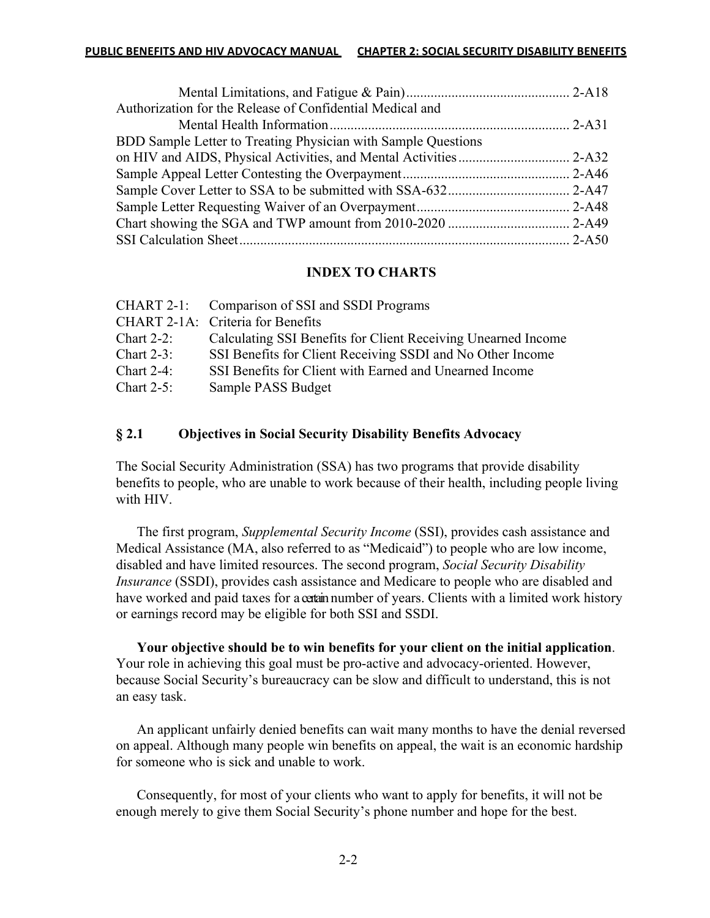Mental Limitations, and Fatigue & Pain) .............................................. 2-A18
Authorization for the Release of Confidential Medical and
Mental Health Information ..................................................................... 2-A31
BDD Sample Letter to Treating Physician with Sample Questions
on HIV and AIDS, Physical Activities, and Mental Activities ................................ 2-A32
Sample Appeal Letter Contesting the Overpayment ................................................ 2-A46
Sample Cover Letter to SSA to be submitted with SSA-632 .................................. 2-A47
Sample Letter Requesting Waiver of an Overpayment ............................................ 2-A48
Chart showing the SGA and TWP amount from 2010-2020 .................................. 2-A49
SSI Calculation Sheet ............................................................................................... 2-A50

**INDEX TO CHARTS**

CHART 2-1: Comparison of SSI and SSDI Programs
CHART 2-1A: Criteria for Benefits
Chart 2-2: Calculating SSI Benefits for Client Receiving Unearned Income
Chart 2-3: SSI Benefits for Client Receiving SSDI and No Other Income
Chart 2-4: SSI Benefits for Client with Earned and Unearned Income
Chart 2-5: Sample PASS Budget

## § 2.1 Objectives in Social Security Disability Benefits Advocacy

The Social Security Administration (SSA) has two programs that provide disability benefits to people, who are unable to work because of their health, including people living with HIV.

The first program, *Supplemental Security Income* (SSI), provides cash assistance and Medical Assistance (MA, also referred to as "Medicaid") to people who are low income, disabled and have limited resources. The second program, *Social Security Disability Insurance* (SSDI), provides cash assistance and Medicare to people who are disabled and have worked and paid taxes for a certain number of years. Clients with a limited work history or earnings record may be eligible for both SSI and SSDI.

**Your objective should be to win benefits for your client on the initial application**. Your role in achieving this goal must be pro-active and advocacy-oriented. However, because Social Security's bureaucracy can be slow and difficult to understand, this is not an easy task.

An applicant unfairly denied benefits can wait many months to have the denial reversed on appeal. Although many people win benefits on appeal, the wait is an economic hardship for someone who is sick and unable to work.

Consequently, for most of your clients who want to apply for benefits, it will not be enough merely to give them Social Security's phone number and hope for the best.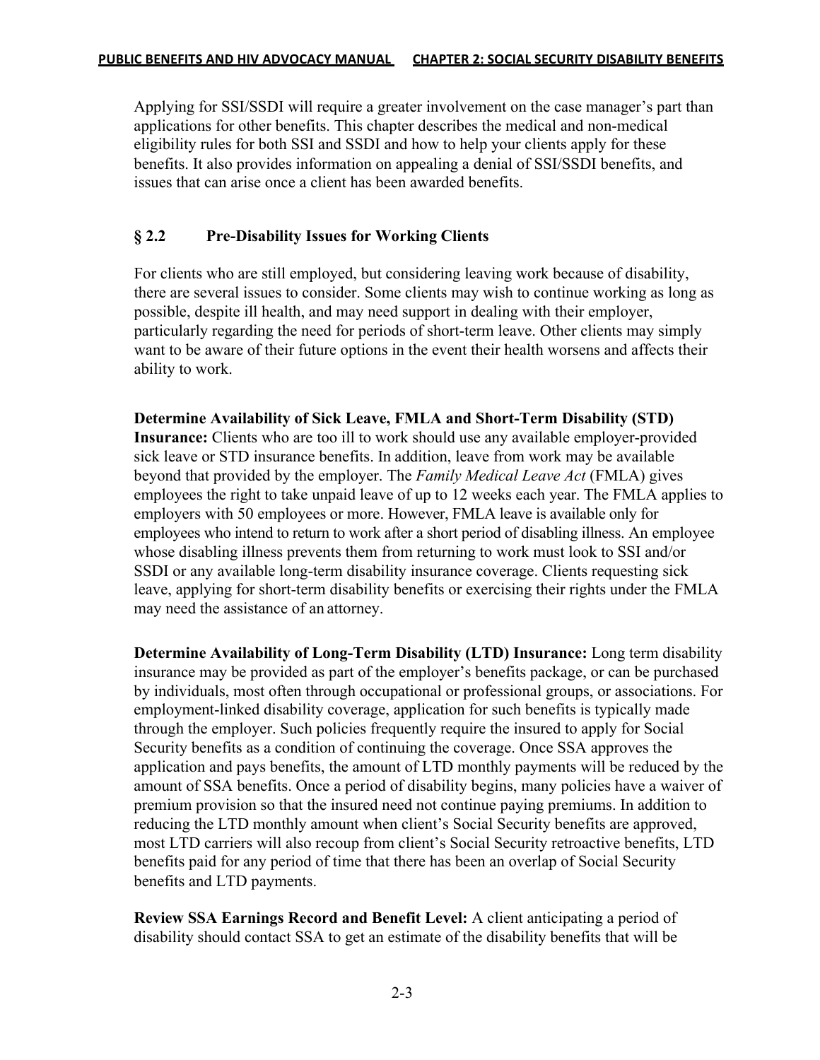Applying for SSI/SSDI will require a greater involvement on the case manager's part than applications for other benefits. This chapter describes the medical and non-medical eligibility rules for both SSI and SSDI and how to help your clients apply for these benefits. It also provides information on appealing a denial of SSI/SSDI benefits, and issues that can arise once a client has been awarded benefits.

## § 2.2 Pre-Disability Issues for Working Clients

For clients who are still employed, but considering leaving work because of disability, there are several issues to consider. Some clients may wish to continue working as long as possible, despite ill health, and may need support in dealing with their employer, particularly regarding the need for periods of short-term leave. Other clients may simply want to be aware of their future options in the event their health worsens and affects their ability to work.

**Determine Availability of Sick Leave, FMLA and Short-Term Disability (STD) Insurance:** Clients who are too ill to work should use any available employer-provided sick leave or STD insurance benefits. In addition, leave from work may be available beyond that provided by the employer. The *Family Medical Leave Act* (FMLA) gives employees the right to take unpaid leave of up to 12 weeks each year. The FMLA applies to employers with 50 employees or more. However, FMLA leave is available only for employees who intend to return to work after a short period of disabling illness. An employee whose disabling illness prevents them from returning to work must look to SSI and/or SSDI or any available long-term disability insurance coverage. Clients requesting sick leave, applying for short-term disability benefits or exercising their rights under the FMLA may need the assistance of an attorney.

**Determine Availability of Long-Term Disability (LTD) Insurance:** Long term disability insurance may be provided as part of the employer's benefits package, or can be purchased by individuals, most often through occupational or professional groups, or associations. For employment-linked disability coverage, application for such benefits is typically made through the employer. Such policies frequently require the insured to apply for Social Security benefits as a condition of continuing the coverage. Once SSA approves the application and pays benefits, the amount of LTD monthly payments will be reduced by the amount of SSA benefits. Once a period of disability begins, many policies have a waiver of premium provision so that the insured need not continue paying premiums. In addition to reducing the LTD monthly amount when client's Social Security benefits are approved, most LTD carriers will also recoup from client's Social Security retroactive benefits, LTD benefits paid for any period of time that there has been an overlap of Social Security benefits and LTD payments.

**Review SSA Earnings Record and Benefit Level:** A client anticipating a period of disability should contact SSA to get an estimate of the disability benefits that will be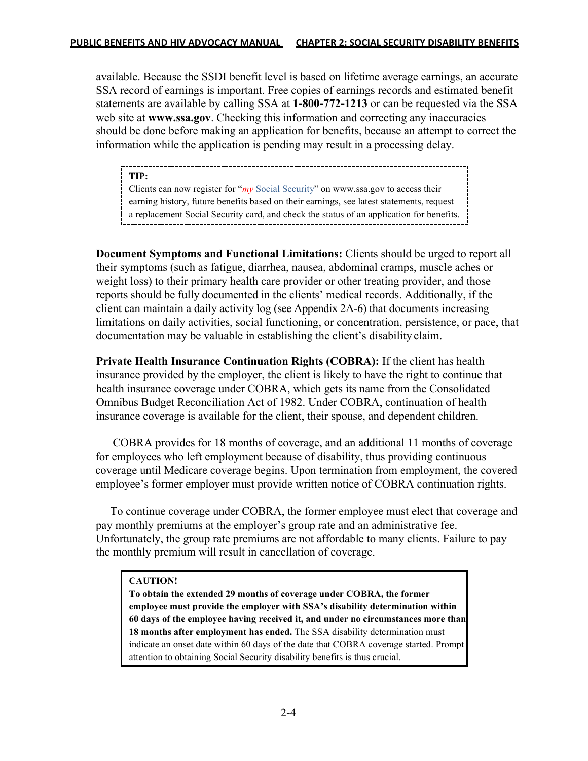available. Because the SSDI benefit level is based on lifetime average earnings, an accurate SSA record of earnings is important. Free copies of earnings records and estimated benefit statements are available by calling SSA at **1-800-772-1213** or can be requested via the SSA web site at **www.ssa.gov**. Checking this information and correcting any inaccuracies should be done before making an application for benefits, because an attempt to correct the information while the application is pending may result in a processing delay.

> **TIP:**
> Clients can now register for "*my* Social Security" on www.ssa.gov to access their earning history, future benefits based on their earnings, see latest statements, request a replacement Social Security card, and check the status of an application for benefits.

**Document Symptoms and Functional Limitations:** Clients should be urged to report all their symptoms (such as fatigue, diarrhea, nausea, abdominal cramps, muscle aches or weight loss) to their primary health care provider or other treating provider, and those reports should be fully documented in the clients' medical records. Additionally, if the client can maintain a daily activity log (see Appendix 2A-6) that documents increasing limitations on daily activities, social functioning, or concentration, persistence, or pace, that documentation may be valuable in establishing the client's disability claim.

**Private Health Insurance Continuation Rights (COBRA):** If the client has health insurance provided by the employer, the client is likely to have the right to continue that health insurance coverage under COBRA, which gets its name from the Consolidated Omnibus Budget Reconciliation Act of 1982. Under COBRA, continuation of health insurance coverage is available for the client, their spouse, and dependent children.

COBRA provides for 18 months of coverage, and an additional 11 months of coverage for employees who left employment because of disability, thus providing continuous coverage until Medicare coverage begins. Upon termination from employment, the covered employee's former employer must provide written notice of COBRA continuation rights.

To continue coverage under COBRA, the former employee must elect that coverage and pay monthly premiums at the employer's group rate and an administrative fee. Unfortunately, the group rate premiums are not affordable to many clients. Failure to pay the monthly premium will result in cancellation of coverage.

> **CAUTION!**
> **To obtain the extended 29 months of coverage under COBRA, the former employee must provide the employer with SSA's disability determination within 60 days of the employee having received it, and under no circumstances more than 18 months after employment has ended.** The SSA disability determination must indicate an onset date within 60 days of the date that COBRA coverage started. Prompt attention to obtaining Social Security disability benefits is thus crucial.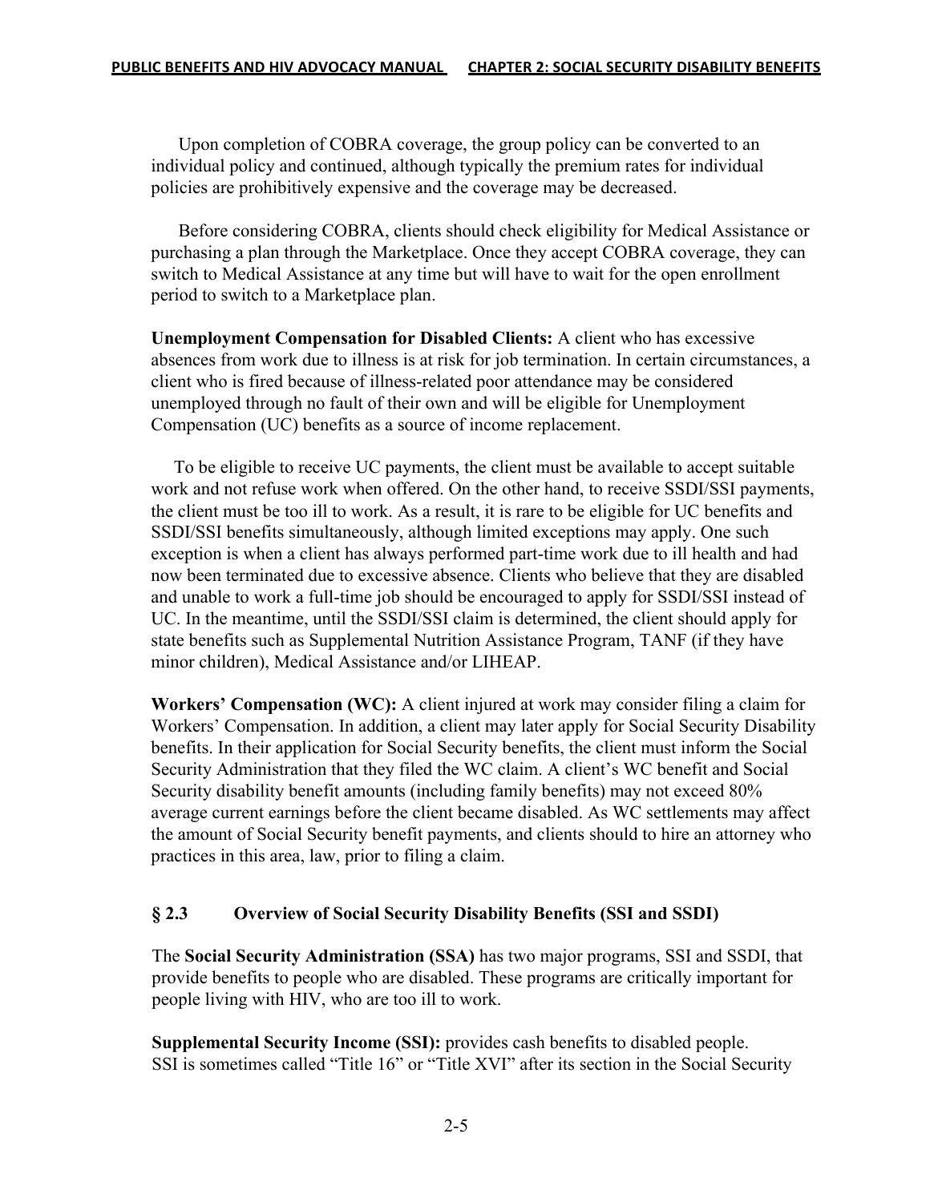Upon completion of COBRA coverage, the group policy can be converted to an individual policy and continued, although typically the premium rates for individual policies are prohibitively expensive and the coverage may be decreased.

Before considering COBRA, clients should check eligibility for Medical Assistance or purchasing a plan through the Marketplace. Once they accept COBRA coverage, they can switch to Medical Assistance at any time but will have to wait for the open enrollment period to switch to a Marketplace plan.

**Unemployment Compensation for Disabled Clients:** A client who has excessive absences from work due to illness is at risk for job termination. In certain circumstances, a client who is fired because of illness-related poor attendance may be considered unemployed through no fault of their own and will be eligible for Unemployment Compensation (UC) benefits as a source of income replacement.

To be eligible to receive UC payments, the client must be available to accept suitable work and not refuse work when offered. On the other hand, to receive SSDI/SSI payments, the client must be too ill to work. As a result, it is rare to be eligible for UC benefits and SSDI/SSI benefits simultaneously, although limited exceptions may apply. One such exception is when a client has always performed part-time work due to ill health and had now been terminated due to excessive absence. Clients who believe that they are disabled and unable to work a full-time job should be encouraged to apply for SSDI/SSI instead of UC. In the meantime, until the SSDI/SSI claim is determined, the client should apply for state benefits such as Supplemental Nutrition Assistance Program, TANF (if they have minor children), Medical Assistance and/or LIHEAP.

**Workers' Compensation (WC):** A client injured at work may consider filing a claim for Workers' Compensation. In addition, a client may later apply for Social Security Disability benefits. In their application for Social Security benefits, the client must inform the Social Security Administration that they filed the WC claim. A client's WC benefit and Social Security disability benefit amounts (including family benefits) may not exceed 80% average current earnings before the client became disabled. As WC settlements may affect the amount of Social Security benefit payments, and clients should to hire an attorney who practices in this area, law, prior to filing a claim.

## § 2.3 Overview of Social Security Disability Benefits (SSI and SSDI)

The **Social Security Administration (SSA)** has two major programs, SSI and SSDI, that provide benefits to people who are disabled. These programs are critically important for people living with HIV, who are too ill to work.

**Supplemental Security Income (SSI):** provides cash benefits to disabled people. SSI is sometimes called "Title 16" or "Title XVI" after its section in the Social Security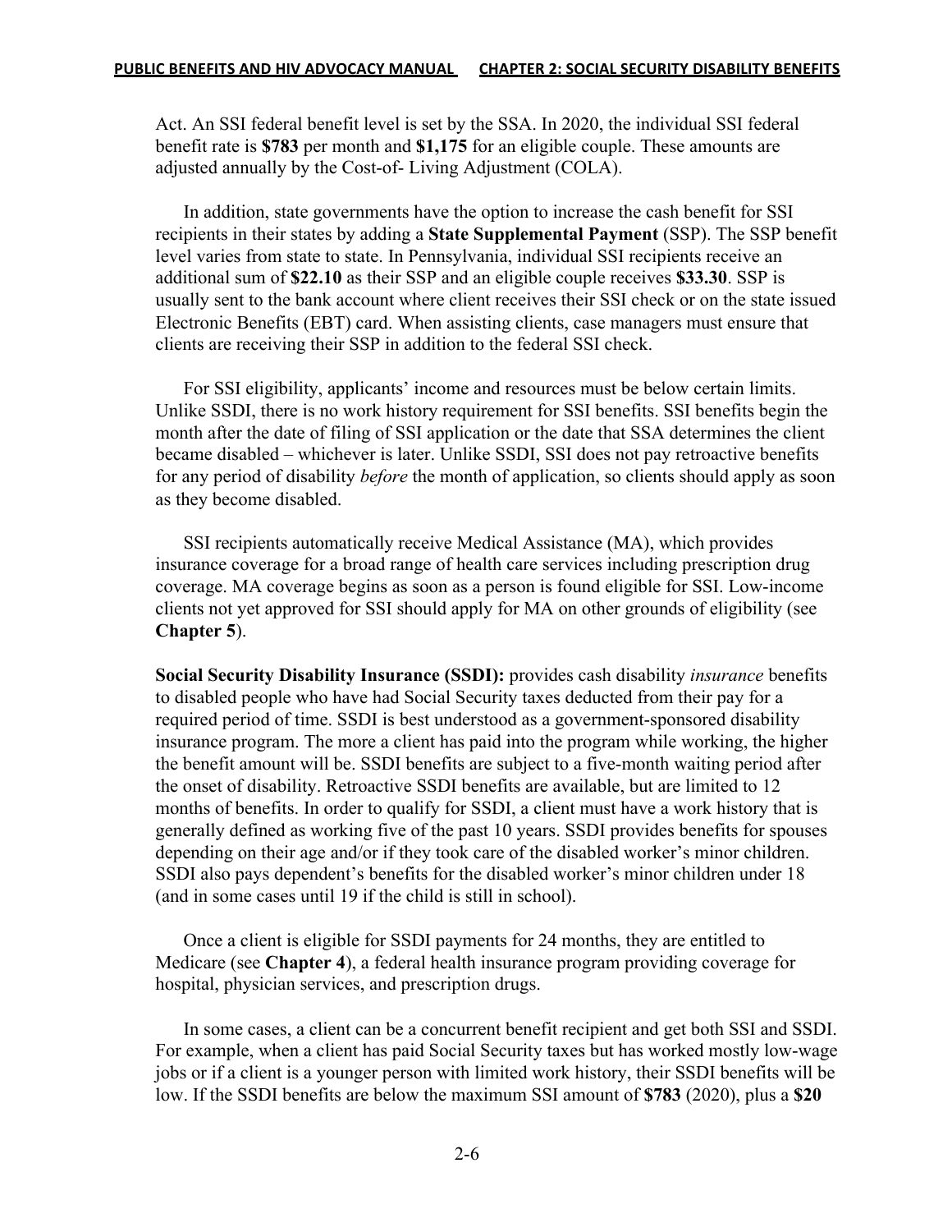Act. An SSI federal benefit level is set by the SSA. In 2020, the individual SSI federal benefit rate is **$783** per month and **$1,175** for an eligible couple. These amounts are adjusted annually by the Cost-of- Living Adjustment (COLA).

In addition, state governments have the option to increase the cash benefit for SSI recipients in their states by adding a **State Supplemental Payment** (SSP). The SSP benefit level varies from state to state. In Pennsylvania, individual SSI recipients receive an additional sum of **$22.10** as their SSP and an eligible couple receives **$33.30**. SSP is usually sent to the bank account where client receives their SSI check or on the state issued Electronic Benefits (EBT) card. When assisting clients, case managers must ensure that clients are receiving their SSP in addition to the federal SSI check.

For SSI eligibility, applicants' income and resources must be below certain limits. Unlike SSDI, there is no work history requirement for SSI benefits. SSI benefits begin the month after the date of filing of SSI application or the date that SSA determines the client became disabled – whichever is later. Unlike SSDI, SSI does not pay retroactive benefits for any period of disability *before* the month of application, so clients should apply as soon as they become disabled.

SSI recipients automatically receive Medical Assistance (MA), which provides insurance coverage for a broad range of health care services including prescription drug coverage. MA coverage begins as soon as a person is found eligible for SSI. Low-income clients not yet approved for SSI should apply for MA on other grounds of eligibility (see **Chapter 5**).

**Social Security Disability Insurance (SSDI):** provides cash disability *insurance* benefits to disabled people who have had Social Security taxes deducted from their pay for a required period of time. SSDI is best understood as a government-sponsored disability insurance program. The more a client has paid into the program while working, the higher the benefit amount will be. SSDI benefits are subject to a five-month waiting period after the onset of disability. Retroactive SSDI benefits are available, but are limited to 12 months of benefits. In order to qualify for SSDI, a client must have a work history that is generally defined as working five of the past 10 years. SSDI provides benefits for spouses depending on their age and/or if they took care of the disabled worker's minor children. SSDI also pays dependent's benefits for the disabled worker's minor children under 18 (and in some cases until 19 if the child is still in school).

Once a client is eligible for SSDI payments for 24 months, they are entitled to Medicare (see **Chapter 4**), a federal health insurance program providing coverage for hospital, physician services, and prescription drugs.

In some cases, a client can be a concurrent benefit recipient and get both SSI and SSDI. For example, when a client has paid Social Security taxes but has worked mostly low-wage jobs or if a client is a younger person with limited work history, their SSDI benefits will be low. If the SSDI benefits are below the maximum SSI amount of **$783** (2020), plus a **$20**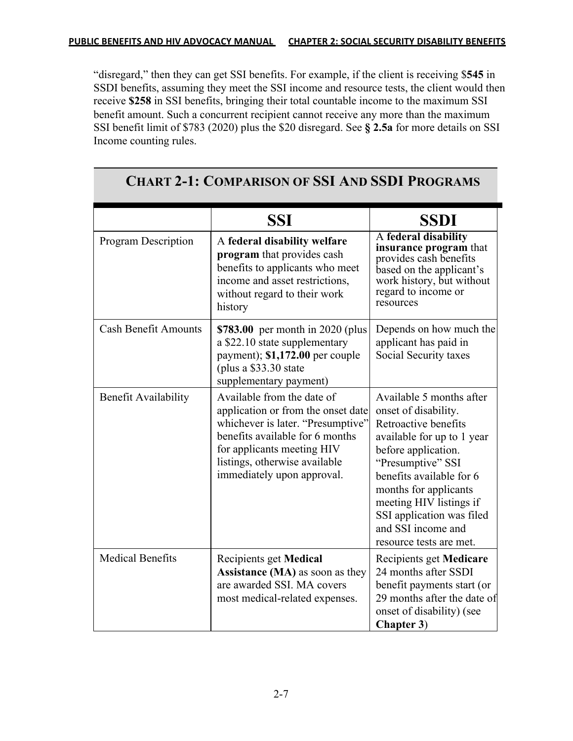"disregard," then they can get SSI benefits. For example, if the client is receiving $**545** in SSDI benefits, assuming they meet the SSI income and resource tests, the client would then receive **$258** in SSI benefits, bringing their total countable income to the maximum SSI benefit amount. Such a concurrent recipient cannot receive any more than the maximum SSI benefit limit of $783 (2020) plus the $20 disregard. See **§ 2.5a** for more details on SSI Income counting rules.

## CHART 2-1: COMPARISON OF SSI AND SSDI PROGRAMS

| | SSI | SSDI |
|---|---|---|
| Program Description | A **federal disability welfare program** that provides cash benefits to applicants who meet income and asset restrictions, without regard to their work history | A **federal disability insurance program** that provides cash benefits based on the applicant's work history, but without regard to income or resources |
| Cash Benefit Amounts | **$783.00** per month in 2020 (plus a $22.10 state supplementary payment); **$1,172.00** per couple (plus a $33.30 state supplementary payment) | Depends on how much the applicant has paid in Social Security taxes |
| Benefit Availability | Available from the date of application or from the onset date whichever is later. "Presumptive" benefits available for 6 months for applicants meeting HIV listings, otherwise available immediately upon approval. | Available 5 months after onset of disability. Retroactive benefits available for up to 1 year before application. "Presumptive" SSI benefits available for 6 months for applicants meeting HIV listings if SSI application was filed and SSI income and resource tests are met. |
| Medical Benefits | Recipients get **Medical Assistance (MA)** as soon as they are awarded SSI. MA covers most medical-related expenses. | Recipients get **Medicare** 24 months after SSDI benefit payments start (or 29 months after the date of onset of disability) (see **Chapter 3**) |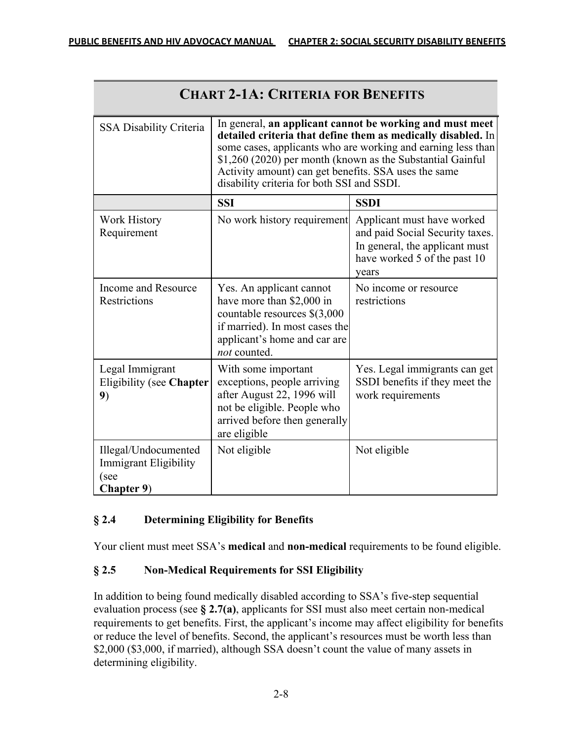## CHART 2-1A: CRITERIA FOR BENEFITS

| SSA Disability Criteria | In general, **an applicant cannot be working and must meet detailed criteria that define them as medically disabled.** In some cases, applicants who are working and earning less than $1,260 (2020) per month (known as the Substantial Gainful Activity amount) can get benefits. SSA uses the same disability criteria for both SSI and SSDI. | |
|---|---|---|
| | **SSI** | **SSDI** |
| Work History Requirement | No work history requirement | Applicant must have worked and paid Social Security taxes. In general, the applicant must have worked 5 of the past 10 years |
| Income and Resource Restrictions | Yes. An applicant cannot have more than $2,000 in countable resources $(3,000 if married). In most cases the applicant's home and car are *not* counted. | No income or resource restrictions |
| Legal Immigrant Eligibility (see **Chapter 9**) | With some important exceptions, people arriving after August 22, 1996 will not be eligible. People who arrived before then generally are eligible | Yes. Legal immigrants can get SSDI benefits if they meet the work requirements |
| Illegal/Undocumented Immigrant Eligibility (see **Chapter 9**) | Not eligible | Not eligible |

### § 2.4 Determining Eligibility for Benefits

Your client must meet SSA's **medical** and **non-medical** requirements to be found eligible.

### § 2.5 Non-Medical Requirements for SSI Eligibility

In addition to being found medically disabled according to SSA's five-step sequential evaluation process (see **§ 2.7(a)**, applicants for SSI must also meet certain non-medical requirements to get benefits. First, the applicant's income may affect eligibility for benefits or reduce the level of benefits. Second, the applicant's resources must be worth less than $2,000 ($3,000, if married), although SSA doesn't count the value of many assets in determining eligibility.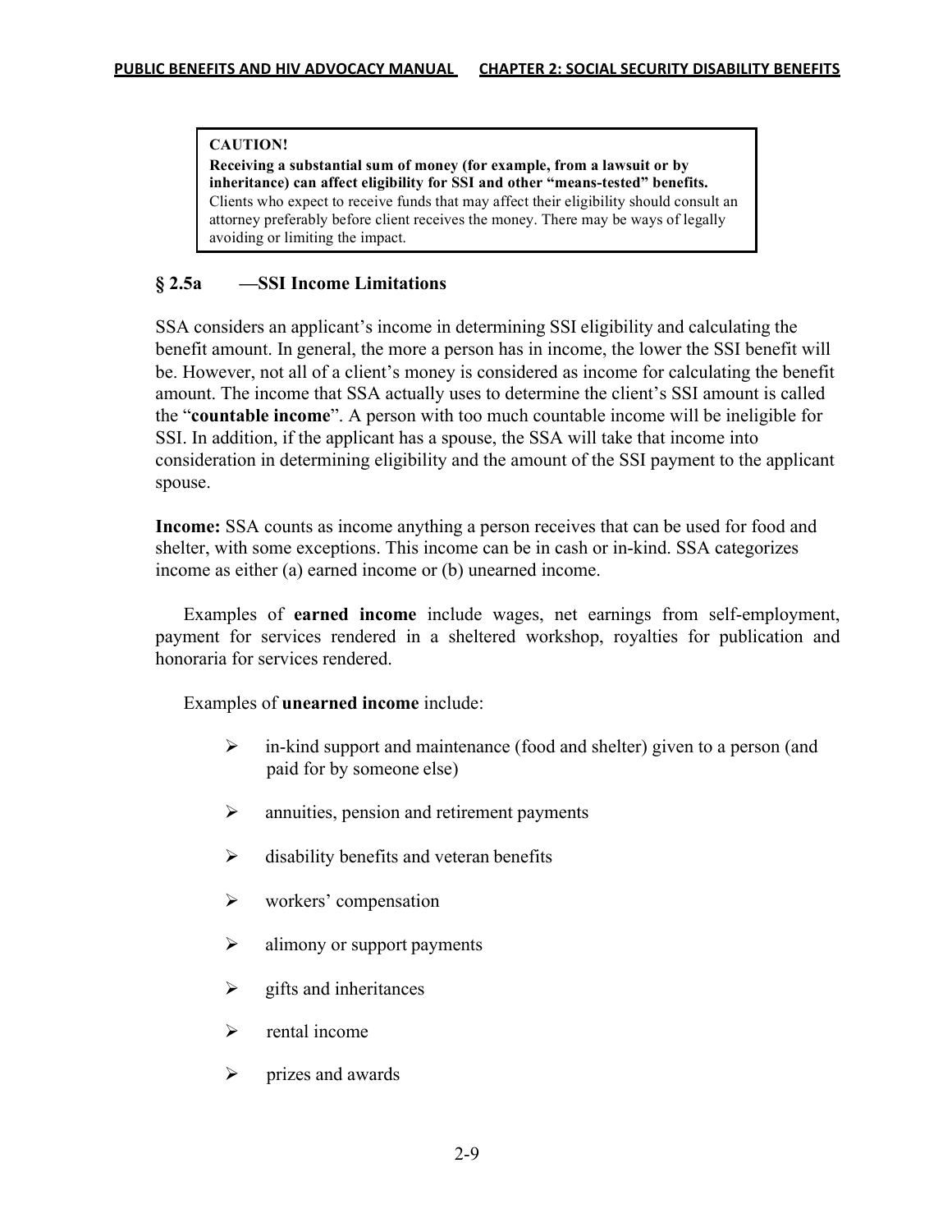> **CAUTION!**
> **Receiving a substantial sum of money (for example, from a lawsuit or by inheritance) can affect eligibility for SSI and other "means-tested" benefits.** Clients who expect to receive funds that may affect their eligibility should consult an attorney preferably before client receives the money. There may be ways of legally avoiding or limiting the impact.

## § 2.5a —SSI Income Limitations

SSA considers an applicant's income in determining SSI eligibility and calculating the benefit amount. In general, the more a person has in income, the lower the SSI benefit will be. However, not all of a client's money is considered as income for calculating the benefit amount. The income that SSA actually uses to determine the client's SSI amount is called the "**countable income**". A person with too much countable income will be ineligible for SSI. In addition, if the applicant has a spouse, the SSA will take that income into consideration in determining eligibility and the amount of the SSI payment to the applicant spouse.

**Income:** SSA counts as income anything a person receives that can be used for food and shelter, with some exceptions. This income can be in cash or in-kind. SSA categorizes income as either (a) earned income or (b) unearned income.

Examples of **earned income** include wages, net earnings from self-employment, payment for services rendered in a sheltered workshop, royalties for publication and honoraria for services rendered.

Examples of **unearned income** include:

- in-kind support and maintenance (food and shelter) given to a person (and paid for by someone else)
- annuities, pension and retirement payments
- disability benefits and veteran benefits
- workers' compensation
- alimony or support payments
- gifts and inheritances
- rental income
- prizes and awards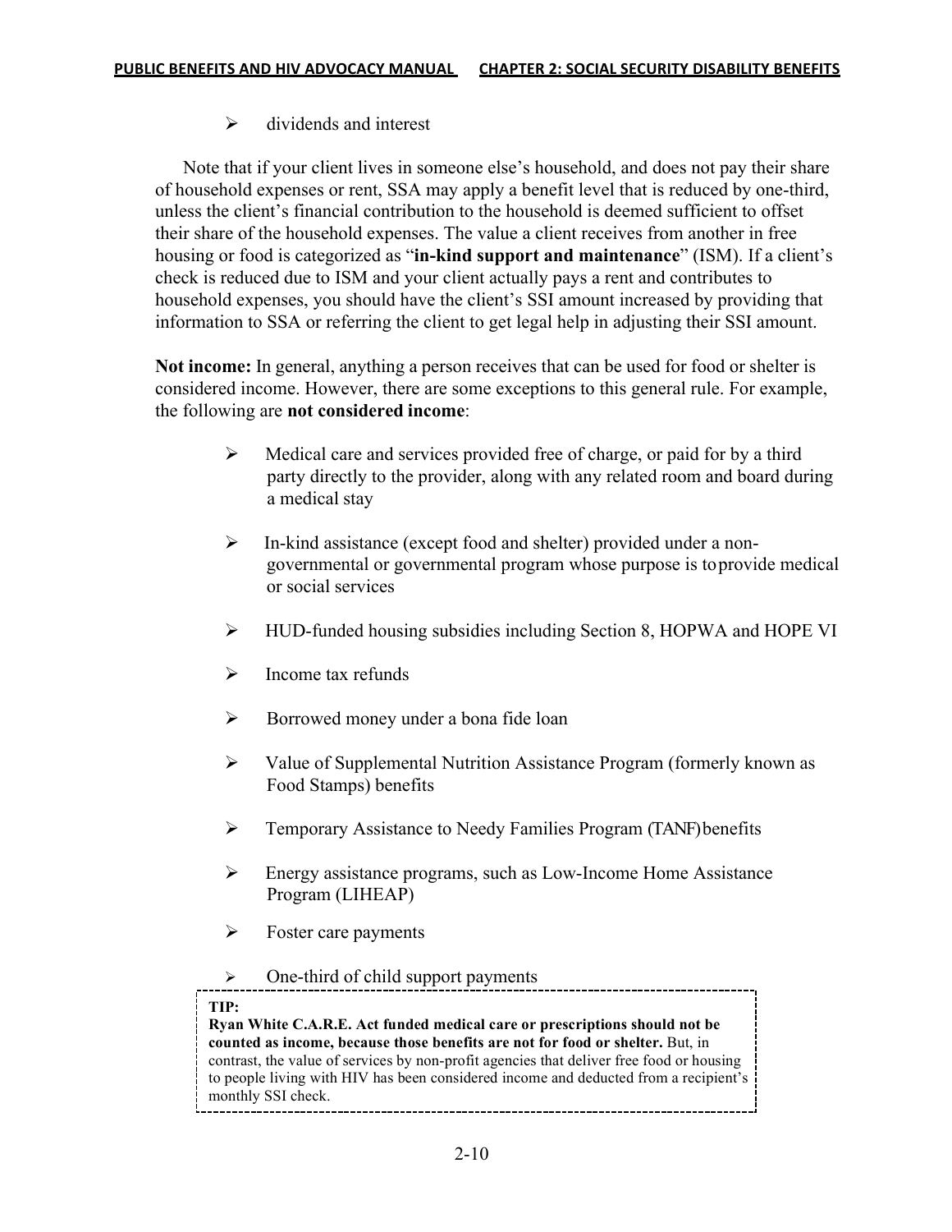- dividends and interest

Note that if your client lives in someone else's household, and does not pay their share of household expenses or rent, SSA may apply a benefit level that is reduced by one-third, unless the client's financial contribution to the household is deemed sufficient to offset their share of the household expenses. The value a client receives from another in free housing or food is categorized as "**in-kind support and maintenance**" (ISM). If a client's check is reduced due to ISM and your client actually pays a rent and contributes to household expenses, you should have the client's SSI amount increased by providing that information to SSA or referring the client to get legal help in adjusting their SSI amount.

**Not income:** In general, anything a person receives that can be used for food or shelter is considered income. However, there are some exceptions to this general rule. For example, the following are **not considered income**:

- Medical care and services provided free of charge, or paid for by a third party directly to the provider, along with any related room and board during a medical stay
- In-kind assistance (except food and shelter) provided under a non-governmental or governmental program whose purpose is to provide medical or social services
- HUD-funded housing subsidies including Section 8, HOPWA and HOPE VI
- Income tax refunds
- Borrowed money under a bona fide loan
- Value of Supplemental Nutrition Assistance Program (formerly known as Food Stamps) benefits
- Temporary Assistance to Needy Families Program (TANF) benefits
- Energy assistance programs, such as Low-Income Home Assistance Program (LIHEAP)
- Foster care payments
- One-third of child support payments

> **TIP:**
> **Ryan White C.A.R.E. Act funded medical care or prescriptions should not be counted as income, because those benefits are not for food or shelter.** But, in contrast, the value of services by non-profit agencies that deliver free food or housing to people living with HIV has been considered income and deducted from a recipient's monthly SSI check.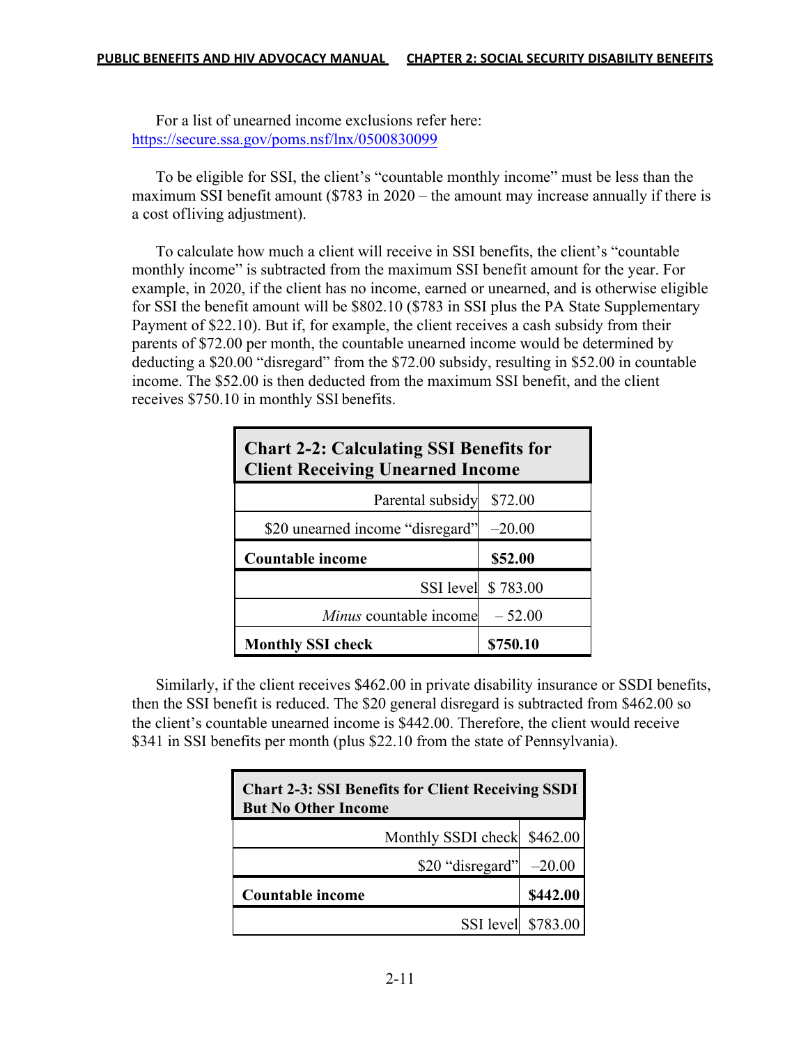For a list of unearned income exclusions refer here: https://secure.ssa.gov/poms.nsf/lnx/0500830099

To be eligible for SSI, the client's "countable monthly income" must be less than the maximum SSI benefit amount ($783 in 2020 – the amount may increase annually if there is a cost ofliving adjustment).

To calculate how much a client will receive in SSI benefits, the client's "countable monthly income" is subtracted from the maximum SSI benefit amount for the year. For example, in 2020, if the client has no income, earned or unearned, and is otherwise eligible for SSI the benefit amount will be $802.10 ($783 in SSI plus the PA State Supplementary Payment of $22.10). But if, for example, the client receives a cash subsidy from their parents of $72.00 per month, the countable unearned income would be determined by deducting a $20.00 "disregard" from the $72.00 subsidy, resulting in $52.00 in countable income. The $52.00 is then deducted from the maximum SSI benefit, and the client receives $750.10 in monthly SSI benefits.

| **Chart 2-2: Calculating SSI Benefits for Client Receiving Unearned Income** | |
|---|---|
| Parental subsidy | $72.00 |
| $20 unearned income "disregard" | –20.00 |
| **Countable income** | **$52.00** |
| SSI level | $ 783.00 |
| *Minus* countable income | – 52.00 |
| **Monthly SSI check** | **$750.10** |

Similarly, if the client receives $462.00 in private disability insurance or SSDI benefits, then the SSI benefit is reduced. The $20 general disregard is subtracted from $462.00 so the client's countable unearned income is $442.00. Therefore, the client would receive $341 in SSI benefits per month (plus $22.10 from the state of Pennsylvania).

| **Chart 2-3: SSI Benefits for Client Receiving SSDI But No Other Income** | |
|---|---|
| Monthly SSDI check | $462.00 |
| $20 "disregard" | –20.00 |
| **Countable income** | **$442.00** |
| SSI level | $783.00 |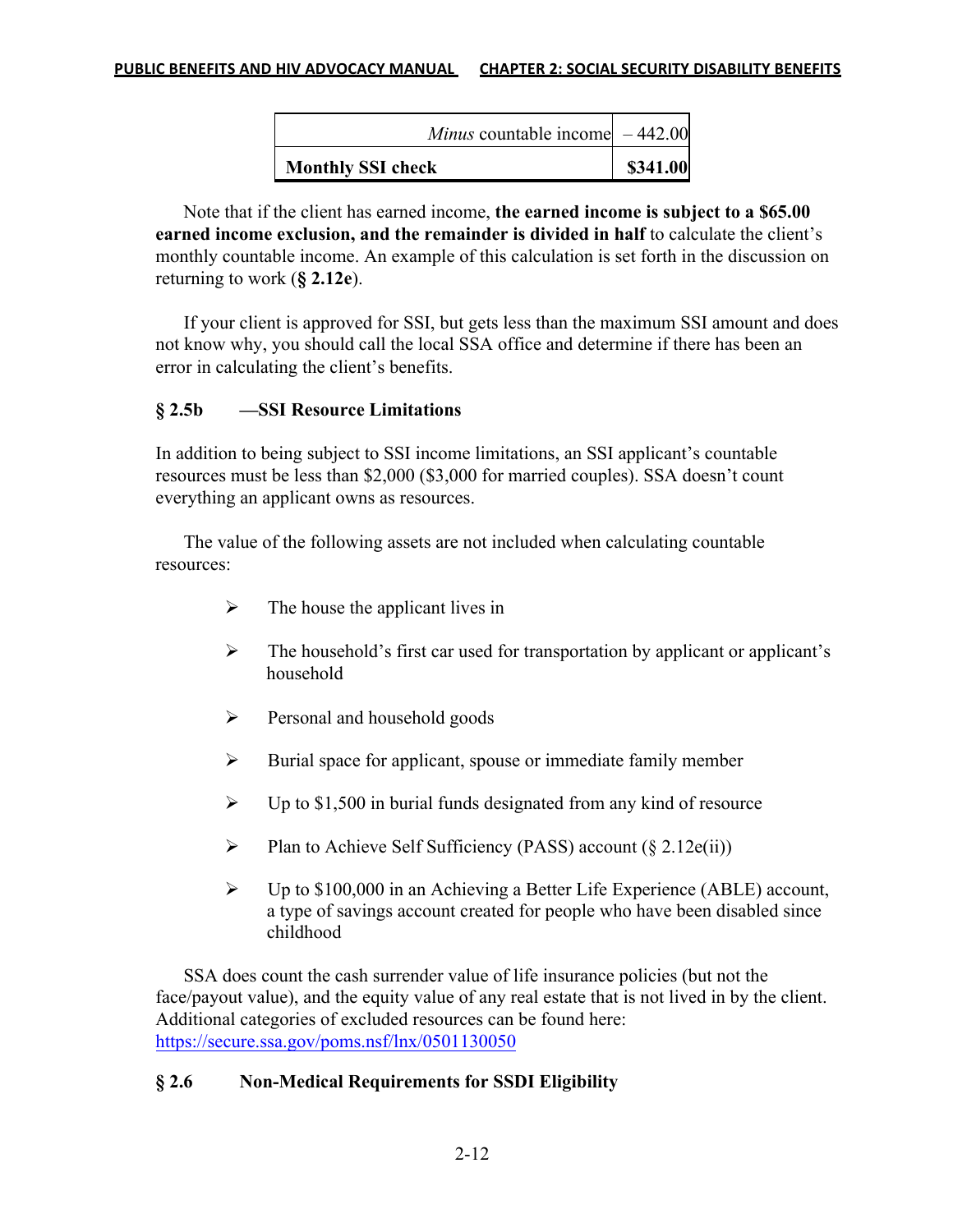| | |
|---|---|
| *Minus* countable income | – 442.00 |
| **Monthly SSI check** | **$341.00** |

Note that if the client has earned income, **the earned income is subject to a $65.00 earned income exclusion, and the remainder is divided in half** to calculate the client's monthly countable income. An example of this calculation is set forth in the discussion on returning to work (**§ 2.12e**).

If your client is approved for SSI, but gets less than the maximum SSI amount and does not know why, you should call the local SSA office and determine if there has been an error in calculating the client's benefits.

### § 2.5b —SSI Resource Limitations

In addition to being subject to SSI income limitations, an SSI applicant's countable resources must be less than $2,000 ($3,000 for married couples). SSA doesn't count everything an applicant owns as resources.

The value of the following assets are not included when calculating countable resources:

- The house the applicant lives in
- The household's first car used for transportation by applicant or applicant's household
- Personal and household goods
- Burial space for applicant, spouse or immediate family member
- Up to $1,500 in burial funds designated from any kind of resource
- Plan to Achieve Self Sufficiency (PASS) account (§ 2.12e(ii))
- Up to $100,000 in an Achieving a Better Life Experience (ABLE) account, a type of savings account created for people who have been disabled since childhood

SSA does count the cash surrender value of life insurance policies (but not the face/payout value), and the equity value of any real estate that is not lived in by the client. Additional categories of excluded resources can be found here: https://secure.ssa.gov/poms.nsf/lnx/0501130050

## § 2.6 Non-Medical Requirements for SSDI Eligibility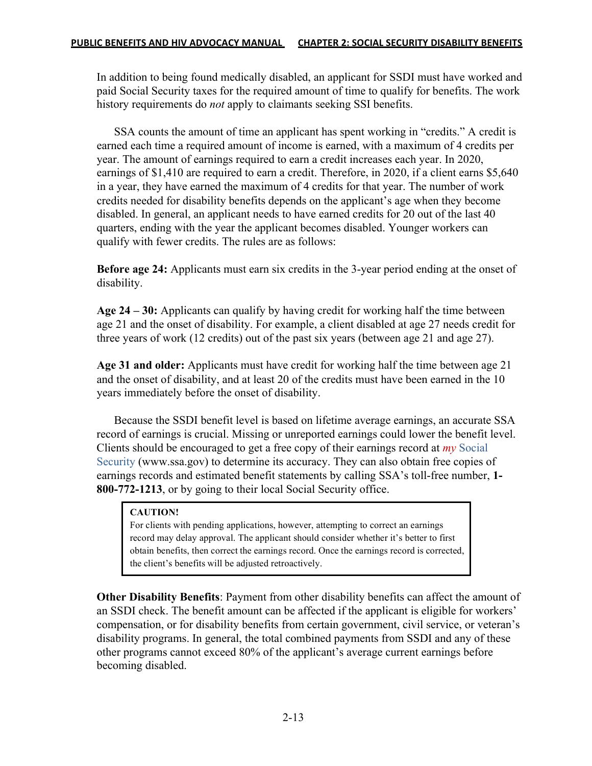In addition to being found medically disabled, an applicant for SSDI must have worked and paid Social Security taxes for the required amount of time to qualify for benefits. The work history requirements do *not* apply to claimants seeking SSI benefits.

SSA counts the amount of time an applicant has spent working in "credits." A credit is earned each time a required amount of income is earned, with a maximum of 4 credits per year. The amount of earnings required to earn a credit increases each year. In 2020, earnings of $1,410 are required to earn a credit. Therefore, in 2020, if a client earns $5,640 in a year, they have earned the maximum of 4 credits for that year. The number of work credits needed for disability benefits depends on the applicant's age when they become disabled. In general, an applicant needs to have earned credits for 20 out of the last 40 quarters, ending with the year the applicant becomes disabled. Younger workers can qualify with fewer credits. The rules are as follows:

**Before age 24:** Applicants must earn six credits in the 3-year period ending at the onset of disability.

**Age 24 – 30:** Applicants can qualify by having credit for working half the time between age 21 and the onset of disability. For example, a client disabled at age 27 needs credit for three years of work (12 credits) out of the past six years (between age 21 and age 27).

**Age 31 and older:** Applicants must have credit for working half the time between age 21 and the onset of disability, and at least 20 of the credits must have been earned in the 10 years immediately before the onset of disability.

Because the SSDI benefit level is based on lifetime average earnings, an accurate SSA record of earnings is crucial. Missing or unreported earnings could lower the benefit level. Clients should be encouraged to get a free copy of their earnings record at *my* Social Security (www.ssa.gov) to determine its accuracy. They can also obtain free copies of earnings records and estimated benefit statements by calling SSA's toll-free number, **1-800-772-1213**, or by going to their local Social Security office.

> **CAUTION!**
> For clients with pending applications, however, attempting to correct an earnings record may delay approval. The applicant should consider whether it's better to first obtain benefits, then correct the earnings record. Once the earnings record is corrected, the client's benefits will be adjusted retroactively.

**Other Disability Benefits**: Payment from other disability benefits can affect the amount of an SSDI check. The benefit amount can be affected if the applicant is eligible for workers' compensation, or for disability benefits from certain government, civil service, or veteran's disability programs. In general, the total combined payments from SSDI and any of these other programs cannot exceed 80% of the applicant's average current earnings before becoming disabled.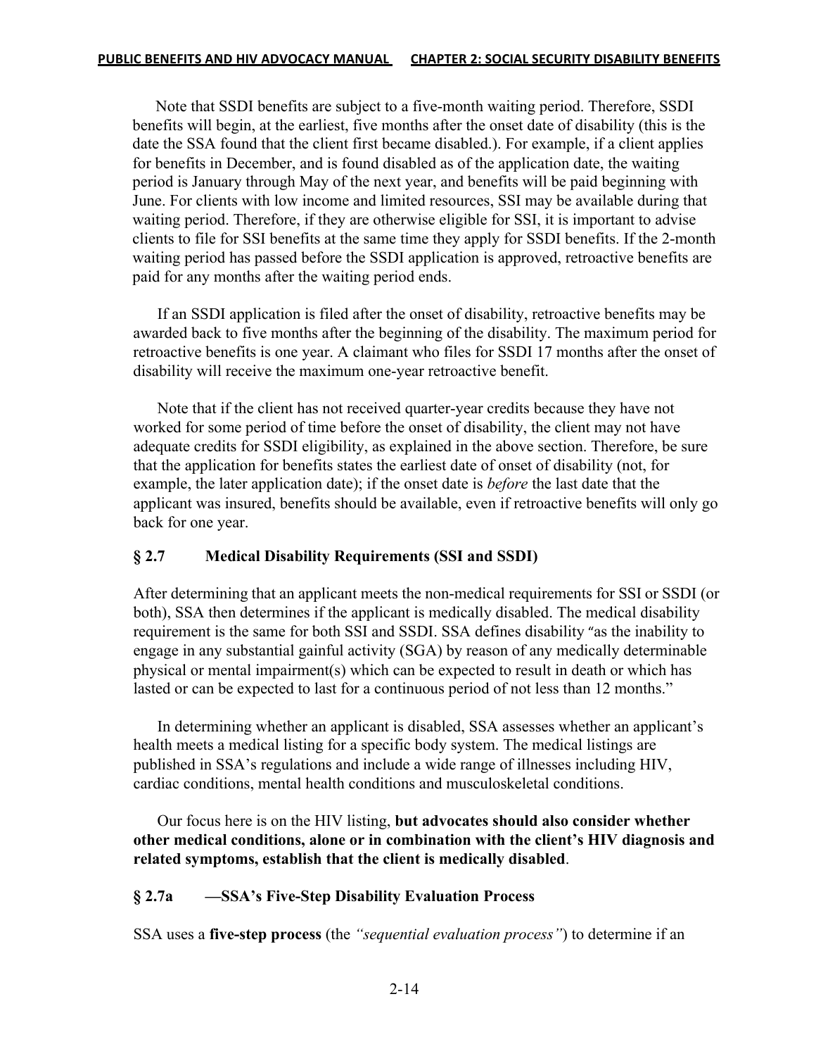Note that SSDI benefits are subject to a five-month waiting period. Therefore, SSDI benefits will begin, at the earliest, five months after the onset date of disability (this is the date the SSA found that the client first became disabled.). For example, if a client applies for benefits in December, and is found disabled as of the application date, the waiting period is January through May of the next year, and benefits will be paid beginning with June. For clients with low income and limited resources, SSI may be available during that waiting period. Therefore, if they are otherwise eligible for SSI, it is important to advise clients to file for SSI benefits at the same time they apply for SSDI benefits. If the 2-month waiting period has passed before the SSDI application is approved, retroactive benefits are paid for any months after the waiting period ends.

If an SSDI application is filed after the onset of disability, retroactive benefits may be awarded back to five months after the beginning of the disability. The maximum period for retroactive benefits is one year. A claimant who files for SSDI 17 months after the onset of disability will receive the maximum one-year retroactive benefit.

Note that if the client has not received quarter-year credits because they have not worked for some period of time before the onset of disability, the client may not have adequate credits for SSDI eligibility, as explained in the above section. Therefore, be sure that the application for benefits states the earliest date of onset of disability (not, for example, the later application date); if the onset date is *before* the last date that the applicant was insured, benefits should be available, even if retroactive benefits will only go back for one year.

### § 2.7 Medical Disability Requirements (SSI and SSDI)

After determining that an applicant meets the non-medical requirements for SSI or SSDI (or both), SSA then determines if the applicant is medically disabled. The medical disability requirement is the same for both SSI and SSDI. SSA defines disability "as the inability to engage in any substantial gainful activity (SGA) by reason of any medically determinable physical or mental impairment(s) which can be expected to result in death or which has lasted or can be expected to last for a continuous period of not less than 12 months."

In determining whether an applicant is disabled, SSA assesses whether an applicant's health meets a medical listing for a specific body system. The medical listings are published in SSA's regulations and include a wide range of illnesses including HIV, cardiac conditions, mental health conditions and musculoskeletal conditions.

Our focus here is on the HIV listing, **but advocates should also consider whether other medical conditions, alone or in combination with the client's HIV diagnosis and related symptoms, establish that the client is medically disabled**.

### § 2.7a —SSA's Five-Step Disability Evaluation Process

SSA uses a **five-step process** (the *"sequential evaluation process"*) to determine if an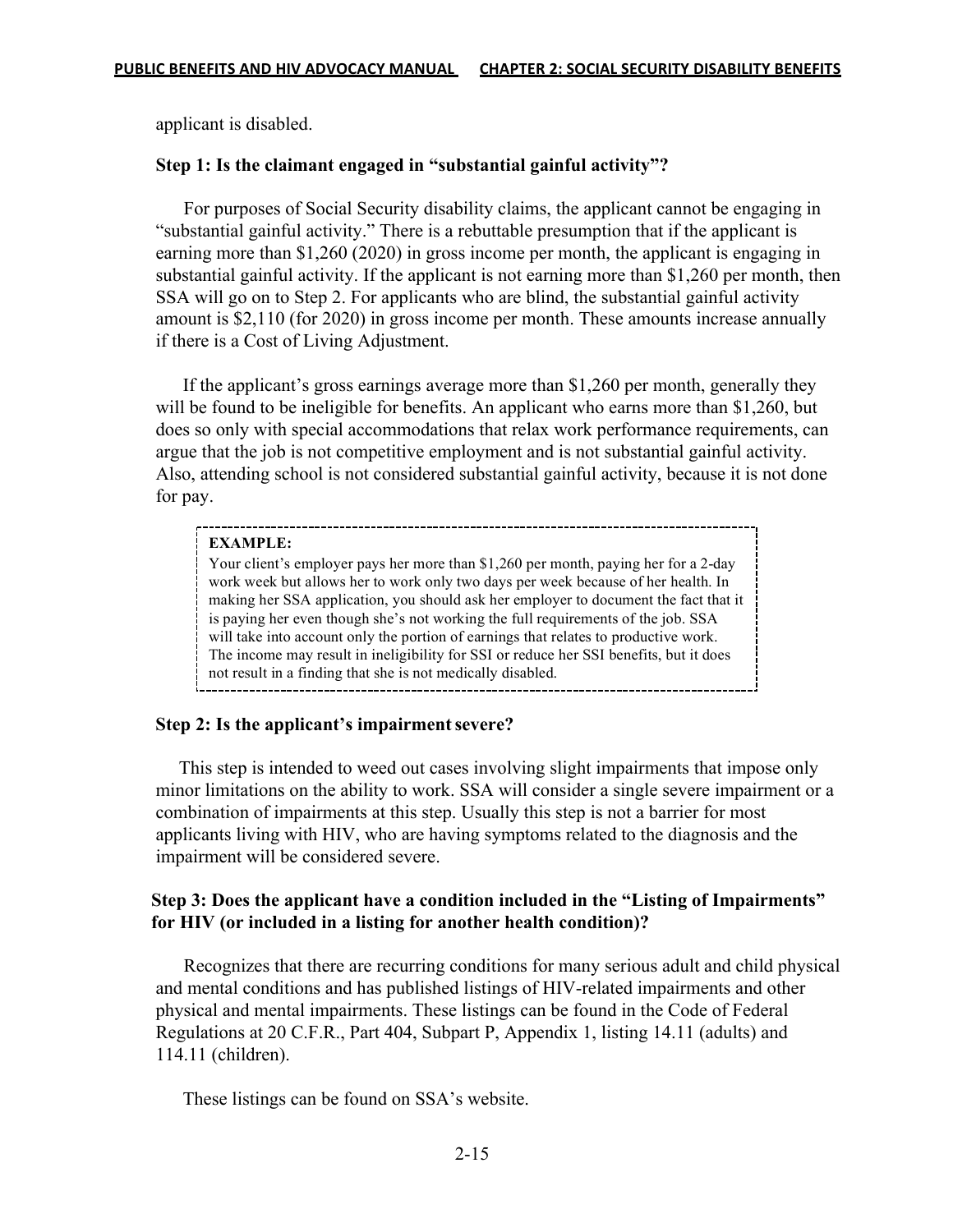applicant is disabled.

### Step 1: Is the claimant engaged in "substantial gainful activity"?

For purposes of Social Security disability claims, the applicant cannot be engaging in "substantial gainful activity." There is a rebuttable presumption that if the applicant is earning more than $1,260 (2020) in gross income per month, the applicant is engaging in substantial gainful activity. If the applicant is not earning more than $1,260 per month, then SSA will go on to Step 2. For applicants who are blind, the substantial gainful activity amount is $2,110 (for 2020) in gross income per month. These amounts increase annually if there is a Cost of Living Adjustment.

If the applicant's gross earnings average more than $1,260 per month, generally they will be found to be ineligible for benefits. An applicant who earns more than $1,260, but does so only with special accommodations that relax work performance requirements, can argue that the job is not competitive employment and is not substantial gainful activity. Also, attending school is not considered substantial gainful activity, because it is not done for pay.

> **EXAMPLE:**
> Your client's employer pays her more than $1,260 per month, paying her for a 2-day work week but allows her to work only two days per week because of her health. In making her SSA application, you should ask her employer to document the fact that it is paying her even though she's not working the full requirements of the job. SSA will take into account only the portion of earnings that relates to productive work. The income may result in ineligibility for SSI or reduce her SSI benefits, but it does not result in a finding that she is not medically disabled.

### Step 2: Is the applicant's impairment severe?

This step is intended to weed out cases involving slight impairments that impose only minor limitations on the ability to work. SSA will consider a single severe impairment or a combination of impairments at this step. Usually this step is not a barrier for most applicants living with HIV, who are having symptoms related to the diagnosis and the impairment will be considered severe.

### Step 3: Does the applicant have a condition included in the "Listing of Impairments" for HIV (or included in a listing for another health condition)?

Recognizes that there are recurring conditions for many serious adult and child physical and mental conditions and has published listings of HIV-related impairments and other physical and mental impairments. These listings can be found in the Code of Federal Regulations at 20 C.F.R., Part 404, Subpart P, Appendix 1, listing 14.11 (adults) and 114.11 (children).

These listings can be found on SSA's website.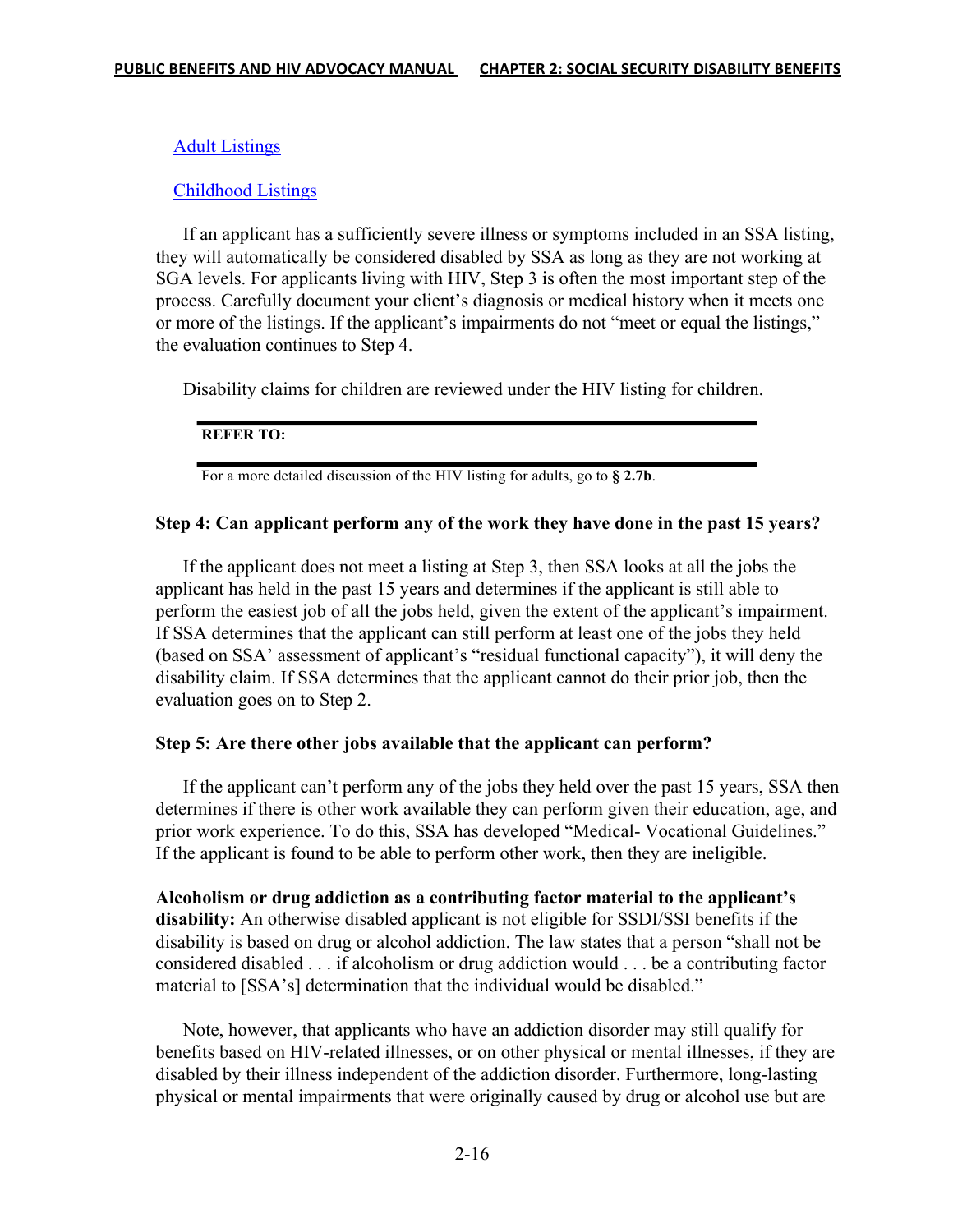[Adult Listings](#)

[Childhood Listings](#)

If an applicant has a sufficiently severe illness or symptoms included in an SSA listing, they will automatically be considered disabled by SSA as long as they are not working at SGA levels. For applicants living with HIV, Step 3 is often the most important step of the process. Carefully document your client's diagnosis or medical history when it meets one or more of the listings. If the applicant's impairments do not "meet or equal the listings," the evaluation continues to Step 4.

Disability claims for children are reviewed under the HIV listing for children.

---

**REFER TO:**

---

For a more detailed discussion of the HIV listing for adults, go to **§ 2.7b**.

**Step 4: Can applicant perform any of the work they have done in the past 15 years?**

If the applicant does not meet a listing at Step 3, then SSA looks at all the jobs the applicant has held in the past 15 years and determines if the applicant is still able to perform the easiest job of all the jobs held, given the extent of the applicant's impairment. If SSA determines that the applicant can still perform at least one of the jobs they held (based on SSA' assessment of applicant's "residual functional capacity"), it will deny the disability claim. If SSA determines that the applicant cannot do their prior job, then the evaluation goes on to Step 2.

**Step 5: Are there other jobs available that the applicant can perform?**

If the applicant can't perform any of the jobs they held over the past 15 years, SSA then determines if there is other work available they can perform given their education, age, and prior work experience. To do this, SSA has developed "Medical- Vocational Guidelines." If the applicant is found to be able to perform other work, then they are ineligible.

**Alcoholism or drug addiction as a contributing factor material to the applicant's disability:** An otherwise disabled applicant is not eligible for SSDI/SSI benefits if the disability is based on drug or alcohol addiction. The law states that a person "shall not be considered disabled . . . if alcoholism or drug addiction would . . . be a contributing factor material to [SSA's] determination that the individual would be disabled."

Note, however, that applicants who have an addiction disorder may still qualify for benefits based on HIV-related illnesses, or on other physical or mental illnesses, if they are disabled by their illness independent of the addiction disorder. Furthermore, long-lasting physical or mental impairments that were originally caused by drug or alcohol use but are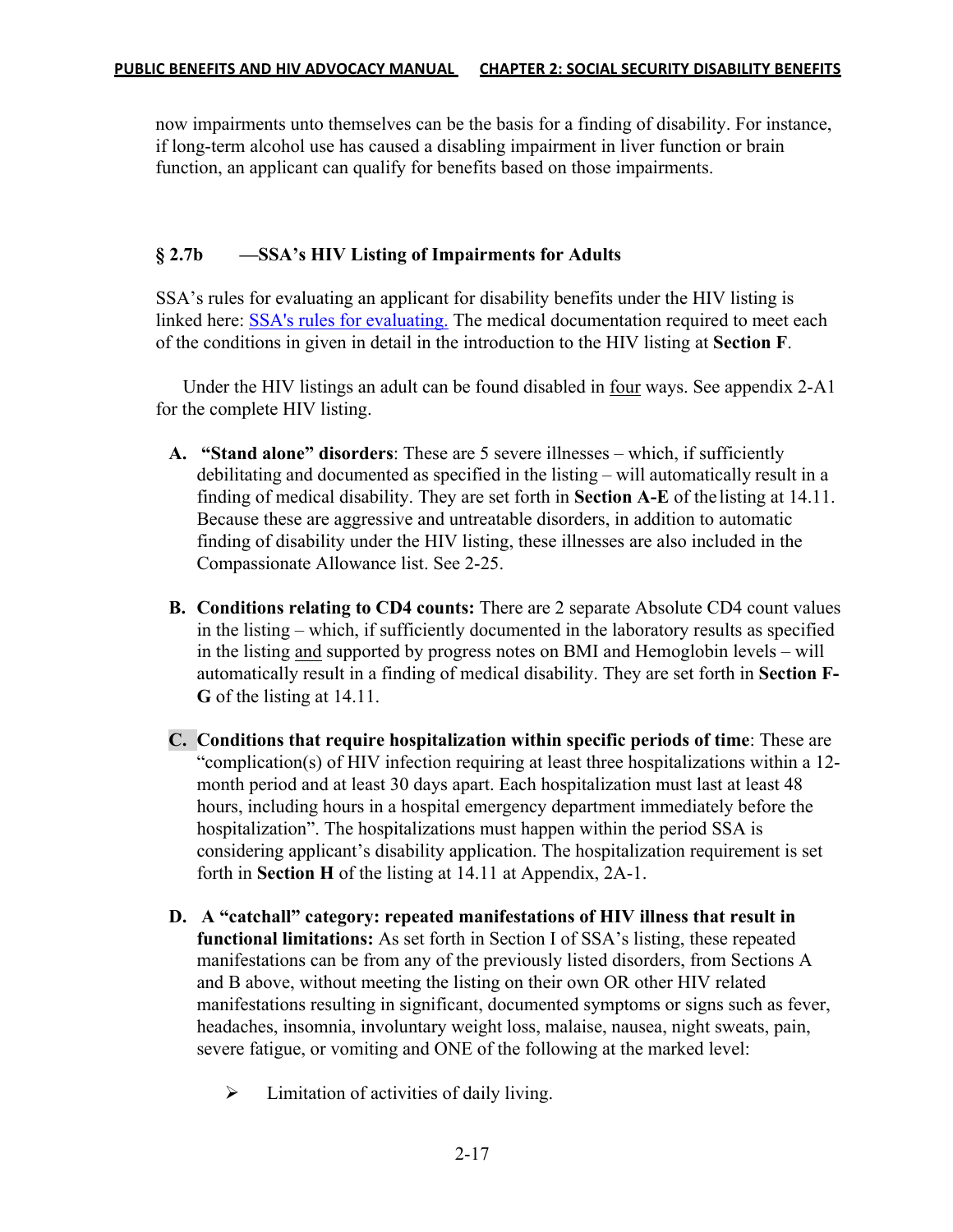now impairments unto themselves can be the basis for a finding of disability. For instance, if long-term alcohol use has caused a disabling impairment in liver function or brain function, an applicant can qualify for benefits based on those impairments.

### § 2.7b —SSA's HIV Listing of Impairments for Adults

SSA's rules for evaluating an applicant for disability benefits under the HIV listing is linked here: [SSA's rules for evaluating.](#) The medical documentation required to meet each of the conditions in given in detail in the introduction to the HIV listing at **Section F**.

Under the HIV listings an adult can be found disabled in four ways. See appendix 2-A1 for the complete HIV listing.

A. **"Stand alone" disorders**: These are 5 severe illnesses – which, if sufficiently debilitating and documented as specified in the listing – will automatically result in a finding of medical disability. They are set forth in **Section A-E** of the listing at 14.11. Because these are aggressive and untreatable disorders, in addition to automatic finding of disability under the HIV listing, these illnesses are also included in the Compassionate Allowance list. See 2-25.

B. **Conditions relating to CD4 counts:** There are 2 separate Absolute CD4 count values in the listing – which, if sufficiently documented in the laboratory results as specified in the listing and supported by progress notes on BMI and Hemoglobin levels – will automatically result in a finding of medical disability. They are set forth in **Section F-G** of the listing at 14.11.

C. **Conditions that require hospitalization within specific periods of time**: These are "complication(s) of HIV infection requiring at least three hospitalizations within a 12-month period and at least 30 days apart. Each hospitalization must last at least 48 hours, including hours in a hospital emergency department immediately before the hospitalization". The hospitalizations must happen within the period SSA is considering applicant's disability application. The hospitalization requirement is set forth in **Section H** of the listing at 14.11 at Appendix, 2A-1.

D. **A "catchall" category: repeated manifestations of HIV illness that result in functional limitations:** As set forth in Section I of SSA's listing, these repeated manifestations can be from any of the previously listed disorders, from Sections A and B above, without meeting the listing on their own OR other HIV related manifestations resulting in significant, documented symptoms or signs such as fever, headaches, insomnia, involuntary weight loss, malaise, nausea, night sweats, pain, severe fatigue, or vomiting and ONE of the following at the marked level:

   - Limitation of activities of daily living.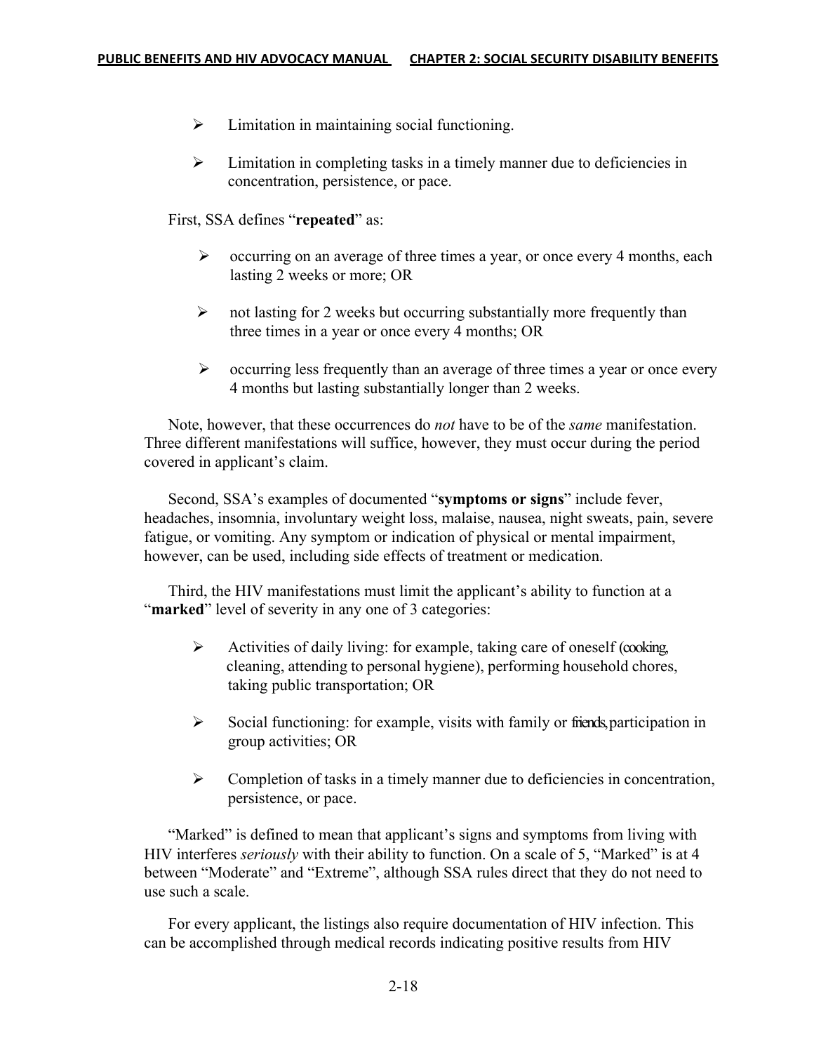- Limitation in maintaining social functioning.

- Limitation in completing tasks in a timely manner due to deficiencies in concentration, persistence, or pace.

First, SSA defines "**repeated**" as:

- occurring on an average of three times a year, or once every 4 months, each lasting 2 weeks or more; OR

- not lasting for 2 weeks but occurring substantially more frequently than three times in a year or once every 4 months; OR

- occurring less frequently than an average of three times a year or once every 4 months but lasting substantially longer than 2 weeks.

Note, however, that these occurrences do *not* have to be of the *same* manifestation. Three different manifestations will suffice, however, they must occur during the period covered in applicant's claim.

Second, SSA's examples of documented "**symptoms or signs**" include fever, headaches, insomnia, involuntary weight loss, malaise, nausea, night sweats, pain, severe fatigue, or vomiting. Any symptom or indication of physical or mental impairment, however, can be used, including side effects of treatment or medication.

Third, the HIV manifestations must limit the applicant's ability to function at a "**marked**" level of severity in any one of 3 categories:

- Activities of daily living: for example, taking care of oneself (cooking, cleaning, attending to personal hygiene), performing household chores, taking public transportation; OR

- Social functioning: for example, visits with family or friends, participation in group activities; OR

- Completion of tasks in a timely manner due to deficiencies in concentration, persistence, or pace.

"Marked" is defined to mean that applicant's signs and symptoms from living with HIV interferes *seriously* with their ability to function. On a scale of 5, "Marked" is at 4 between "Moderate" and "Extreme", although SSA rules direct that they do not need to use such a scale.

For every applicant, the listings also require documentation of HIV infection. This can be accomplished through medical records indicating positive results from HIV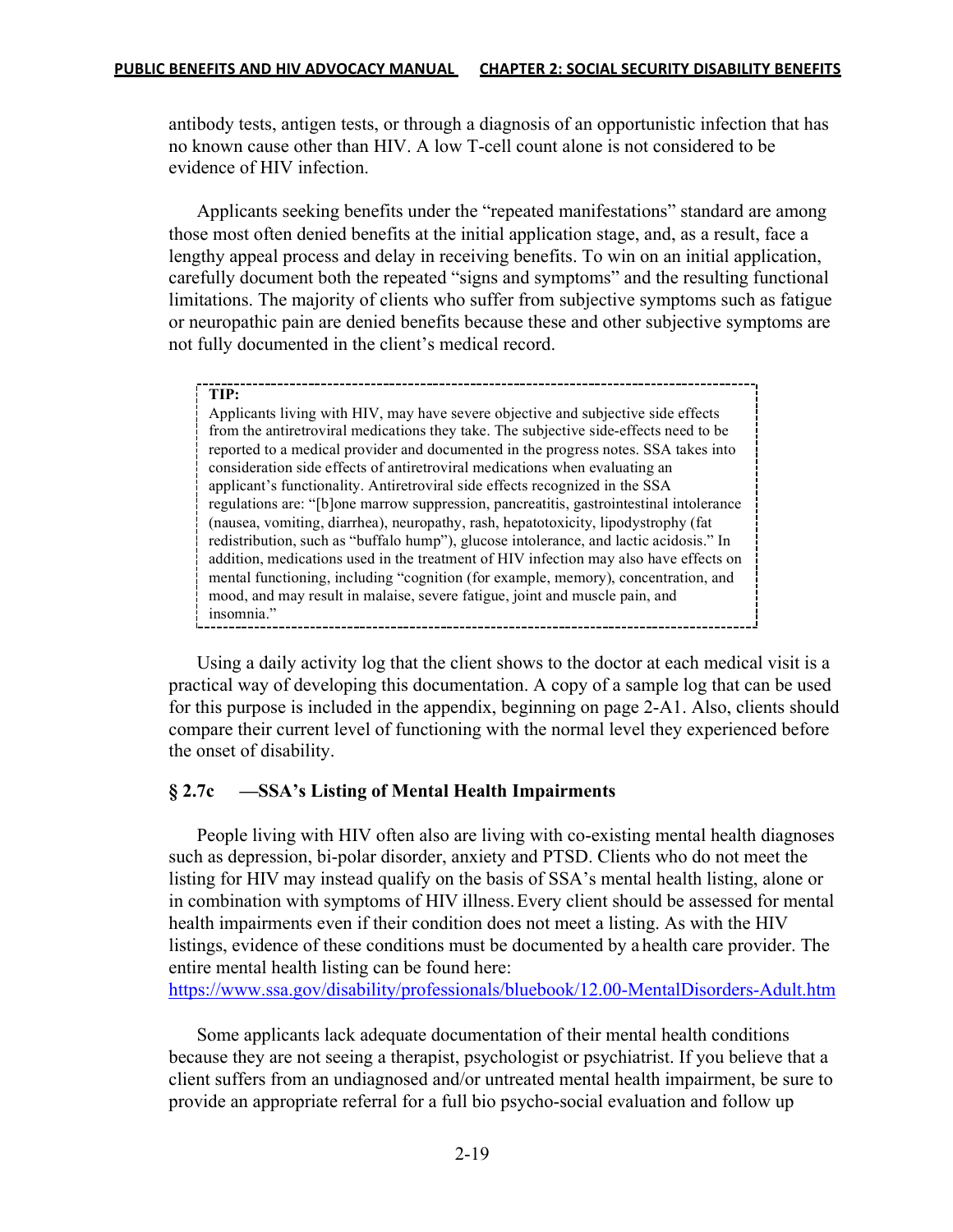antibody tests, antigen tests, or through a diagnosis of an opportunistic infection that has no known cause other than HIV. A low T-cell count alone is not considered to be evidence of HIV infection.

Applicants seeking benefits under the "repeated manifestations" standard are among those most often denied benefits at the initial application stage, and, as a result, face a lengthy appeal process and delay in receiving benefits. To win on an initial application, carefully document both the repeated "signs and symptoms" and the resulting functional limitations. The majority of clients who suffer from subjective symptoms such as fatigue or neuropathic pain are denied benefits because these and other subjective symptoms are not fully documented in the client's medical record.

> **TIP:**
> Applicants living with HIV, may have severe objective and subjective side effects from the antiretroviral medications they take. The subjective side-effects need to be reported to a medical provider and documented in the progress notes. SSA takes into consideration side effects of antiretroviral medications when evaluating an applicant's functionality. Antiretroviral side effects recognized in the SSA regulations are: "[b]one marrow suppression, pancreatitis, gastrointestinal intolerance (nausea, vomiting, diarrhea), neuropathy, rash, hepatotoxicity, lipodystrophy (fat redistribution, such as "buffalo hump"), glucose intolerance, and lactic acidosis." In addition, medications used in the treatment of HIV infection may also have effects on mental functioning, including "cognition (for example, memory), concentration, and mood, and may result in malaise, severe fatigue, joint and muscle pain, and insomnia."

Using a daily activity log that the client shows to the doctor at each medical visit is a practical way of developing this documentation. A copy of a sample log that can be used for this purpose is included in the appendix, beginning on page 2-A1. Also, clients should compare their current level of functioning with the normal level they experienced before the onset of disability.

### § 2.7c —SSA's Listing of Mental Health Impairments

People living with HIV often also are living with co-existing mental health diagnoses such as depression, bi-polar disorder, anxiety and PTSD. Clients who do not meet the listing for HIV may instead qualify on the basis of SSA's mental health listing, alone or in combination with symptoms of HIV illness. Every client should be assessed for mental health impairments even if their condition does not meet a listing. As with the HIV listings, evidence of these conditions must be documented by a health care provider. The entire mental health listing can be found here:
https://www.ssa.gov/disability/professionals/bluebook/12.00-MentalDisorders-Adult.htm

Some applicants lack adequate documentation of their mental health conditions because they are not seeing a therapist, psychologist or psychiatrist. If you believe that a client suffers from an undiagnosed and/or untreated mental health impairment, be sure to provide an appropriate referral for a full bio psycho-social evaluation and follow up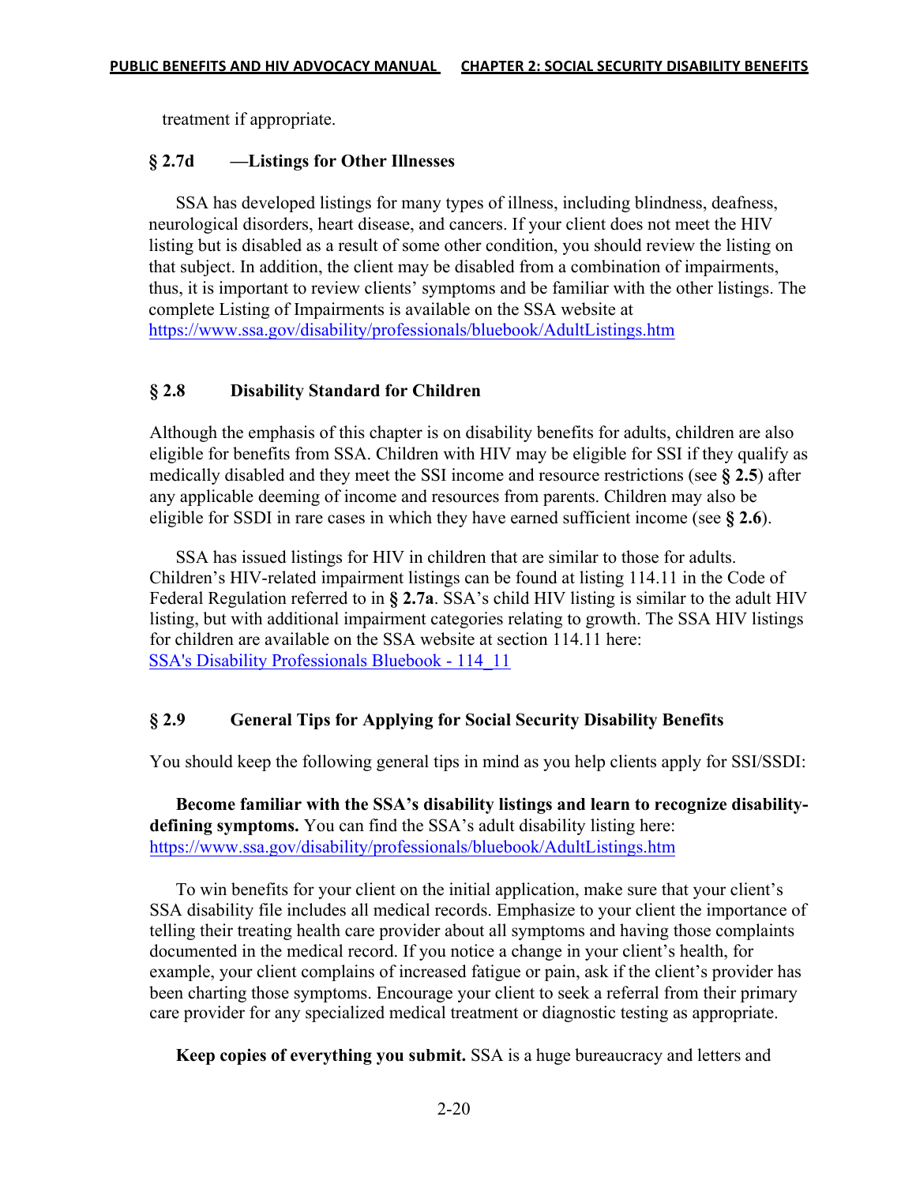treatment if appropriate.

### § 2.7d —Listings for Other Illnesses

SSA has developed listings for many types of illness, including blindness, deafness, neurological disorders, heart disease, and cancers. If your client does not meet the HIV listing but is disabled as a result of some other condition, you should review the listing on that subject. In addition, the client may be disabled from a combination of impairments, thus, it is important to review clients' symptoms and be familiar with the other listings. The complete Listing of Impairments is available on the SSA website at https://www.ssa.gov/disability/professionals/bluebook/AdultListings.htm

## § 2.8 Disability Standard for Children

Although the emphasis of this chapter is on disability benefits for adults, children are also eligible for benefits from SSA. Children with HIV may be eligible for SSI if they qualify as medically disabled and they meet the SSI income and resource restrictions (see **§ 2.5**) after any applicable deeming of income and resources from parents. Children may also be eligible for SSDI in rare cases in which they have earned sufficient income (see **§ 2.6**).

SSA has issued listings for HIV in children that are similar to those for adults. Children's HIV-related impairment listings can be found at listing 114.11 in the Code of Federal Regulation referred to in **§ 2.7a**. SSA's child HIV listing is similar to the adult HIV listing, but with additional impairment categories relating to growth. The SSA HIV listings for children are available on the SSA website at section 114.11 here: SSA's Disability Professionals Bluebook - 114_11

## § 2.9 General Tips for Applying for Social Security Disability Benefits

You should keep the following general tips in mind as you help clients apply for SSI/SSDI:

**Become familiar with the SSA's disability listings and learn to recognize disability-defining symptoms.** You can find the SSA's adult disability listing here: https://www.ssa.gov/disability/professionals/bluebook/AdultListings.htm

To win benefits for your client on the initial application, make sure that your client's SSA disability file includes all medical records. Emphasize to your client the importance of telling their treating health care provider about all symptoms and having those complaints documented in the medical record. If you notice a change in your client's health, for example, your client complains of increased fatigue or pain, ask if the client's provider has been charting those symptoms. Encourage your client to seek a referral from their primary care provider for any specialized medical treatment or diagnostic testing as appropriate.

**Keep copies of everything you submit.** SSA is a huge bureaucracy and letters and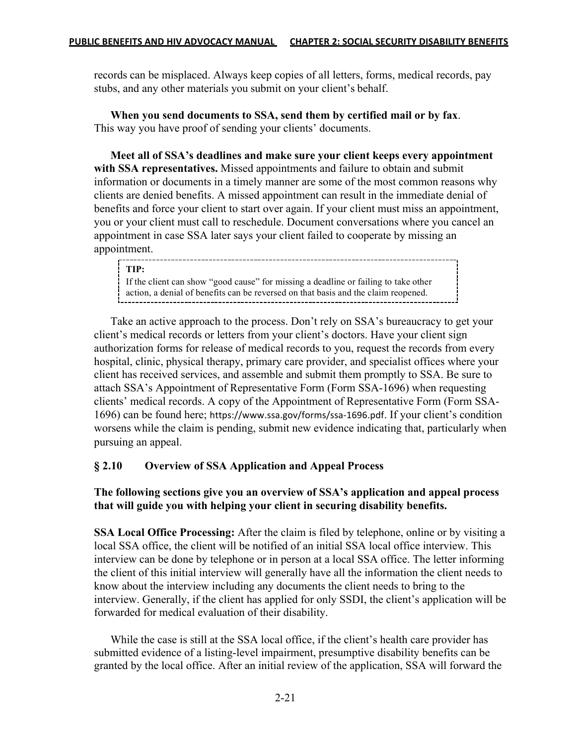records can be misplaced. Always keep copies of all letters, forms, medical records, pay stubs, and any other materials you submit on your client's behalf.

**When you send documents to SSA, send them by certified mail or by fax**. This way you have proof of sending your clients' documents.

**Meet all of SSA's deadlines and make sure your client keeps every appointment with SSA representatives.** Missed appointments and failure to obtain and submit information or documents in a timely manner are some of the most common reasons why clients are denied benefits. A missed appointment can result in the immediate denial of benefits and force your client to start over again. If your client must miss an appointment, you or your client must call to reschedule. Document conversations where you cancel an appointment in case SSA later says your client failed to cooperate by missing an appointment.

> **TIP:**
> If the client can show "good cause" for missing a deadline or failing to take other action, a denial of benefits can be reversed on that basis and the claim reopened.

Take an active approach to the process. Don't rely on SSA's bureaucracy to get your client's medical records or letters from your client's doctors. Have your client sign authorization forms for release of medical records to you, request the records from every hospital, clinic, physical therapy, primary care provider, and specialist offices where your client has received services, and assemble and submit them promptly to SSA. Be sure to attach SSA's Appointment of Representative Form (Form SSA-1696) when requesting clients' medical records. A copy of the Appointment of Representative Form (Form SSA-1696) can be found here; https://www.ssa.gov/forms/ssa-1696.pdf. If your client's condition worsens while the claim is pending, submit new evidence indicating that, particularly when pursuing an appeal.

## § 2.10 Overview of SSA Application and Appeal Process

**The following sections give you an overview of SSA's application and appeal process that will guide you with helping your client in securing disability benefits.**

**SSA Local Office Processing:** After the claim is filed by telephone, online or by visiting a local SSA office, the client will be notified of an initial SSA local office interview. This interview can be done by telephone or in person at a local SSA office. The letter informing the client of this initial interview will generally have all the information the client needs to know about the interview including any documents the client needs to bring to the interview. Generally, if the client has applied for only SSDI, the client's application will be forwarded for medical evaluation of their disability.

While the case is still at the SSA local office, if the client's health care provider has submitted evidence of a listing-level impairment, presumptive disability benefits can be granted by the local office. After an initial review of the application, SSA will forward the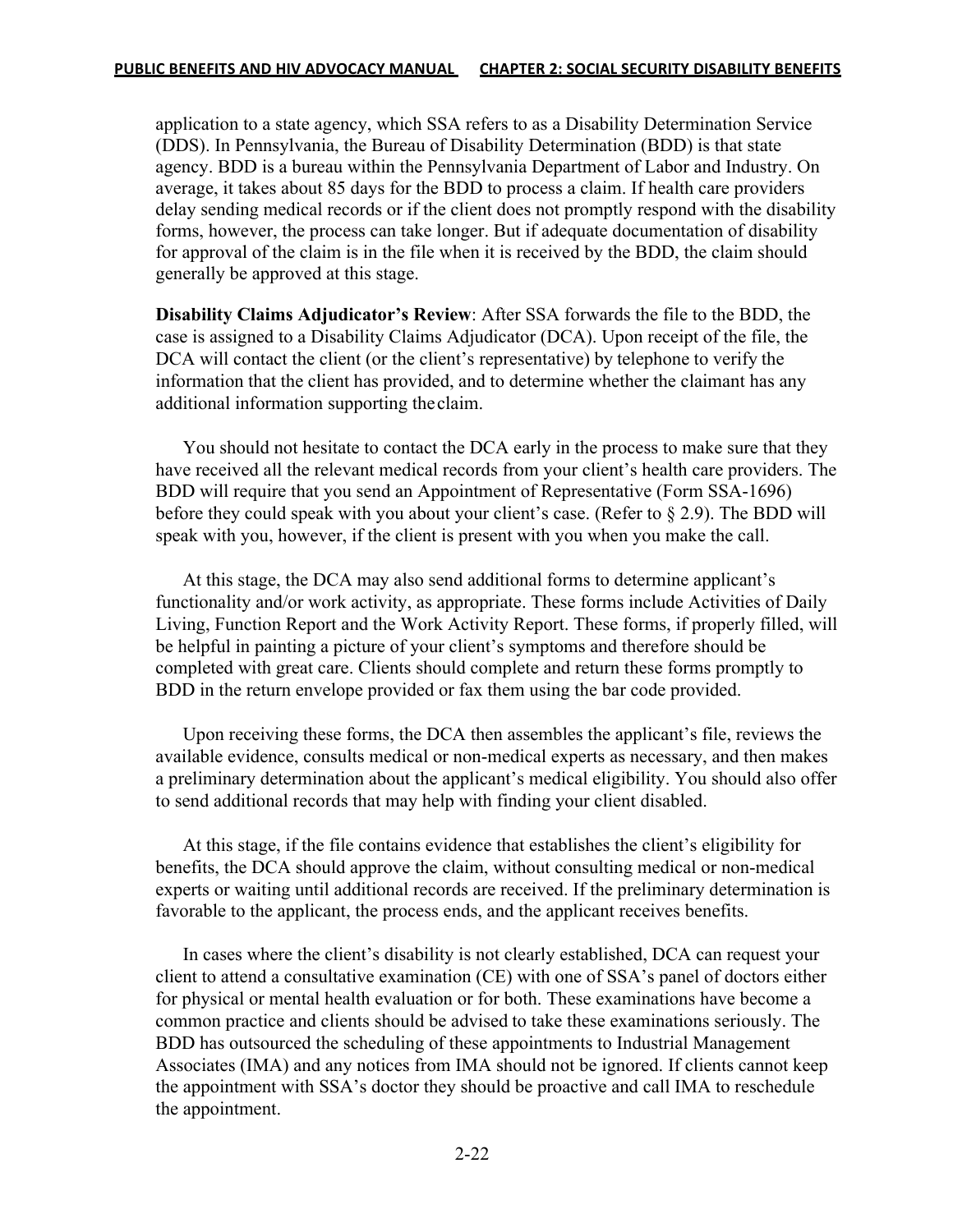application to a state agency, which SSA refers to as a Disability Determination Service (DDS). In Pennsylvania, the Bureau of Disability Determination (BDD) is that state agency. BDD is a bureau within the Pennsylvania Department of Labor and Industry. On average, it takes about 85 days for the BDD to process a claim. If health care providers delay sending medical records or if the client does not promptly respond with the disability forms, however, the process can take longer. But if adequate documentation of disability for approval of the claim is in the file when it is received by the BDD, the claim should generally be approved at this stage.

**Disability Claims Adjudicator's Review**: After SSA forwards the file to the BDD, the case is assigned to a Disability Claims Adjudicator (DCA). Upon receipt of the file, the DCA will contact the client (or the client's representative) by telephone to verify the information that the client has provided, and to determine whether the claimant has any additional information supporting the claim.

You should not hesitate to contact the DCA early in the process to make sure that they have received all the relevant medical records from your client's health care providers. The BDD will require that you send an Appointment of Representative (Form SSA-1696) before they could speak with you about your client's case. (Refer to § 2.9). The BDD will speak with you, however, if the client is present with you when you make the call.

At this stage, the DCA may also send additional forms to determine applicant's functionality and/or work activity, as appropriate. These forms include Activities of Daily Living, Function Report and the Work Activity Report. These forms, if properly filled, will be helpful in painting a picture of your client's symptoms and therefore should be completed with great care. Clients should complete and return these forms promptly to BDD in the return envelope provided or fax them using the bar code provided.

Upon receiving these forms, the DCA then assembles the applicant's file, reviews the available evidence, consults medical or non-medical experts as necessary, and then makes a preliminary determination about the applicant's medical eligibility. You should also offer to send additional records that may help with finding your client disabled.

At this stage, if the file contains evidence that establishes the client's eligibility for benefits, the DCA should approve the claim, without consulting medical or non-medical experts or waiting until additional records are received. If the preliminary determination is favorable to the applicant, the process ends, and the applicant receives benefits.

In cases where the client's disability is not clearly established, DCA can request your client to attend a consultative examination (CE) with one of SSA's panel of doctors either for physical or mental health evaluation or for both. These examinations have become a common practice and clients should be advised to take these examinations seriously. The BDD has outsourced the scheduling of these appointments to Industrial Management Associates (IMA) and any notices from IMA should not be ignored. If clients cannot keep the appointment with SSA's doctor they should be proactive and call IMA to reschedule the appointment.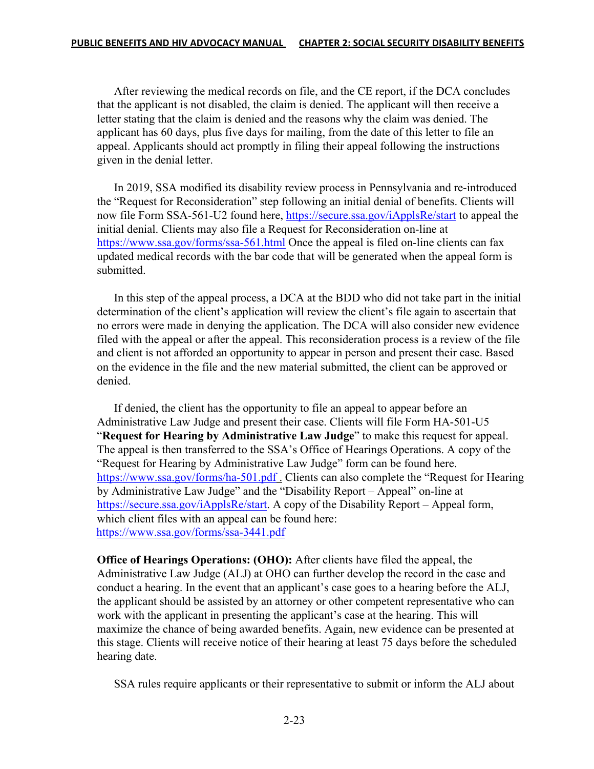After reviewing the medical records on file, and the CE report, if the DCA concludes that the applicant is not disabled, the claim is denied. The applicant will then receive a letter stating that the claim is denied and the reasons why the claim was denied. The applicant has 60 days, plus five days for mailing, from the date of this letter to file an appeal. Applicants should act promptly in filing their appeal following the instructions given in the denial letter.

In 2019, SSA modified its disability review process in Pennsylvania and re-introduced the "Request for Reconsideration" step following an initial denial of benefits. Clients will now file Form SSA-561-U2 found here, https://secure.ssa.gov/iApplsRe/start to appeal the initial denial. Clients may also file a Request for Reconsideration on-line at https://www.ssa.gov/forms/ssa-561.html Once the appeal is filed on-line clients can fax updated medical records with the bar code that will be generated when the appeal form is submitted.

In this step of the appeal process, a DCA at the BDD who did not take part in the initial determination of the client's application will review the client's file again to ascertain that no errors were made in denying the application. The DCA will also consider new evidence filed with the appeal or after the appeal. This reconsideration process is a review of the file and client is not afforded an opportunity to appear in person and present their case. Based on the evidence in the file and the new material submitted, the client can be approved or denied.

If denied, the client has the opportunity to file an appeal to appear before an Administrative Law Judge and present their case. Clients will file Form HA-501-U5 "**Request for Hearing by Administrative Law Judge**" to make this request for appeal. The appeal is then transferred to the SSA's Office of Hearings Operations. A copy of the "Request for Hearing by Administrative Law Judge" form can be found here. https://www.ssa.gov/forms/ha-501.pdf . Clients can also complete the "Request for Hearing by Administrative Law Judge" and the "Disability Report – Appeal" on-line at https://secure.ssa.gov/iApplsRe/start. A copy of the Disability Report – Appeal form, which client files with an appeal can be found here: https://www.ssa.gov/forms/ssa-3441.pdf

**Office of Hearings Operations: (OHO):** After clients have filed the appeal, the Administrative Law Judge (ALJ) at OHO can further develop the record in the case and conduct a hearing. In the event that an applicant's case goes to a hearing before the ALJ, the applicant should be assisted by an attorney or other competent representative who can work with the applicant in presenting the applicant's case at the hearing. This will maximize the chance of being awarded benefits. Again, new evidence can be presented at this stage. Clients will receive notice of their hearing at least 75 days before the scheduled hearing date.

SSA rules require applicants or their representative to submit or inform the ALJ about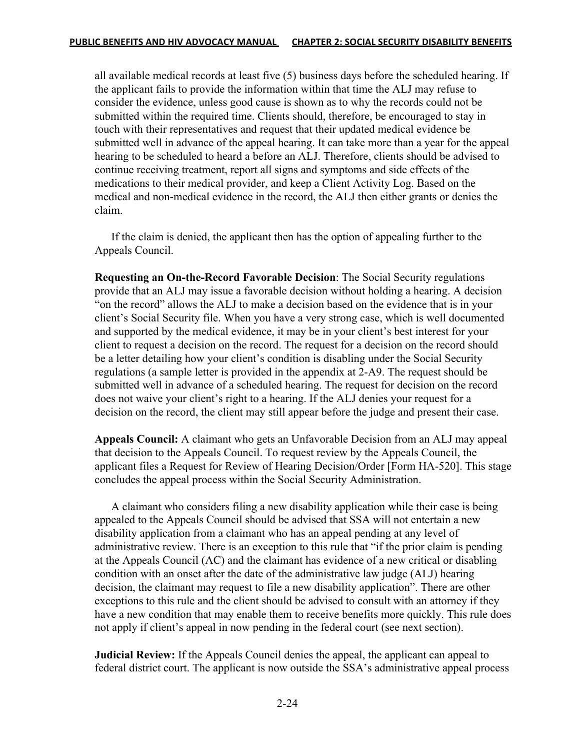all available medical records at least five (5) business days before the scheduled hearing. If the applicant fails to provide the information within that time the ALJ may refuse to consider the evidence, unless good cause is shown as to why the records could not be submitted within the required time. Clients should, therefore, be encouraged to stay in touch with their representatives and request that their updated medical evidence be submitted well in advance of the appeal hearing. It can take more than a year for the appeal hearing to be scheduled to heard a before an ALJ. Therefore, clients should be advised to continue receiving treatment, report all signs and symptoms and side effects of the medications to their medical provider, and keep a Client Activity Log. Based on the medical and non-medical evidence in the record, the ALJ then either grants or denies the claim.

If the claim is denied, the applicant then has the option of appealing further to the Appeals Council.

**Requesting an On-the-Record Favorable Decision**: The Social Security regulations provide that an ALJ may issue a favorable decision without holding a hearing. A decision "on the record" allows the ALJ to make a decision based on the evidence that is in your client's Social Security file. When you have a very strong case, which is well documented and supported by the medical evidence, it may be in your client's best interest for your client to request a decision on the record. The request for a decision on the record should be a letter detailing how your client's condition is disabling under the Social Security regulations (a sample letter is provided in the appendix at 2-A9. The request should be submitted well in advance of a scheduled hearing. The request for decision on the record does not waive your client's right to a hearing. If the ALJ denies your request for a decision on the record, the client may still appear before the judge and present their case.

**Appeals Council:** A claimant who gets an Unfavorable Decision from an ALJ may appeal that decision to the Appeals Council. To request review by the Appeals Council, the applicant files a Request for Review of Hearing Decision/Order [Form HA-520]. This stage concludes the appeal process within the Social Security Administration.

A claimant who considers filing a new disability application while their case is being appealed to the Appeals Council should be advised that SSA will not entertain a new disability application from a claimant who has an appeal pending at any level of administrative review. There is an exception to this rule that "if the prior claim is pending at the Appeals Council (AC) and the claimant has evidence of a new critical or disabling condition with an onset after the date of the administrative law judge (ALJ) hearing decision, the claimant may request to file a new disability application". There are other exceptions to this rule and the client should be advised to consult with an attorney if they have a new condition that may enable them to receive benefits more quickly. This rule does not apply if client's appeal in now pending in the federal court (see next section).

**Judicial Review:** If the Appeals Council denies the appeal, the applicant can appeal to federal district court. The applicant is now outside the SSA's administrative appeal process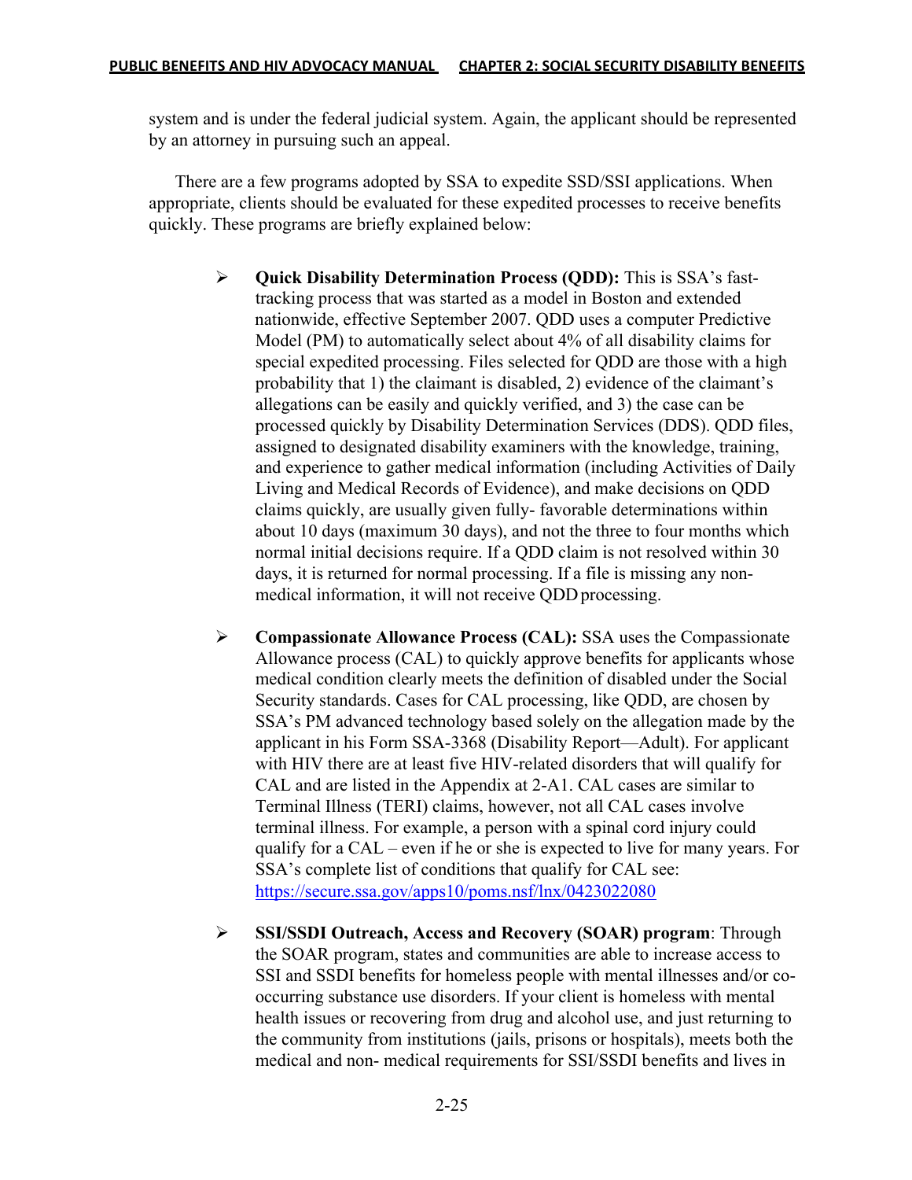system and is under the federal judicial system. Again, the applicant should be represented by an attorney in pursuing such an appeal.

There are a few programs adopted by SSA to expedite SSD/SSI applications. When appropriate, clients should be evaluated for these expedited processes to receive benefits quickly. These programs are briefly explained below:

- **Quick Disability Determination Process (QDD):** This is SSA's fast-tracking process that was started as a model in Boston and extended nationwide, effective September 2007. QDD uses a computer Predictive Model (PM) to automatically select about 4% of all disability claims for special expedited processing. Files selected for QDD are those with a high probability that 1) the claimant is disabled, 2) evidence of the claimant's allegations can be easily and quickly verified, and 3) the case can be processed quickly by Disability Determination Services (DDS). QDD files, assigned to designated disability examiners with the knowledge, training, and experience to gather medical information (including Activities of Daily Living and Medical Records of Evidence), and make decisions on QDD claims quickly, are usually given fully- favorable determinations within about 10 days (maximum 30 days), and not the three to four months which normal initial decisions require. If a QDD claim is not resolved within 30 days, it is returned for normal processing. If a file is missing any non-medical information, it will not receive QDD processing.

- **Compassionate Allowance Process (CAL):** SSA uses the Compassionate Allowance process (CAL) to quickly approve benefits for applicants whose medical condition clearly meets the definition of disabled under the Social Security standards. Cases for CAL processing, like QDD, are chosen by SSA's PM advanced technology based solely on the allegation made by the applicant in his Form SSA-3368 (Disability Report—Adult). For applicant with HIV there are at least five HIV-related disorders that will qualify for CAL and are listed in the Appendix at 2-A1. CAL cases are similar to Terminal Illness (TERI) claims, however, not all CAL cases involve terminal illness. For example, a person with a spinal cord injury could qualify for a CAL – even if he or she is expected to live for many years. For SSA's complete list of conditions that qualify for CAL see: https://secure.ssa.gov/apps10/poms.nsf/lnx/0423022080

- **SSI/SSDI Outreach, Access and Recovery (SOAR) program**: Through the SOAR program, states and communities are able to increase access to SSI and SSDI benefits for homeless people with mental illnesses and/or co-occurring substance use disorders. If your client is homeless with mental health issues or recovering from drug and alcohol use, and just returning to the community from institutions (jails, prisons or hospitals), meets both the medical and non- medical requirements for SSI/SSDI benefits and lives in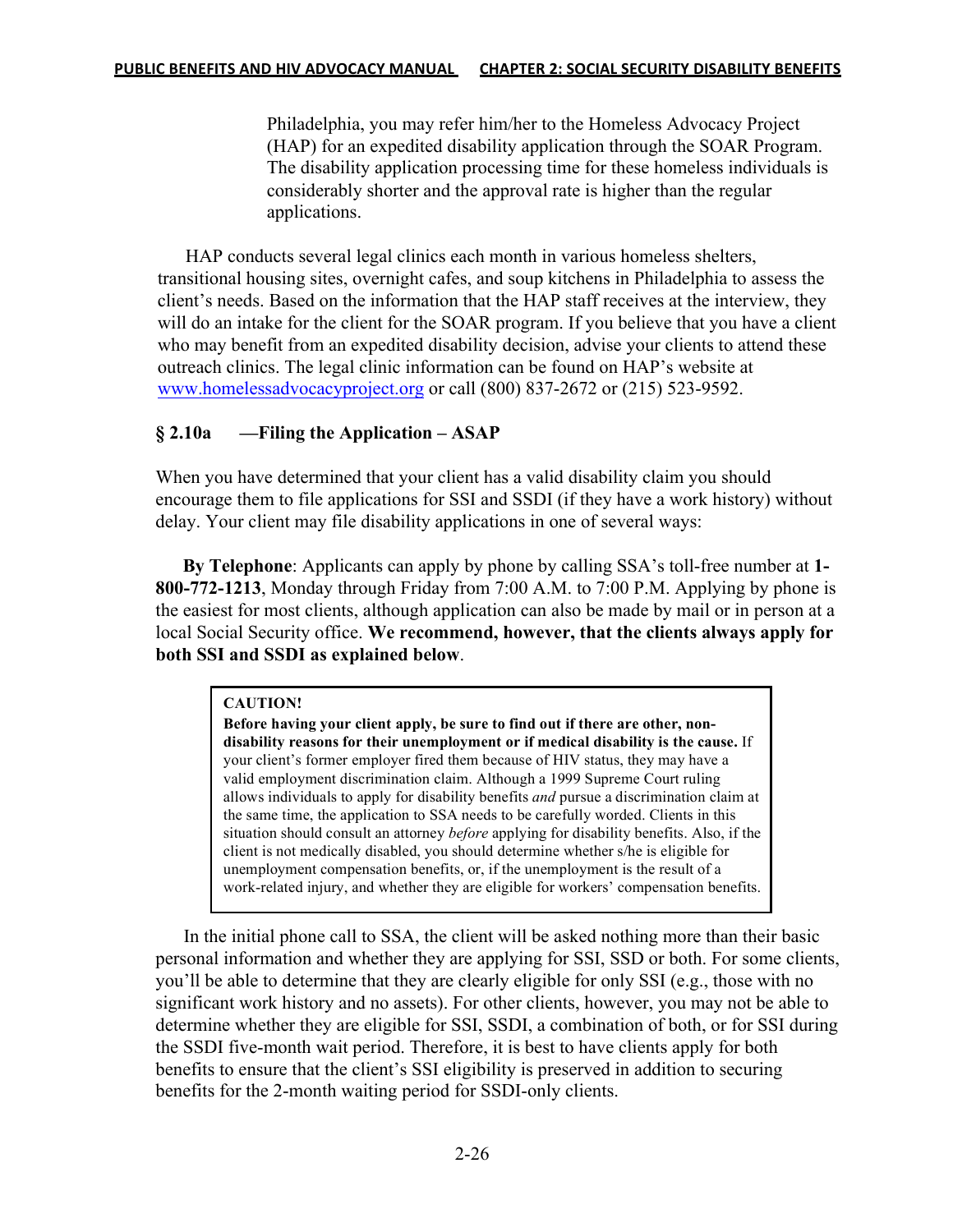Philadelphia, you may refer him/her to the Homeless Advocacy Project (HAP) for an expedited disability application through the SOAR Program. The disability application processing time for these homeless individuals is considerably shorter and the approval rate is higher than the regular applications.

HAP conducts several legal clinics each month in various homeless shelters, transitional housing sites, overnight cafes, and soup kitchens in Philadelphia to assess the client's needs. Based on the information that the HAP staff receives at the interview, they will do an intake for the client for the SOAR program. If you believe that you have a client who may benefit from an expedited disability decision, advise your clients to attend these outreach clinics. The legal clinic information can be found on HAP's website at [www.homelessadvocacyproject.org](http://www.homelessadvocacyproject.org) or call (800) 837-2672 or (215) 523-9592.

### § 2.10a —Filing the Application – ASAP

When you have determined that your client has a valid disability claim you should encourage them to file applications for SSI and SSDI (if they have a work history) without delay. Your client may file disability applications in one of several ways:

**By Telephone**: Applicants can apply by phone by calling SSA's toll-free number at **1-800-772-1213**, Monday through Friday from 7:00 A.M. to 7:00 P.M. Applying by phone is the easiest for most clients, although application can also be made by mail or in person at a local Social Security office. **We recommend, however, that the clients always apply for both SSI and SSDI as explained below**.

> **CAUTION!**
>
> **Before having your client apply, be sure to find out if there are other, non-disability reasons for their unemployment or if medical disability is the cause.** If your client's former employer fired them because of HIV status, they may have a valid employment discrimination claim. Although a 1999 Supreme Court ruling allows individuals to apply for disability benefits *and* pursue a discrimination claim at the same time, the application to SSA needs to be carefully worded. Clients in this situation should consult an attorney *before* applying for disability benefits. Also, if the client is not medically disabled, you should determine whether s/he is eligible for unemployment compensation benefits, or, if the unemployment is the result of a work-related injury, and whether they are eligible for workers' compensation benefits.

In the initial phone call to SSA, the client will be asked nothing more than their basic personal information and whether they are applying for SSI, SSD or both. For some clients, you'll be able to determine that they are clearly eligible for only SSI (e.g., those with no significant work history and no assets). For other clients, however, you may not be able to determine whether they are eligible for SSI, SSDI, a combination of both, or for SSI during the SSDI five-month wait period. Therefore, it is best to have clients apply for both benefits to ensure that the client's SSI eligibility is preserved in addition to securing benefits for the 2-month waiting period for SSDI-only clients.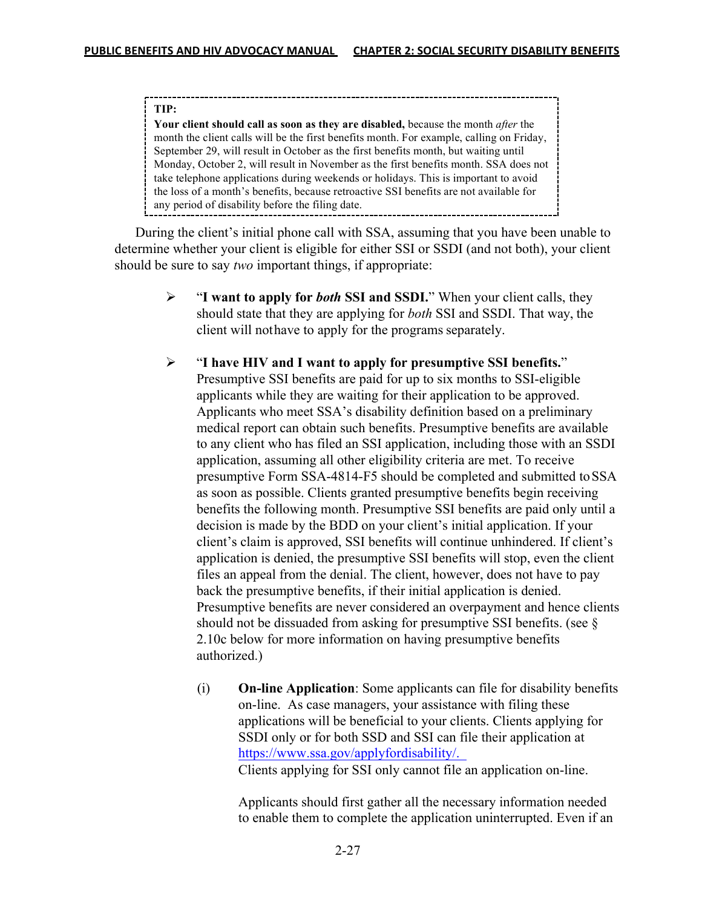> **TIP:**
> **Your client should call as soon as they are disabled,** because the month *after* the month the client calls will be the first benefits month. For example, calling on Friday, September 29, will result in October as the first benefits month, but waiting until Monday, October 2, will result in November as the first benefits month. SSA does not take telephone applications during weekends or holidays. This is important to avoid the loss of a month's benefits, because retroactive SSI benefits are not available for any period of disability before the filing date.

During the client's initial phone call with SSA, assuming that you have been unable to determine whether your client is eligible for either SSI or SSDI (and not both), your client should be sure to say *two* important things, if appropriate:

- "**I want to apply for *both* SSI and SSDI.**" When your client calls, they should state that they are applying for *both* SSI and SSDI. That way, the client will nothave to apply for the programs separately.

- "**I have HIV and I want to apply for presumptive SSI benefits.**" Presumptive SSI benefits are paid for up to six months to SSI-eligible applicants while they are waiting for their application to be approved. Applicants who meet SSA's disability definition based on a preliminary medical report can obtain such benefits. Presumptive benefits are available to any client who has filed an SSI application, including those with an SSDI application, assuming all other eligibility criteria are met. To receive presumptive Form SSA-4814-F5 should be completed and submitted to SSA as soon as possible. Clients granted presumptive benefits begin receiving benefits the following month. Presumptive SSI benefits are paid only until a decision is made by the BDD on your client's initial application. If your client's claim is approved, SSI benefits will continue unhindered. If client's application is denied, the presumptive SSI benefits will stop, even the client files an appeal from the denial. The client, however, does not have to pay back the presumptive benefits, if their initial application is denied. Presumptive benefits are never considered an overpayment and hence clients should not be dissuaded from asking for presumptive SSI benefits. (see § 2.10c below for more information on having presumptive benefits authorized.)

  (i) **On-line Application**: Some applicants can file for disability benefits on-line. As case managers, your assistance with filing these applications will be beneficial to your clients. Clients applying for SSDI only or for both SSD and SSI can file their application at https://www.ssa.gov/applyfordisability/.
  Clients applying for SSI only cannot file an application on-line.

  Applicants should first gather all the necessary information needed to enable them to complete the application uninterrupted. Even if an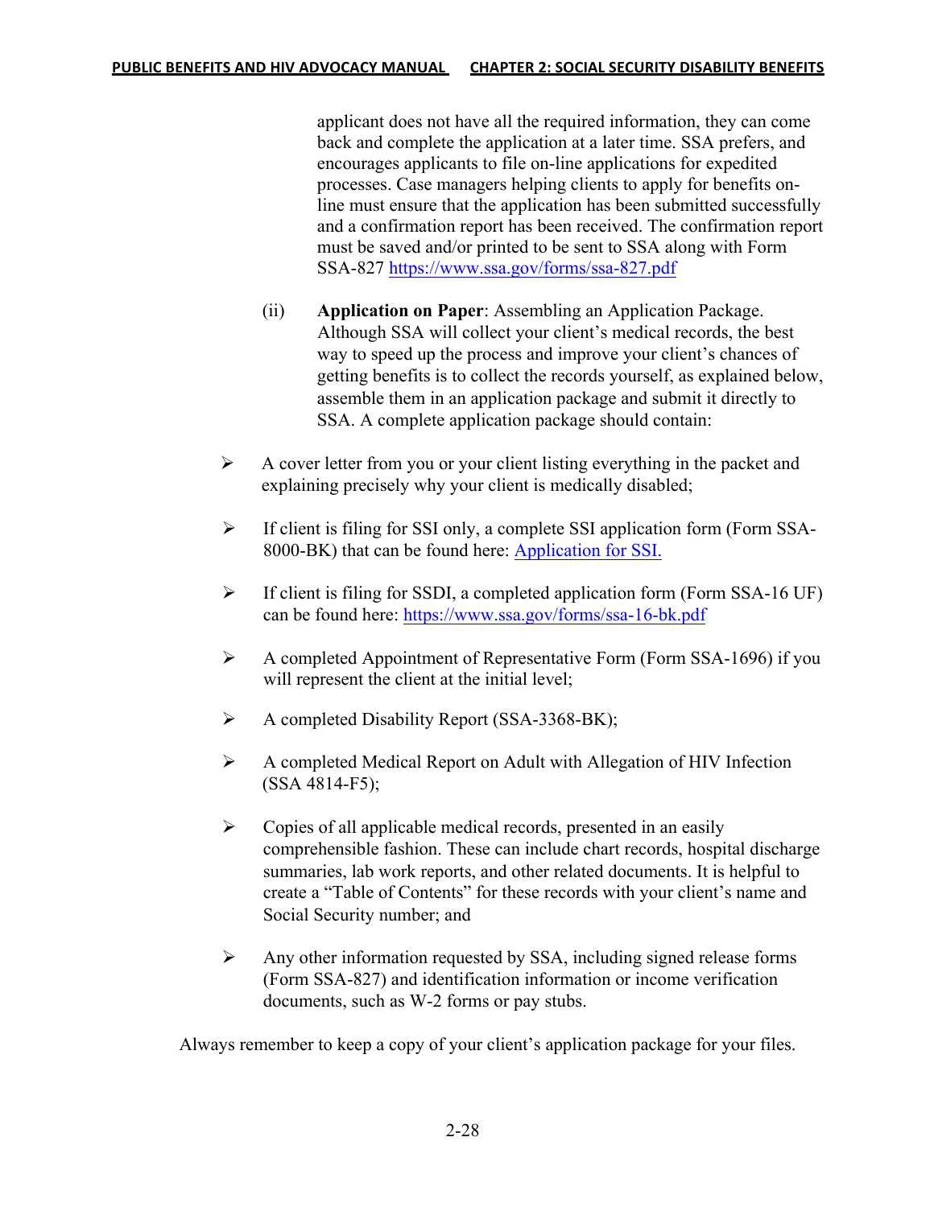applicant does not have all the required information, they can come back and complete the application at a later time. SSA prefers, and encourages applicants to file on-line applications for expedited processes. Case managers helping clients to apply for benefits on-line must ensure that the application has been submitted successfully and a confirmation report has been received. The confirmation report must be saved and/or printed to be sent to SSA along with Form SSA-827 https://www.ssa.gov/forms/ssa-827.pdf

(ii) **Application on Paper**: Assembling an Application Package. Although SSA will collect your client's medical records, the best way to speed up the process and improve your client's chances of getting benefits is to collect the records yourself, as explained below, assemble them in an application package and submit it directly to SSA. A complete application package should contain:

- A cover letter from you or your client listing everything in the packet and explaining precisely why your client is medically disabled;
- If client is filing for SSI only, a complete SSI application form (Form SSA-8000-BK) that can be found here: Application for SSI.
- If client is filing for SSDI, a completed application form (Form SSA-16 UF) can be found here: https://www.ssa.gov/forms/ssa-16-bk.pdf
- A completed Appointment of Representative Form (Form SSA-1696) if you will represent the client at the initial level;
- A completed Disability Report (SSA-3368-BK);
- A completed Medical Report on Adult with Allegation of HIV Infection (SSA 4814-F5);
- Copies of all applicable medical records, presented in an easily comprehensible fashion. These can include chart records, hospital discharge summaries, lab work reports, and other related documents. It is helpful to create a "Table of Contents" for these records with your client's name and Social Security number; and
- Any other information requested by SSA, including signed release forms (Form SSA-827) and identification information or income verification documents, such as W-2 forms or pay stubs.

Always remember to keep a copy of your client's application package for your files.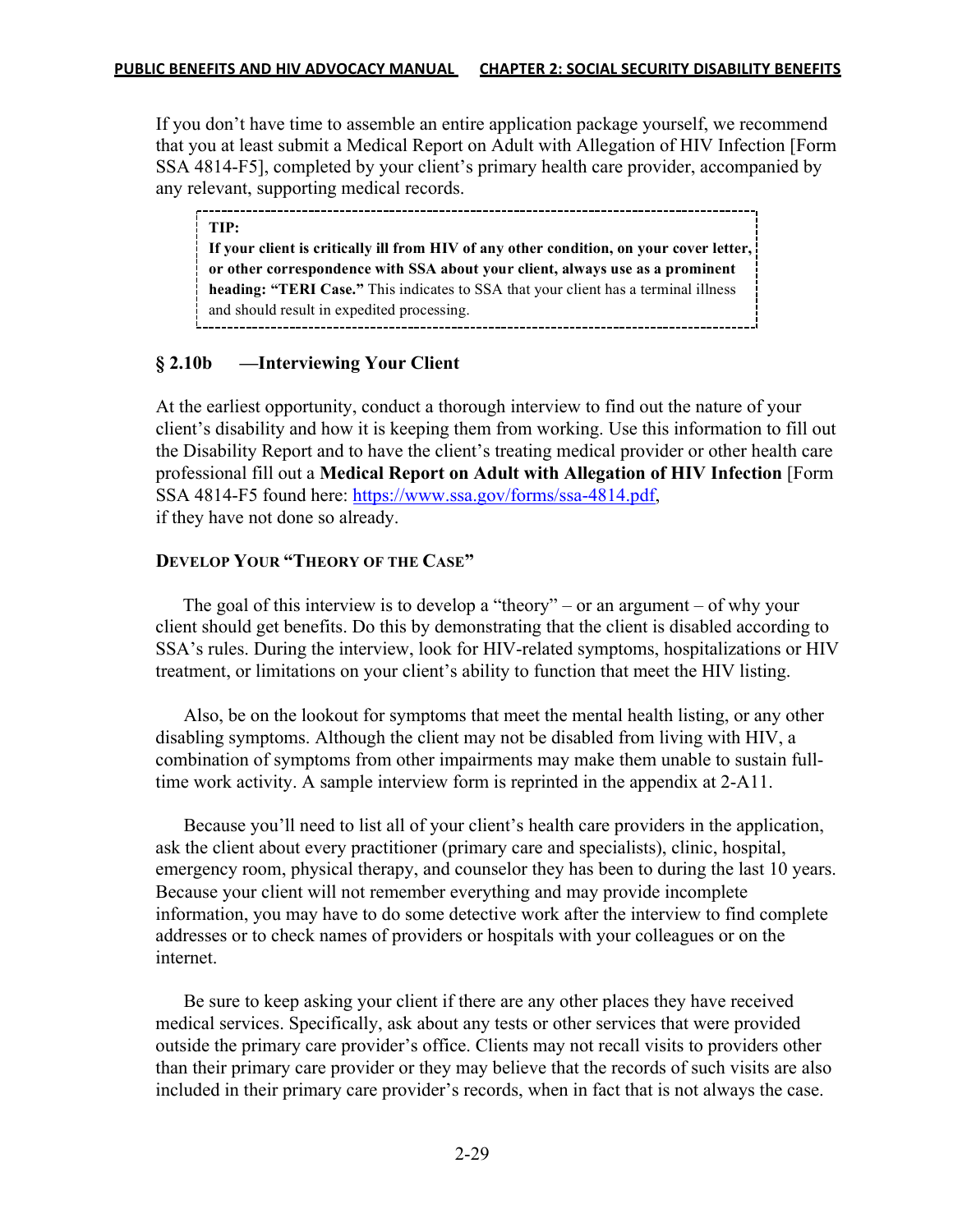If you don't have time to assemble an entire application package yourself, we recommend that you at least submit a Medical Report on Adult with Allegation of HIV Infection [Form SSA 4814-F5], completed by your client's primary health care provider, accompanied by any relevant, supporting medical records.

> **TIP:**
> **If your client is critically ill from HIV of any other condition, on your cover letter, or other correspondence with SSA about your client, always use as a prominent heading: "TERI Case."** This indicates to SSA that your client has a terminal illness and should result in expedited processing.

### § 2.10b —Interviewing Your Client

At the earliest opportunity, conduct a thorough interview to find out the nature of your client's disability and how it is keeping them from working. Use this information to fill out the Disability Report and to have the client's treating medical provider or other health care professional fill out a **Medical Report on Adult with Allegation of HIV Infection** [Form SSA 4814-F5 found here: https://www.ssa.gov/forms/ssa-4814.pdf, if they have not done so already.

#### Develop Your "Theory of the Case"

The goal of this interview is to develop a "theory" – or an argument – of why your client should get benefits. Do this by demonstrating that the client is disabled according to SSA's rules. During the interview, look for HIV-related symptoms, hospitalizations or HIV treatment, or limitations on your client's ability to function that meet the HIV listing.

Also, be on the lookout for symptoms that meet the mental health listing, or any other disabling symptoms. Although the client may not be disabled from living with HIV, a combination of symptoms from other impairments may make them unable to sustain full-time work activity. A sample interview form is reprinted in the appendix at 2-A11.

Because you'll need to list all of your client's health care providers in the application, ask the client about every practitioner (primary care and specialists), clinic, hospital, emergency room, physical therapy, and counselor they has been to during the last 10 years. Because your client will not remember everything and may provide incomplete information, you may have to do some detective work after the interview to find complete addresses or to check names of providers or hospitals with your colleagues or on the internet.

Be sure to keep asking your client if there are any other places they have received medical services. Specifically, ask about any tests or other services that were provided outside the primary care provider's office. Clients may not recall visits to providers other than their primary care provider or they may believe that the records of such visits are also included in their primary care provider's records, when in fact that is not always the case.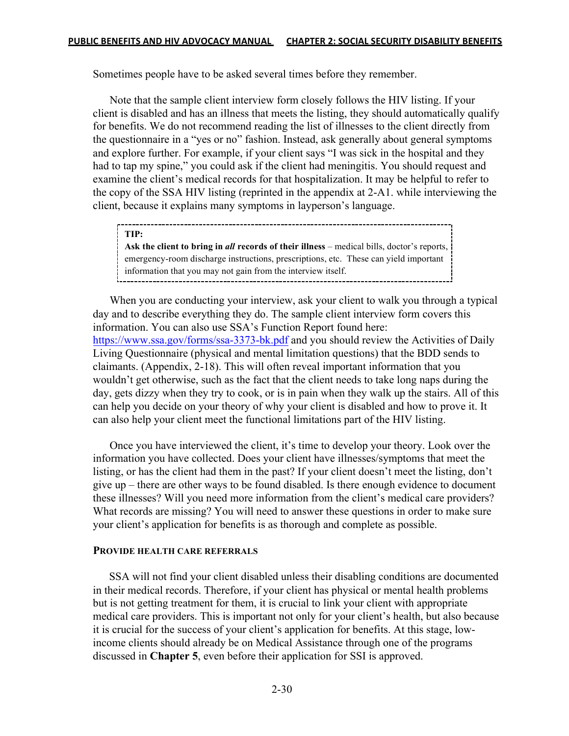Sometimes people have to be asked several times before they remember.

Note that the sample client interview form closely follows the HIV listing. If your client is disabled and has an illness that meets the listing, they should automatically qualify for benefits. We do not recommend reading the list of illnesses to the client directly from the questionnaire in a "yes or no" fashion. Instead, ask generally about general symptoms and explore further. For example, if your client says "I was sick in the hospital and they had to tap my spine," you could ask if the client had meningitis. You should request and examine the client's medical records for that hospitalization. It may be helpful to refer to the copy of the SSA HIV listing (reprinted in the appendix at 2-A1. while interviewing the client, because it explains many symptoms in layperson's language.

> **TIP:**
> **Ask the client to bring in *all* records of their illness** – medical bills, doctor's reports, emergency-room discharge instructions, prescriptions, etc. These can yield important information that you may not gain from the interview itself.

When you are conducting your interview, ask your client to walk you through a typical day and to describe everything they do. The sample client interview form covers this information. You can also use SSA's Function Report found here: https://www.ssa.gov/forms/ssa-3373-bk.pdf and you should review the Activities of Daily Living Questionnaire (physical and mental limitation questions) that the BDD sends to claimants. (Appendix, 2-18). This will often reveal important information that you wouldn't get otherwise, such as the fact that the client needs to take long naps during the day, gets dizzy when they try to cook, or is in pain when they walk up the stairs. All of this can help you decide on your theory of why your client is disabled and how to prove it. It can also help your client meet the functional limitations part of the HIV listing.

Once you have interviewed the client, it's time to develop your theory. Look over the information you have collected. Does your client have illnesses/symptoms that meet the listing, or has the client had them in the past? If your client doesn't meet the listing, don't give up – there are other ways to be found disabled. Is there enough evidence to document these illnesses? Will you need more information from the client's medical care providers? What records are missing? You will need to answer these questions in order to make sure your client's application for benefits is as thorough and complete as possible.

### PROVIDE HEALTH CARE REFERRALS

SSA will not find your client disabled unless their disabling conditions are documented in their medical records. Therefore, if your client has physical or mental health problems but is not getting treatment for them, it is crucial to link your client with appropriate medical care providers. This is important not only for your client's health, but also because it is crucial for the success of your client's application for benefits. At this stage, low-income clients should already be on Medical Assistance through one of the programs discussed in **Chapter 5**, even before their application for SSI is approved.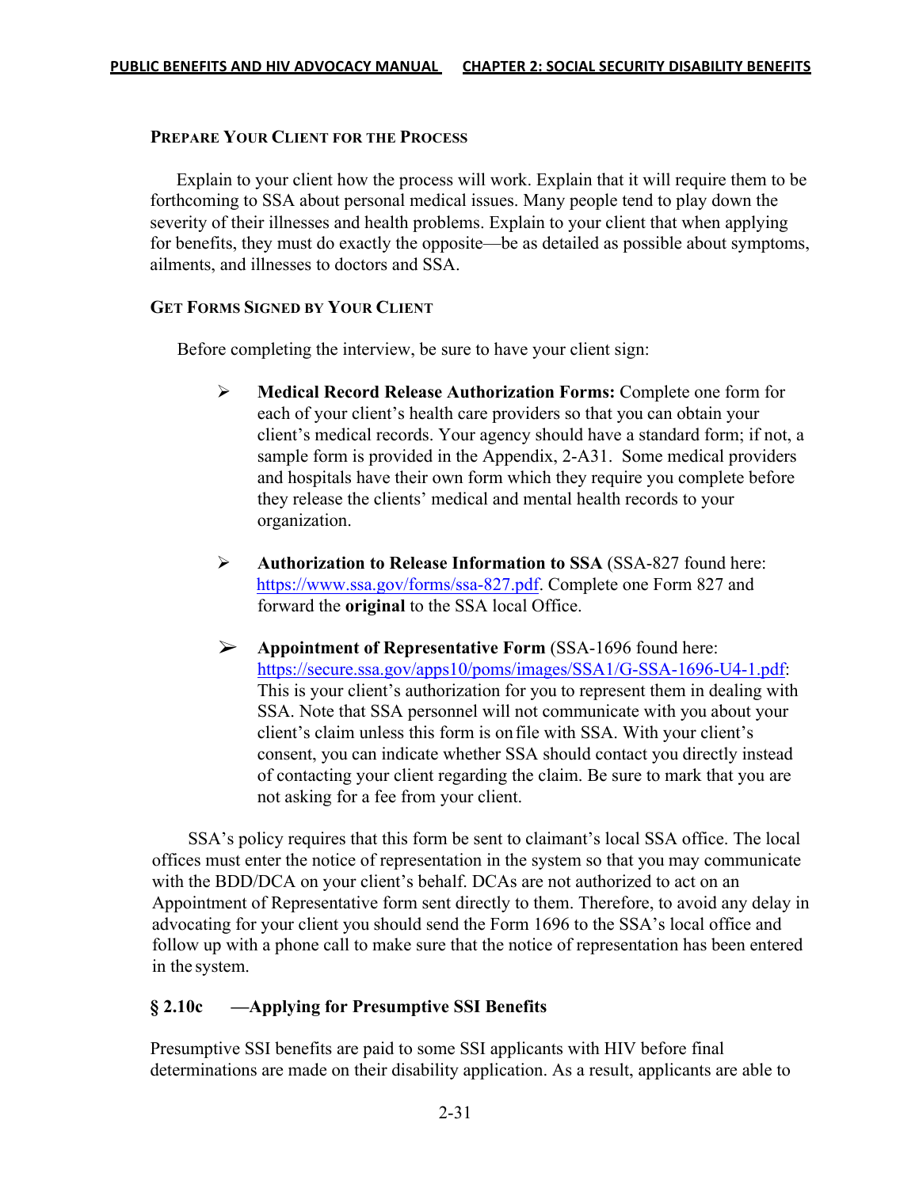### Prepare Your Client for the Process

Explain to your client how the process will work. Explain that it will require them to be forthcoming to SSA about personal medical issues. Many people tend to play down the severity of their illnesses and health problems. Explain to your client that when applying for benefits, they must do exactly the opposite—be as detailed as possible about symptoms, ailments, and illnesses to doctors and SSA.

### Get Forms Signed by Your Client

Before completing the interview, be sure to have your client sign:

- **Medical Record Release Authorization Forms:** Complete one form for each of your client's health care providers so that you can obtain your client's medical records. Your agency should have a standard form; if not, a sample form is provided in the Appendix, 2-A31. Some medical providers and hospitals have their own form which they require you complete before they release the clients' medical and mental health records to your organization.

- **Authorization to Release Information to SSA** (SSA-827 found here: https://www.ssa.gov/forms/ssa-827.pdf. Complete one Form 827 and forward the **original** to the SSA local Office.

- **Appointment of Representative Form** (SSA-1696 found here: https://secure.ssa.gov/apps10/poms/images/SSA1/G-SSA-1696-U4-1.pdf: This is your client's authorization for you to represent them in dealing with SSA. Note that SSA personnel will not communicate with you about your client's claim unless this form is on file with SSA. With your client's consent, you can indicate whether SSA should contact you directly instead of contacting your client regarding the claim. Be sure to mark that you are not asking for a fee from your client.

SSA's policy requires that this form be sent to claimant's local SSA office. The local offices must enter the notice of representation in the system so that you may communicate with the BDD/DCA on your client's behalf. DCAs are not authorized to act on an Appointment of Representative form sent directly to them. Therefore, to avoid any delay in advocating for your client you should send the Form 1696 to the SSA's local office and follow up with a phone call to make sure that the notice of representation has been entered in the system.

## § 2.10c —Applying for Presumptive SSI Benefits

Presumptive SSI benefits are paid to some SSI applicants with HIV before final determinations are made on their disability application. As a result, applicants are able to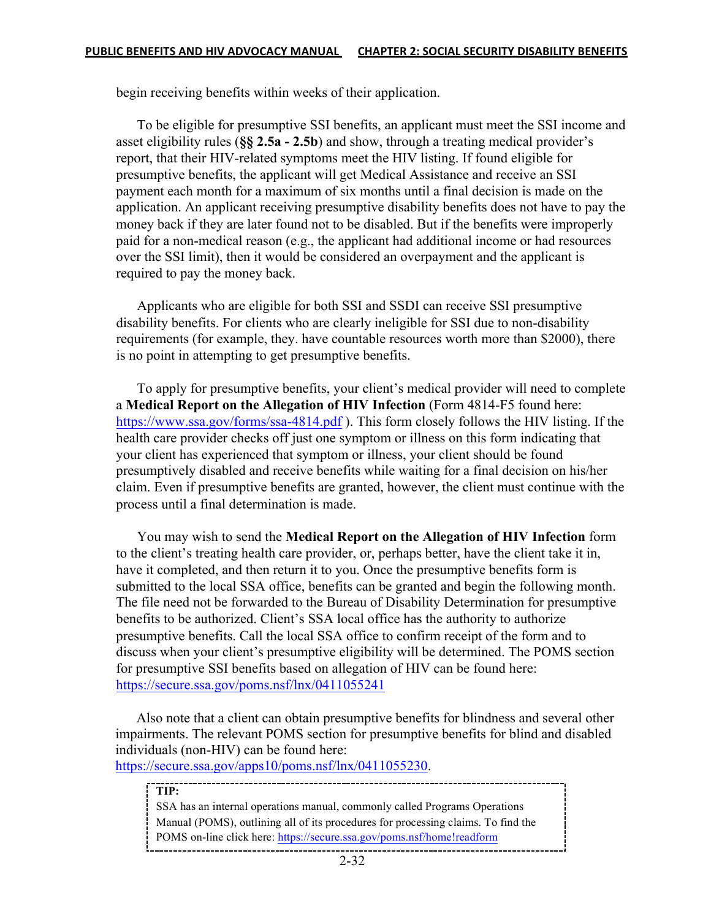begin receiving benefits within weeks of their application.

To be eligible for presumptive SSI benefits, an applicant must meet the SSI income and asset eligibility rules (**§§ 2.5a - 2.5b**) and show, through a treating medical provider's report, that their HIV-related symptoms meet the HIV listing. If found eligible for presumptive benefits, the applicant will get Medical Assistance and receive an SSI payment each month for a maximum of six months until a final decision is made on the application. An applicant receiving presumptive disability benefits does not have to pay the money back if they are later found not to be disabled. But if the benefits were improperly paid for a non-medical reason (e.g., the applicant had additional income or had resources over the SSI limit), then it would be considered an overpayment and the applicant is required to pay the money back.

Applicants who are eligible for both SSI and SSDI can receive SSI presumptive disability benefits. For clients who are clearly ineligible for SSI due to non-disability requirements (for example, they. have countable resources worth more than $2000), there is no point in attempting to get presumptive benefits.

To apply for presumptive benefits, your client's medical provider will need to complete a **Medical Report on the Allegation of HIV Infection** (Form 4814-F5 found here: https://www.ssa.gov/forms/ssa-4814.pdf ). This form closely follows the HIV listing. If the health care provider checks off just one symptom or illness on this form indicating that your client has experienced that symptom or illness, your client should be found presumptively disabled and receive benefits while waiting for a final decision on his/her claim. Even if presumptive benefits are granted, however, the client must continue with the process until a final determination is made.

You may wish to send the **Medical Report on the Allegation of HIV Infection** form to the client's treating health care provider, or, perhaps better, have the client take it in, have it completed, and then return it to you. Once the presumptive benefits form is submitted to the local SSA office, benefits can be granted and begin the following month. The file need not be forwarded to the Bureau of Disability Determination for presumptive benefits to be authorized. Client's SSA local office has the authority to authorize presumptive benefits. Call the local SSA office to confirm receipt of the form and to discuss when your client's presumptive eligibility will be determined. The POMS section for presumptive SSI benefits based on allegation of HIV can be found here: https://secure.ssa.gov/poms.nsf/lnx/0411055241

Also note that a client can obtain presumptive benefits for blindness and several other impairments. The relevant POMS section for presumptive benefits for blind and disabled individuals (non-HIV) can be found here: https://secure.ssa.gov/apps10/poms.nsf/lnx/0411055230.

> **TIP:**
> SSA has an internal operations manual, commonly called Programs Operations Manual (POMS), outlining all of its procedures for processing claims. To find the POMS on-line click here: https://secure.ssa.gov/poms.nsf/home!readform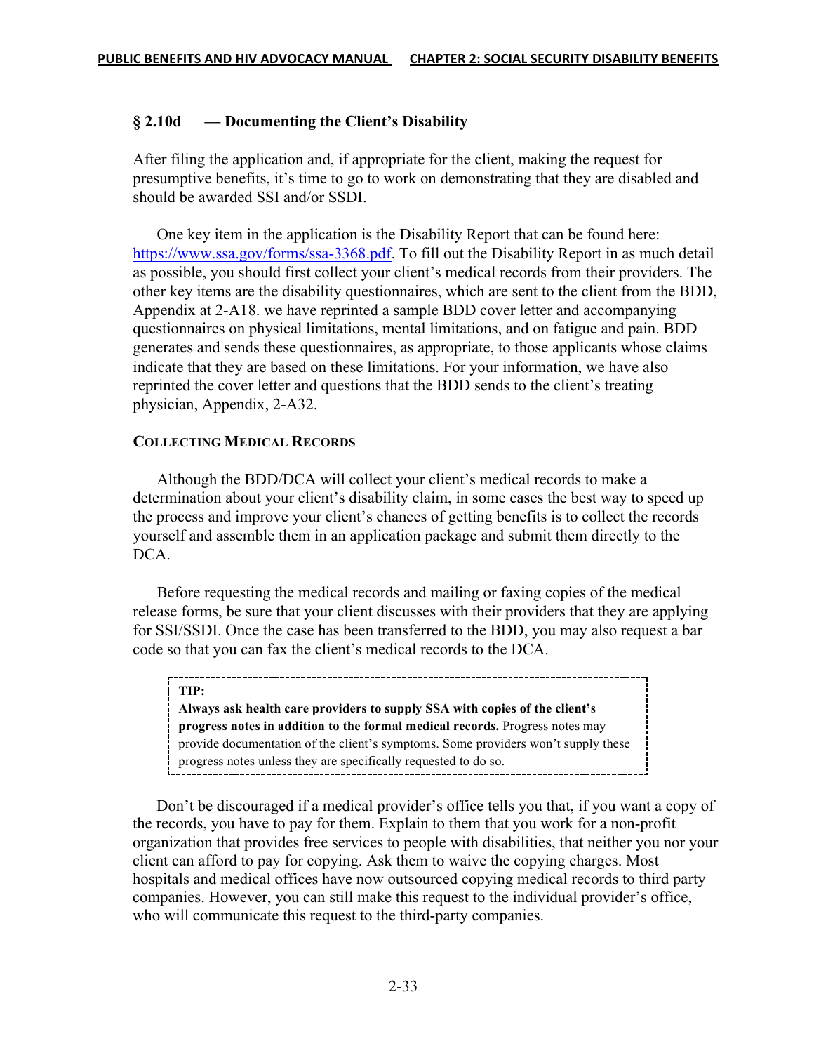### § 2.10d — Documenting the Client's Disability

After filing the application and, if appropriate for the client, making the request for presumptive benefits, it's time to go to work on demonstrating that they are disabled and should be awarded SSI and/or SSDI.

One key item in the application is the Disability Report that can be found here: https://www.ssa.gov/forms/ssa-3368.pdf. To fill out the Disability Report in as much detail as possible, you should first collect your client's medical records from their providers. The other key items are the disability questionnaires, which are sent to the client from the BDD, Appendix at 2-A18. we have reprinted a sample BDD cover letter and accompanying questionnaires on physical limitations, mental limitations, and on fatigue and pain. BDD generates and sends these questionnaires, as appropriate, to those applicants whose claims indicate that they are based on these limitations. For your information, we have also reprinted the cover letter and questions that the BDD sends to the client's treating physician, Appendix, 2-A32.

#### COLLECTING MEDICAL RECORDS

Although the BDD/DCA will collect your client's medical records to make a determination about your client's disability claim, in some cases the best way to speed up the process and improve your client's chances of getting benefits is to collect the records yourself and assemble them in an application package and submit them directly to the DCA.

Before requesting the medical records and mailing or faxing copies of the medical release forms, be sure that your client discusses with their providers that they are applying for SSI/SSDI. Once the case has been transferred to the BDD, you may also request a bar code so that you can fax the client's medical records to the DCA.

> **TIP:**
> **Always ask health care providers to supply SSA with copies of the client's progress notes in addition to the formal medical records.** Progress notes may provide documentation of the client's symptoms. Some providers won't supply these progress notes unless they are specifically requested to do so.

Don't be discouraged if a medical provider's office tells you that, if you want a copy of the records, you have to pay for them. Explain to them that you work for a non-profit organization that provides free services to people with disabilities, that neither you nor your client can afford to pay for copying. Ask them to waive the copying charges. Most hospitals and medical offices have now outsourced copying medical records to third party companies. However, you can still make this request to the individual provider's office, who will communicate this request to the third-party companies.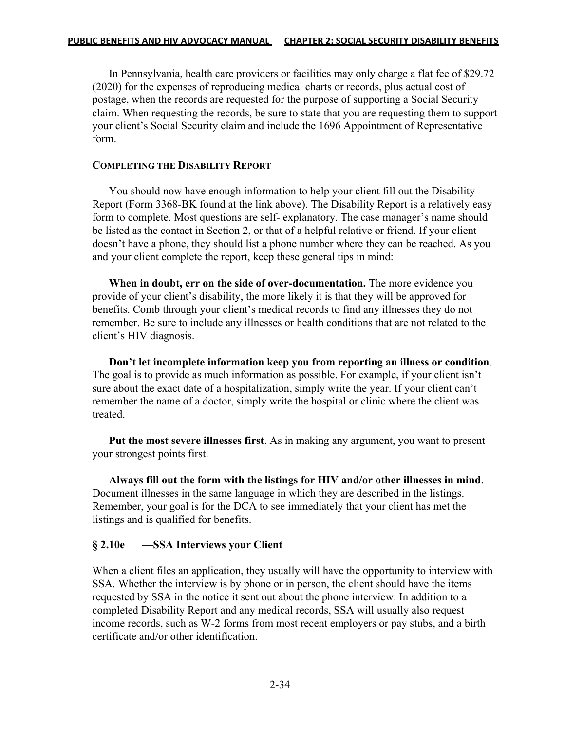In Pennsylvania, health care providers or facilities may only charge a flat fee of $29.72 (2020) for the expenses of reproducing medical charts or records, plus actual cost of postage, when the records are requested for the purpose of supporting a Social Security claim. When requesting the records, be sure to state that you are requesting them to support your client's Social Security claim and include the 1696 Appointment of Representative form.

### COMPLETING THE DISABILITY REPORT

You should now have enough information to help your client fill out the Disability Report (Form 3368-BK found at the link above). The Disability Report is a relatively easy form to complete. Most questions are self- explanatory. The case manager's name should be listed as the contact in Section 2, or that of a helpful relative or friend. If your client doesn't have a phone, they should list a phone number where they can be reached. As you and your client complete the report, keep these general tips in mind:

**When in doubt, err on the side of over-documentation.** The more evidence you provide of your client's disability, the more likely it is that they will be approved for benefits. Comb through your client's medical records to find any illnesses they do not remember. Be sure to include any illnesses or health conditions that are not related to the client's HIV diagnosis.

**Don't let incomplete information keep you from reporting an illness or condition**. The goal is to provide as much information as possible. For example, if your client isn't sure about the exact date of a hospitalization, simply write the year. If your client can't remember the name of a doctor, simply write the hospital or clinic where the client was treated.

**Put the most severe illnesses first**. As in making any argument, you want to present your strongest points first.

**Always fill out the form with the listings for HIV and/or other illnesses in mind**. Document illnesses in the same language in which they are described in the listings. Remember, your goal is for the DCA to see immediately that your client has met the listings and is qualified for benefits.

## § 2.10e —SSA Interviews your Client

When a client files an application, they usually will have the opportunity to interview with SSA. Whether the interview is by phone or in person, the client should have the items requested by SSA in the notice it sent out about the phone interview. In addition to a completed Disability Report and any medical records, SSA will usually also request income records, such as W-2 forms from most recent employers or pay stubs, and a birth certificate and/or other identification.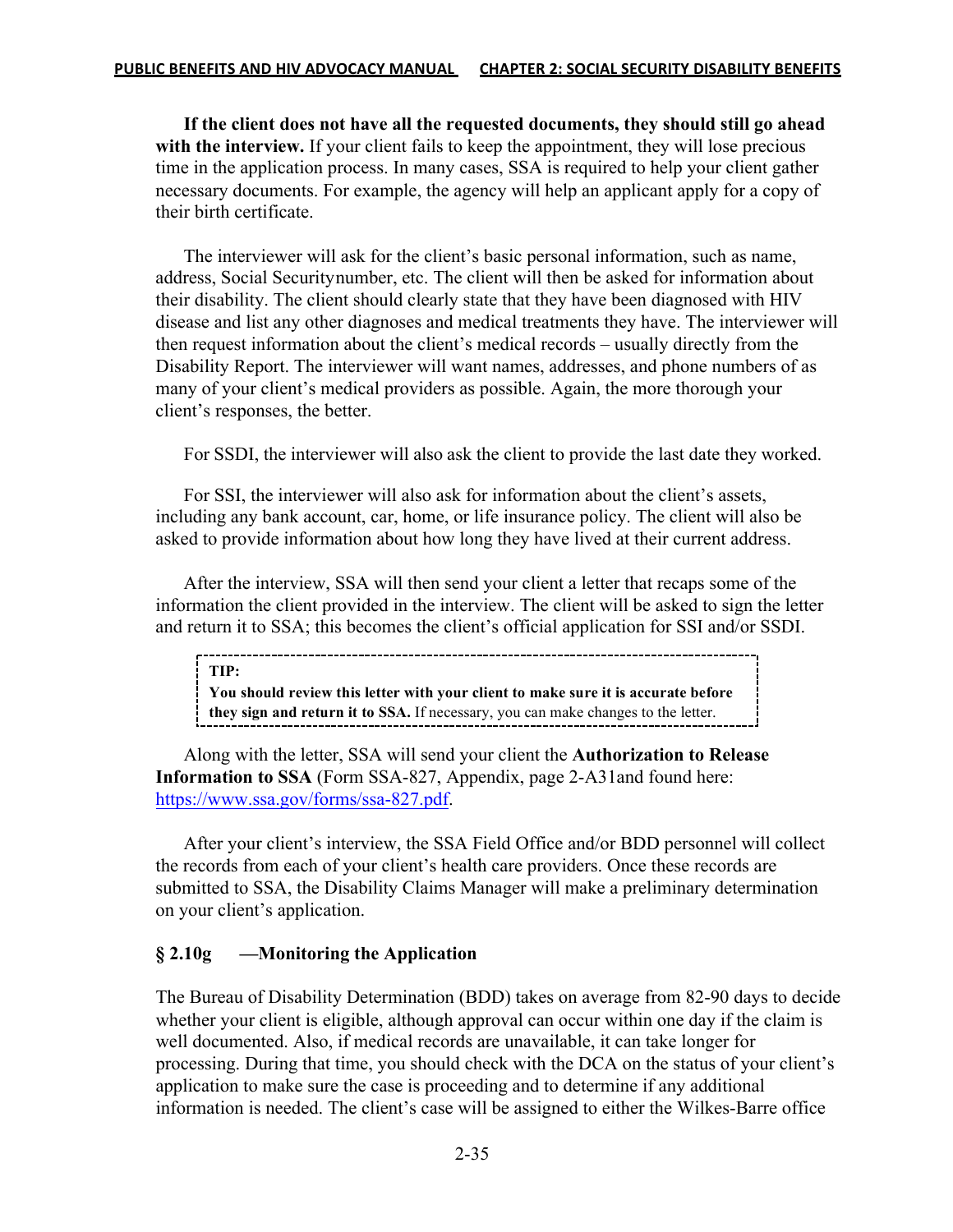**If the client does not have all the requested documents, they should still go ahead with the interview.** If your client fails to keep the appointment, they will lose precious time in the application process. In many cases, SSA is required to help your client gather necessary documents. For example, the agency will help an applicant apply for a copy of their birth certificate.

The interviewer will ask for the client's basic personal information, such as name, address, Social Securitynumber, etc. The client will then be asked for information about their disability. The client should clearly state that they have been diagnosed with HIV disease and list any other diagnoses and medical treatments they have. The interviewer will then request information about the client's medical records – usually directly from the Disability Report. The interviewer will want names, addresses, and phone numbers of as many of your client's medical providers as possible. Again, the more thorough your client's responses, the better.

For SSDI, the interviewer will also ask the client to provide the last date they worked.

For SSI, the interviewer will also ask for information about the client's assets, including any bank account, car, home, or life insurance policy. The client will also be asked to provide information about how long they have lived at their current address.

After the interview, SSA will then send your client a letter that recaps some of the information the client provided in the interview. The client will be asked to sign the letter and return it to SSA; this becomes the client's official application for SSI and/or SSDI.

> **TIP:**
> **You should review this letter with your client to make sure it is accurate before they sign and return it to SSA.** If necessary, you can make changes to the letter.

Along with the letter, SSA will send your client the **Authorization to Release Information to SSA** (Form SSA-827, Appendix, page 2-A31and found here: https://www.ssa.gov/forms/ssa-827.pdf.

After your client's interview, the SSA Field Office and/or BDD personnel will collect the records from each of your client's health care providers. Once these records are submitted to SSA, the Disability Claims Manager will make a preliminary determination on your client's application.

### § 2.10g —Monitoring the Application

The Bureau of Disability Determination (BDD) takes on average from 82-90 days to decide whether your client is eligible, although approval can occur within one day if the claim is well documented. Also, if medical records are unavailable, it can take longer for processing. During that time, you should check with the DCA on the status of your client's application to make sure the case is proceeding and to determine if any additional information is needed. The client's case will be assigned to either the Wilkes-Barre office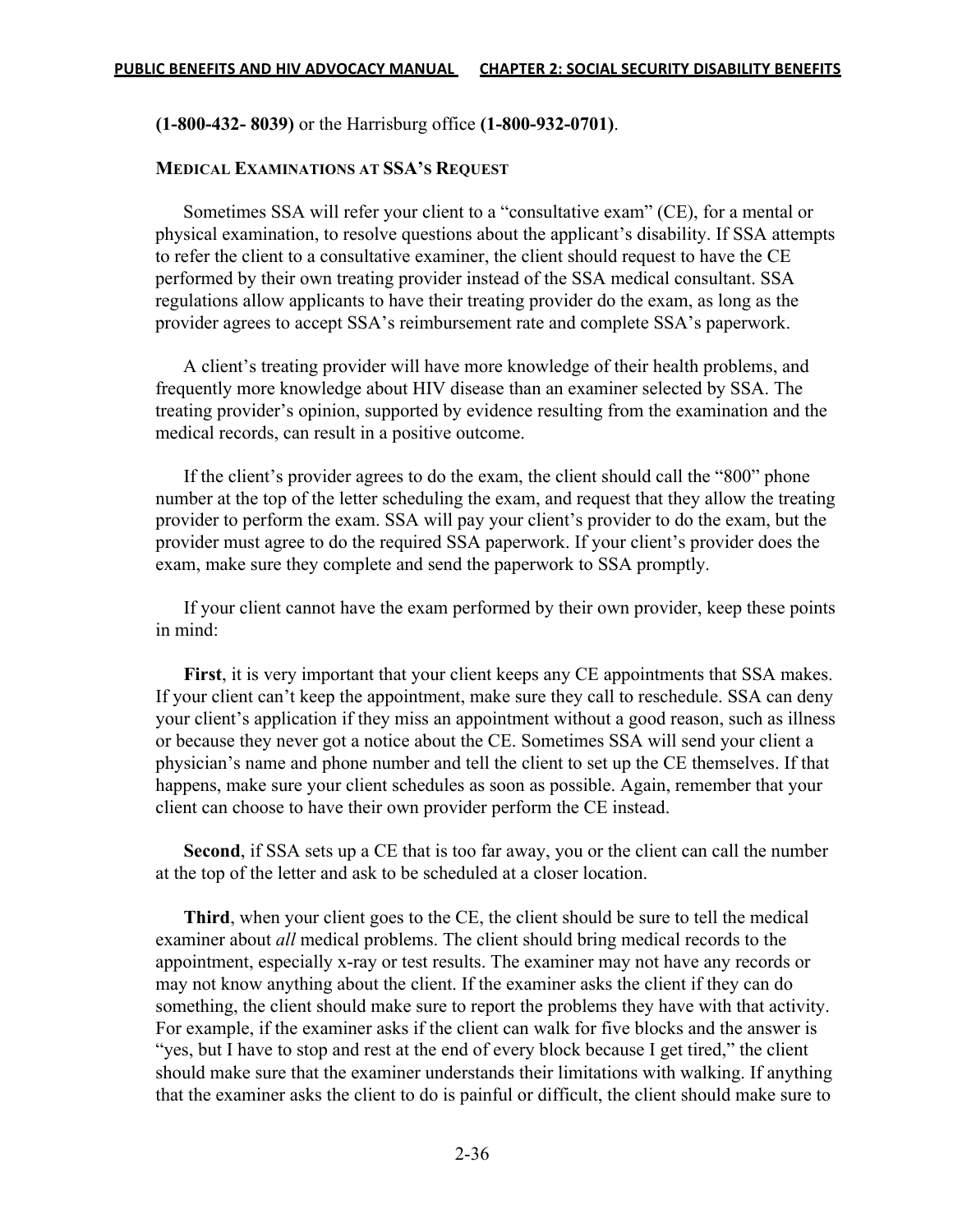**(1-800-432- 8039)** or the Harrisburg office **(1-800-932-0701)**.

### MEDICAL EXAMINATIONS AT SSA'S REQUEST

Sometimes SSA will refer your client to a "consultative exam" (CE), for a mental or physical examination, to resolve questions about the applicant's disability. If SSA attempts to refer the client to a consultative examiner, the client should request to have the CE performed by their own treating provider instead of the SSA medical consultant. SSA regulations allow applicants to have their treating provider do the exam, as long as the provider agrees to accept SSA's reimbursement rate and complete SSA's paperwork.

A client's treating provider will have more knowledge of their health problems, and frequently more knowledge about HIV disease than an examiner selected by SSA. The treating provider's opinion, supported by evidence resulting from the examination and the medical records, can result in a positive outcome.

If the client's provider agrees to do the exam, the client should call the "800" phone number at the top of the letter scheduling the exam, and request that they allow the treating provider to perform the exam. SSA will pay your client's provider to do the exam, but the provider must agree to do the required SSA paperwork. If your client's provider does the exam, make sure they complete and send the paperwork to SSA promptly.

If your client cannot have the exam performed by their own provider, keep these points in mind:

**First**, it is very important that your client keeps any CE appointments that SSA makes. If your client can't keep the appointment, make sure they call to reschedule. SSA can deny your client's application if they miss an appointment without a good reason, such as illness or because they never got a notice about the CE. Sometimes SSA will send your client a physician's name and phone number and tell the client to set up the CE themselves. If that happens, make sure your client schedules as soon as possible. Again, remember that your client can choose to have their own provider perform the CE instead.

**Second**, if SSA sets up a CE that is too far away, you or the client can call the number at the top of the letter and ask to be scheduled at a closer location.

**Third**, when your client goes to the CE, the client should be sure to tell the medical examiner about *all* medical problems. The client should bring medical records to the appointment, especially x-ray or test results. The examiner may not have any records or may not know anything about the client. If the examiner asks the client if they can do something, the client should make sure to report the problems they have with that activity. For example, if the examiner asks if the client can walk for five blocks and the answer is "yes, but I have to stop and rest at the end of every block because I get tired," the client should make sure that the examiner understands their limitations with walking. If anything that the examiner asks the client to do is painful or difficult, the client should make sure to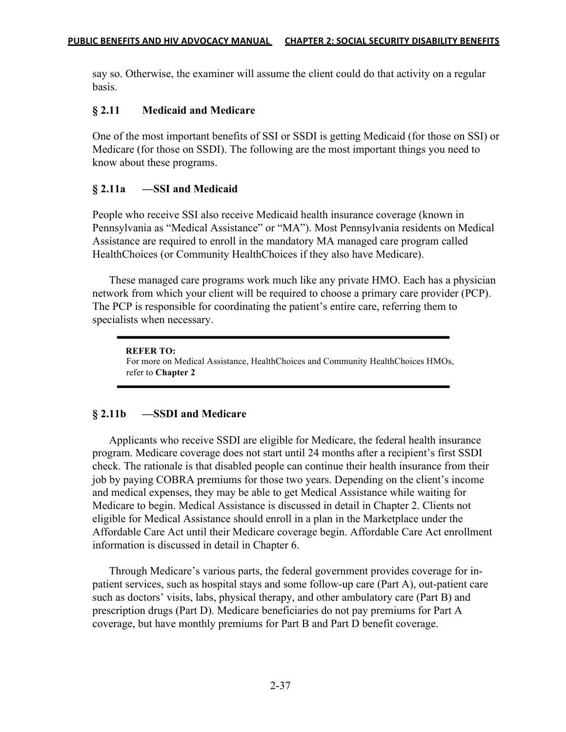say so. Otherwise, the examiner will assume the client could do that activity on a regular basis.

## § 2.11 Medicaid and Medicare

One of the most important benefits of SSI or SSDI is getting Medicaid (for those on SSI) or Medicare (for those on SSDI). The following are the most important things you need to know about these programs.

### § 2.11a —SSI and Medicaid

People who receive SSI also receive Medicaid health insurance coverage (known in Pennsylvania as "Medical Assistance" or "MA"). Most Pennsylvania residents on Medical Assistance are required to enroll in the mandatory MA managed care program called HealthChoices (or Community HealthChoices if they also have Medicare).

These managed care programs work much like any private HMO. Each has a physician network from which your client will be required to choose a primary care provider (PCP). The PCP is responsible for coordinating the patient's entire care, referring them to specialists when necessary.

> **REFER TO:**
> For more on Medical Assistance, HealthChoices and Community HealthChoices HMOs, refer to **Chapter 2**

### § 2.11b —SSDI and Medicare

Applicants who receive SSDI are eligible for Medicare, the federal health insurance program. Medicare coverage does not start until 24 months after a recipient's first SSDI check. The rationale is that disabled people can continue their health insurance from their job by paying COBRA premiums for those two years. Depending on the client's income and medical expenses, they may be able to get Medical Assistance while waiting for Medicare to begin. Medical Assistance is discussed in detail in Chapter 2. Clients not eligible for Medical Assistance should enroll in a plan in the Marketplace under the Affordable Care Act until their Medicare coverage begin. Affordable Care Act enrollment information is discussed in detail in Chapter 6.

Through Medicare's various parts, the federal government provides coverage for in-patient services, such as hospital stays and some follow-up care (Part A), out-patient care such as doctors' visits, labs, physical therapy, and other ambulatory care (Part B) and prescription drugs (Part D). Medicare beneficiaries do not pay premiums for Part A coverage, but have monthly premiums for Part B and Part D benefit coverage.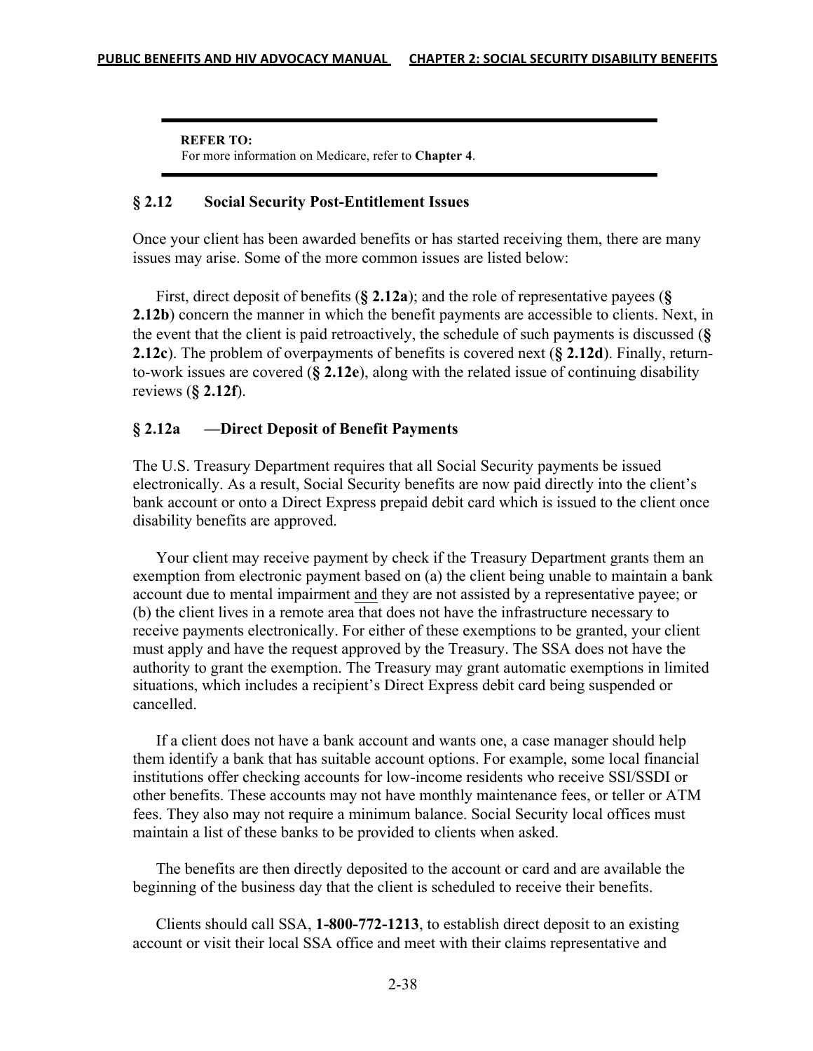**REFER TO:**
For more information on Medicare, refer to **Chapter 4**.

### § 2.12 Social Security Post-Entitlement Issues

Once your client has been awarded benefits or has started receiving them, there are many issues may arise. Some of the more common issues are listed below:

First, direct deposit of benefits (**§ 2.12a**); and the role of representative payees (**§ 2.12b**) concern the manner in which the benefit payments are accessible to clients. Next, in the event that the client is paid retroactively, the schedule of such payments is discussed (**§ 2.12c**). The problem of overpayments of benefits is covered next (**§ 2.12d**). Finally, return-to-work issues are covered (**§ 2.12e**), along with the related issue of continuing disability reviews (**§ 2.12f**).

### § 2.12a —Direct Deposit of Benefit Payments

The U.S. Treasury Department requires that all Social Security payments be issued electronically. As a result, Social Security benefits are now paid directly into the client's bank account or onto a Direct Express prepaid debit card which is issued to the client once disability benefits are approved.

Your client may receive payment by check if the Treasury Department grants them an exemption from electronic payment based on (a) the client being unable to maintain a bank account due to mental impairment <u>and</u> they are not assisted by a representative payee; or (b) the client lives in a remote area that does not have the infrastructure necessary to receive payments electronically. For either of these exemptions to be granted, your client must apply and have the request approved by the Treasury. The SSA does not have the authority to grant the exemption. The Treasury may grant automatic exemptions in limited situations, which includes a recipient's Direct Express debit card being suspended or cancelled.

If a client does not have a bank account and wants one, a case manager should help them identify a bank that has suitable account options. For example, some local financial institutions offer checking accounts for low-income residents who receive SSI/SSDI or other benefits. These accounts may not have monthly maintenance fees, or teller or ATM fees. They also may not require a minimum balance. Social Security local offices must maintain a list of these banks to be provided to clients when asked.

The benefits are then directly deposited to the account or card and are available the beginning of the business day that the client is scheduled to receive their benefits.

Clients should call SSA, **1-800-772-1213**, to establish direct deposit to an existing account or visit their local SSA office and meet with their claims representative and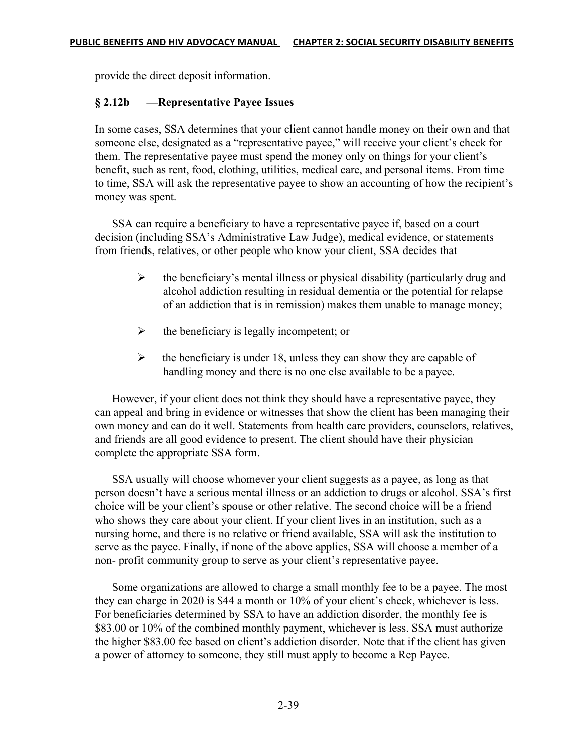provide the direct deposit information.

### § 2.12b —Representative Payee Issues

In some cases, SSA determines that your client cannot handle money on their own and that someone else, designated as a "representative payee," will receive your client's check for them. The representative payee must spend the money only on things for your client's benefit, such as rent, food, clothing, utilities, medical care, and personal items. From time to time, SSA will ask the representative payee to show an accounting of how the recipient's money was spent.

SSA can require a beneficiary to have a representative payee if, based on a court decision (including SSA's Administrative Law Judge), medical evidence, or statements from friends, relatives, or other people who know your client, SSA decides that

- the beneficiary's mental illness or physical disability (particularly drug and alcohol addiction resulting in residual dementia or the potential for relapse of an addiction that is in remission) makes them unable to manage money;
- the beneficiary is legally incompetent; or
- the beneficiary is under 18, unless they can show they are capable of handling money and there is no one else available to be a payee.

However, if your client does not think they should have a representative payee, they can appeal and bring in evidence or witnesses that show the client has been managing their own money and can do it well. Statements from health care providers, counselors, relatives, and friends are all good evidence to present. The client should have their physician complete the appropriate SSA form.

SSA usually will choose whomever your client suggests as a payee, as long as that person doesn't have a serious mental illness or an addiction to drugs or alcohol. SSA's first choice will be your client's spouse or other relative. The second choice will be a friend who shows they care about your client. If your client lives in an institution, such as a nursing home, and there is no relative or friend available, SSA will ask the institution to serve as the payee. Finally, if none of the above applies, SSA will choose a member of a non- profit community group to serve as your client's representative payee.

Some organizations are allowed to charge a small monthly fee to be a payee. The most they can charge in 2020 is $44 a month or 10% of your client's check, whichever is less. For beneficiaries determined by SSA to have an addiction disorder, the monthly fee is $83.00 or 10% of the combined monthly payment, whichever is less. SSA must authorize the higher $83.00 fee based on client's addiction disorder. Note that if the client has given a power of attorney to someone, they still must apply to become a Rep Payee.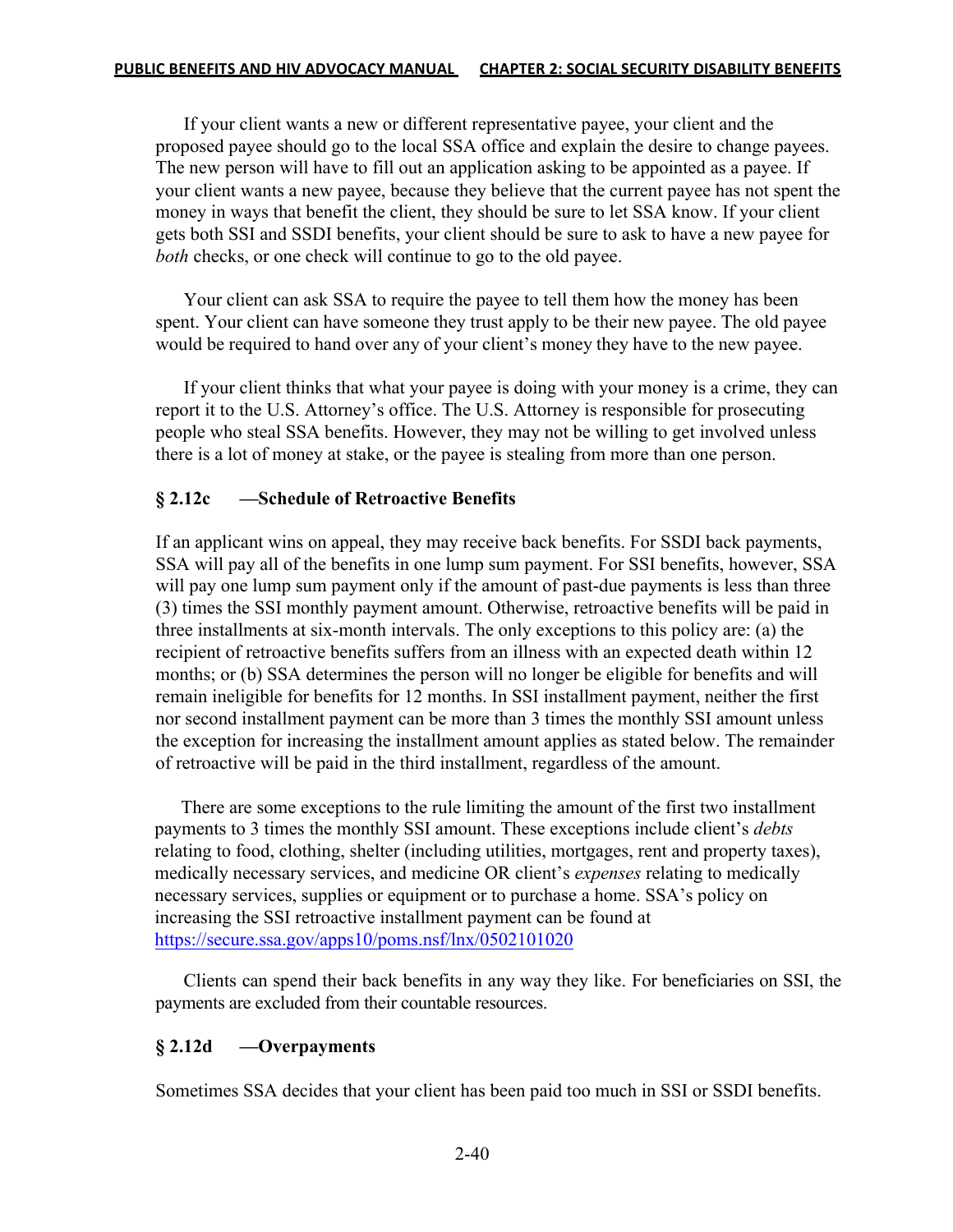If your client wants a new or different representative payee, your client and the proposed payee should go to the local SSA office and explain the desire to change payees. The new person will have to fill out an application asking to be appointed as a payee. If your client wants a new payee, because they believe that the current payee has not spent the money in ways that benefit the client, they should be sure to let SSA know. If your client gets both SSI and SSDI benefits, your client should be sure to ask to have a new payee for *both* checks, or one check will continue to go to the old payee.

Your client can ask SSA to require the payee to tell them how the money has been spent. Your client can have someone they trust apply to be their new payee. The old payee would be required to hand over any of your client's money they have to the new payee.

If your client thinks that what your payee is doing with your money is a crime, they can report it to the U.S. Attorney's office. The U.S. Attorney is responsible for prosecuting people who steal SSA benefits. However, they may not be willing to get involved unless there is a lot of money at stake, or the payee is stealing from more than one person.

### § 2.12c —Schedule of Retroactive Benefits

If an applicant wins on appeal, they may receive back benefits. For SSDI back payments, SSA will pay all of the benefits in one lump sum payment. For SSI benefits, however, SSA will pay one lump sum payment only if the amount of past-due payments is less than three (3) times the SSI monthly payment amount. Otherwise, retroactive benefits will be paid in three installments at six-month intervals. The only exceptions to this policy are: (a) the recipient of retroactive benefits suffers from an illness with an expected death within 12 months; or (b) SSA determines the person will no longer be eligible for benefits and will remain ineligible for benefits for 12 months. In SSI installment payment, neither the first nor second installment payment can be more than 3 times the monthly SSI amount unless the exception for increasing the installment amount applies as stated below. The remainder of retroactive will be paid in the third installment, regardless of the amount.

There are some exceptions to the rule limiting the amount of the first two installment payments to 3 times the monthly SSI amount. These exceptions include client's *debts* relating to food, clothing, shelter (including utilities, mortgages, rent and property taxes), medically necessary services, and medicine OR client's *expenses* relating to medically necessary services, supplies or equipment or to purchase a home. SSA's policy on increasing the SSI retroactive installment payment can be found at https://secure.ssa.gov/apps10/poms.nsf/lnx/0502101020

Clients can spend their back benefits in any way they like. For beneficiaries on SSI, the payments are excluded from their countable resources.

### § 2.12d —Overpayments

Sometimes SSA decides that your client has been paid too much in SSI or SSDI benefits.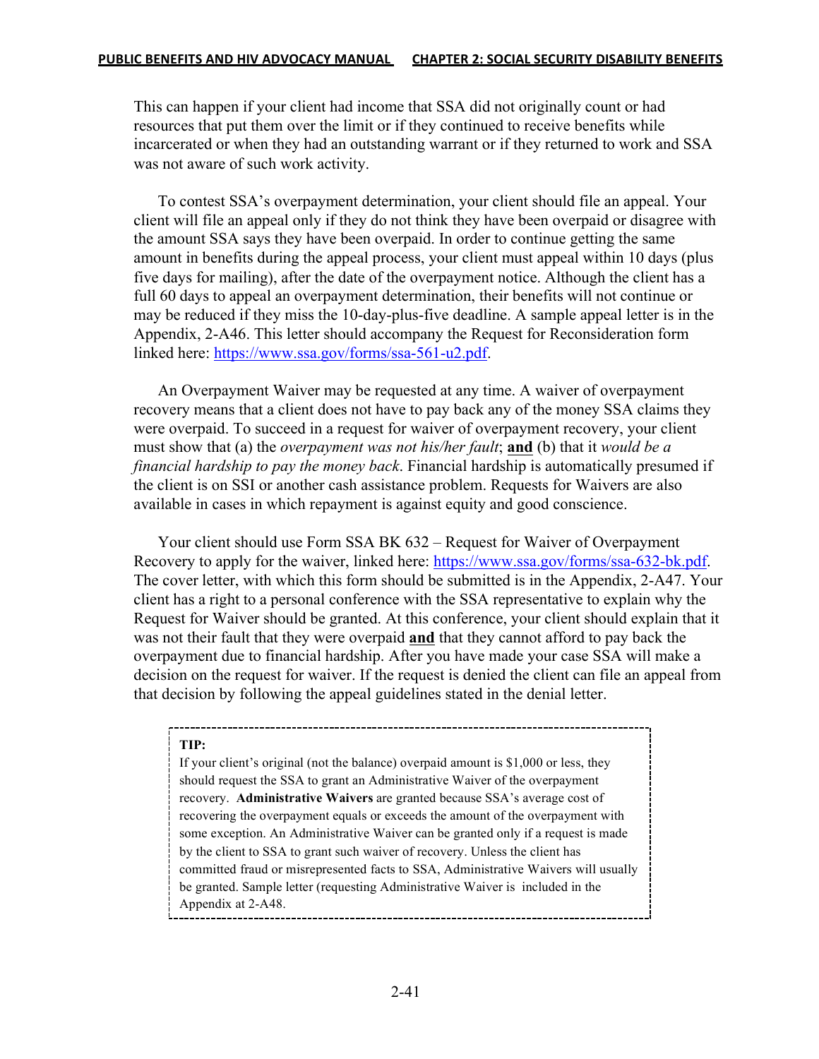This can happen if your client had income that SSA did not originally count or had resources that put them over the limit or if they continued to receive benefits while incarcerated or when they had an outstanding warrant or if they returned to work and SSA was not aware of such work activity.

To contest SSA's overpayment determination, your client should file an appeal. Your client will file an appeal only if they do not think they have been overpaid or disagree with the amount SSA says they have been overpaid. In order to continue getting the same amount in benefits during the appeal process, your client must appeal within 10 days (plus five days for mailing), after the date of the overpayment notice. Although the client has a full 60 days to appeal an overpayment determination, their benefits will not continue or may be reduced if they miss the 10-day-plus-five deadline. A sample appeal letter is in the Appendix, 2-A46. This letter should accompany the Request for Reconsideration form linked here: https://www.ssa.gov/forms/ssa-561-u2.pdf.

An Overpayment Waiver may be requested at any time. A waiver of overpayment recovery means that a client does not have to pay back any of the money SSA claims they were overpaid. To succeed in a request for waiver of overpayment recovery, your client must show that (a) the *overpayment was not his/her fault*; **and** (b) that it *would be a financial hardship to pay the money back*. Financial hardship is automatically presumed if the client is on SSI or another cash assistance problem. Requests for Waivers are also available in cases in which repayment is against equity and good conscience.

Your client should use Form SSA BK 632 – Request for Waiver of Overpayment Recovery to apply for the waiver, linked here: https://www.ssa.gov/forms/ssa-632-bk.pdf. The cover letter, with which this form should be submitted is in the Appendix, 2-A47. Your client has a right to a personal conference with the SSA representative to explain why the Request for Waiver should be granted. At this conference, your client should explain that it was not their fault that they were overpaid **and** that they cannot afford to pay back the overpayment due to financial hardship. After you have made your case SSA will make a decision on the request for waiver. If the request is denied the client can file an appeal from that decision by following the appeal guidelines stated in the denial letter.

> **TIP:**
> If your client's original (not the balance) overpaid amount is $1,000 or less, they should request the SSA to grant an Administrative Waiver of the overpayment recovery. **Administrative Waivers** are granted because SSA's average cost of recovering the overpayment equals or exceeds the amount of the overpayment with some exception. An Administrative Waiver can be granted only if a request is made by the client to SSA to grant such waiver of recovery. Unless the client has committed fraud or misrepresented facts to SSA, Administrative Waivers will usually be granted. Sample letter (requesting Administrative Waiver is included in the Appendix at 2-A48.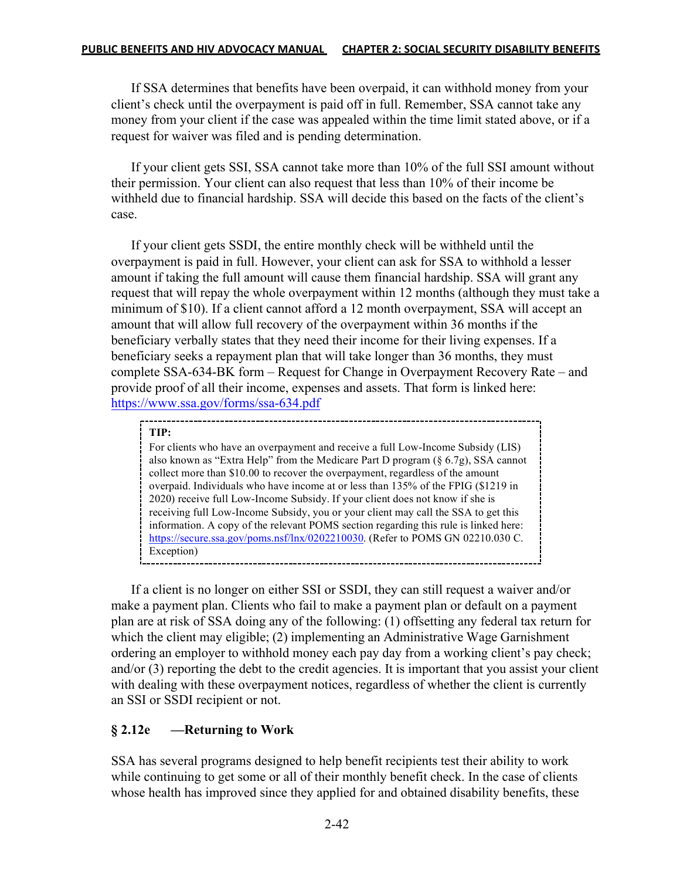If SSA determines that benefits have been overpaid, it can withhold money from your client's check until the overpayment is paid off in full. Remember, SSA cannot take any money from your client if the case was appealed within the time limit stated above, or if a request for waiver was filed and is pending determination.

If your client gets SSI, SSA cannot take more than 10% of the full SSI amount without their permission. Your client can also request that less than 10% of their income be withheld due to financial hardship. SSA will decide this based on the facts of the client's case.

If your client gets SSDI, the entire monthly check will be withheld until the overpayment is paid in full. However, your client can ask for SSA to withhold a lesser amount if taking the full amount will cause them financial hardship. SSA will grant any request that will repay the whole overpayment within 12 months (although they must take a minimum of $10). If a client cannot afford a 12 month overpayment, SSA will accept an amount that will allow full recovery of the overpayment within 36 months if the beneficiary verbally states that they need their income for their living expenses. If a beneficiary seeks a repayment plan that will take longer than 36 months, they must complete SSA-634-BK form – Request for Change in Overpayment Recovery Rate – and provide proof of all their income, expenses and assets. That form is linked here: https://www.ssa.gov/forms/ssa-634.pdf

> **TIP:**
> For clients who have an overpayment and receive a full Low-Income Subsidy (LIS) also known as "Extra Help" from the Medicare Part D program (§ 6.7g), SSA cannot collect more than $10.00 to recover the overpayment, regardless of the amount overpaid. Individuals who have income at or less than 135% of the FPIG ($1219 in 2020) receive full Low-Income Subsidy. If your client does not know if she is receiving full Low-Income Subsidy, you or your client may call the SSA to get this information. A copy of the relevant POMS section regarding this rule is linked here: https://secure.ssa.gov/poms.nsf/lnx/0202210030. (Refer to POMS GN 02210.030 C. Exception)

If a client is no longer on either SSI or SSDI, they can still request a waiver and/or make a payment plan. Clients who fail to make a payment plan or default on a payment plan are at risk of SSA doing any of the following: (1) offsetting any federal tax return for which the client may eligible; (2) implementing an Administrative Wage Garnishment ordering an employer to withhold money each pay day from a working client's pay check; and/or (3) reporting the debt to the credit agencies. It is important that you assist your client with dealing with these overpayment notices, regardless of whether the client is currently an SSI or SSDI recipient or not.

### § 2.12e —Returning to Work

SSA has several programs designed to help benefit recipients test their ability to work while continuing to get some or all of their monthly benefit check. In the case of clients whose health has improved since they applied for and obtained disability benefits, these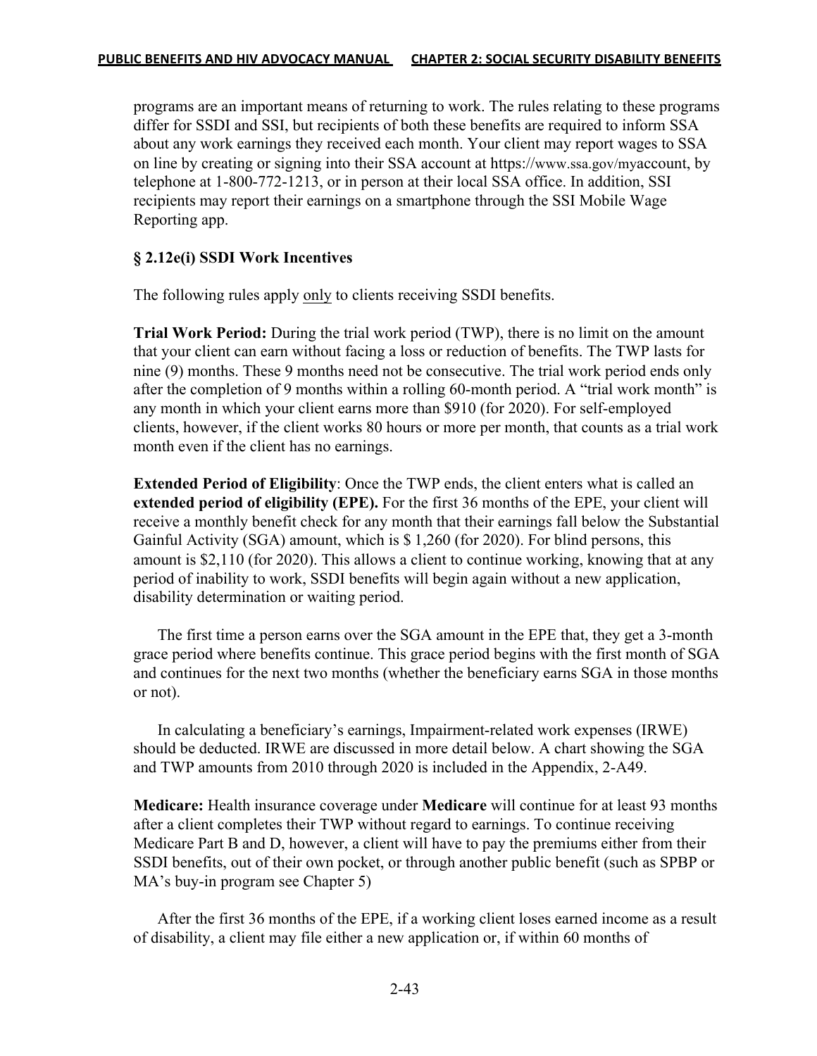programs are an important means of returning to work. The rules relating to these programs differ for SSDI and SSI, but recipients of both these benefits are required to inform SSA about any work earnings they received each month. Your client may report wages to SSA on line by creating or signing into their SSA account at https://www.ssa.gov/myaccount, by telephone at 1-800-772-1213, or in person at their local SSA office. In addition, SSI recipients may report their earnings on a smartphone through the SSI Mobile Wage Reporting app.

### § 2.12e(i) SSDI Work Incentives

The following rules apply only to clients receiving SSDI benefits.

**Trial Work Period:** During the trial work period (TWP), there is no limit on the amount that your client can earn without facing a loss or reduction of benefits. The TWP lasts for nine (9) months. These 9 months need not be consecutive. The trial work period ends only after the completion of 9 months within a rolling 60-month period. A "trial work month" is any month in which your client earns more than $910 (for 2020). For self-employed clients, however, if the client works 80 hours or more per month, that counts as a trial work month even if the client has no earnings.

**Extended Period of Eligibility**: Once the TWP ends, the client enters what is called an **extended period of eligibility (EPE).** For the first 36 months of the EPE, your client will receive a monthly benefit check for any month that their earnings fall below the Substantial Gainful Activity (SGA) amount, which is $ 1,260 (for 2020). For blind persons, this amount is $2,110 (for 2020). This allows a client to continue working, knowing that at any period of inability to work, SSDI benefits will begin again without a new application, disability determination or waiting period.

The first time a person earns over the SGA amount in the EPE that, they get a 3-month grace period where benefits continue. This grace period begins with the first month of SGA and continues for the next two months (whether the beneficiary earns SGA in those months or not).

In calculating a beneficiary's earnings, Impairment-related work expenses (IRWE) should be deducted. IRWE are discussed in more detail below. A chart showing the SGA and TWP amounts from 2010 through 2020 is included in the Appendix, 2-A49.

**Medicare:** Health insurance coverage under **Medicare** will continue for at least 93 months after a client completes their TWP without regard to earnings. To continue receiving Medicare Part B and D, however, a client will have to pay the premiums either from their SSDI benefits, out of their own pocket, or through another public benefit (such as SPBP or MA's buy-in program see Chapter 5)

After the first 36 months of the EPE, if a working client loses earned income as a result of disability, a client may file either a new application or, if within 60 months of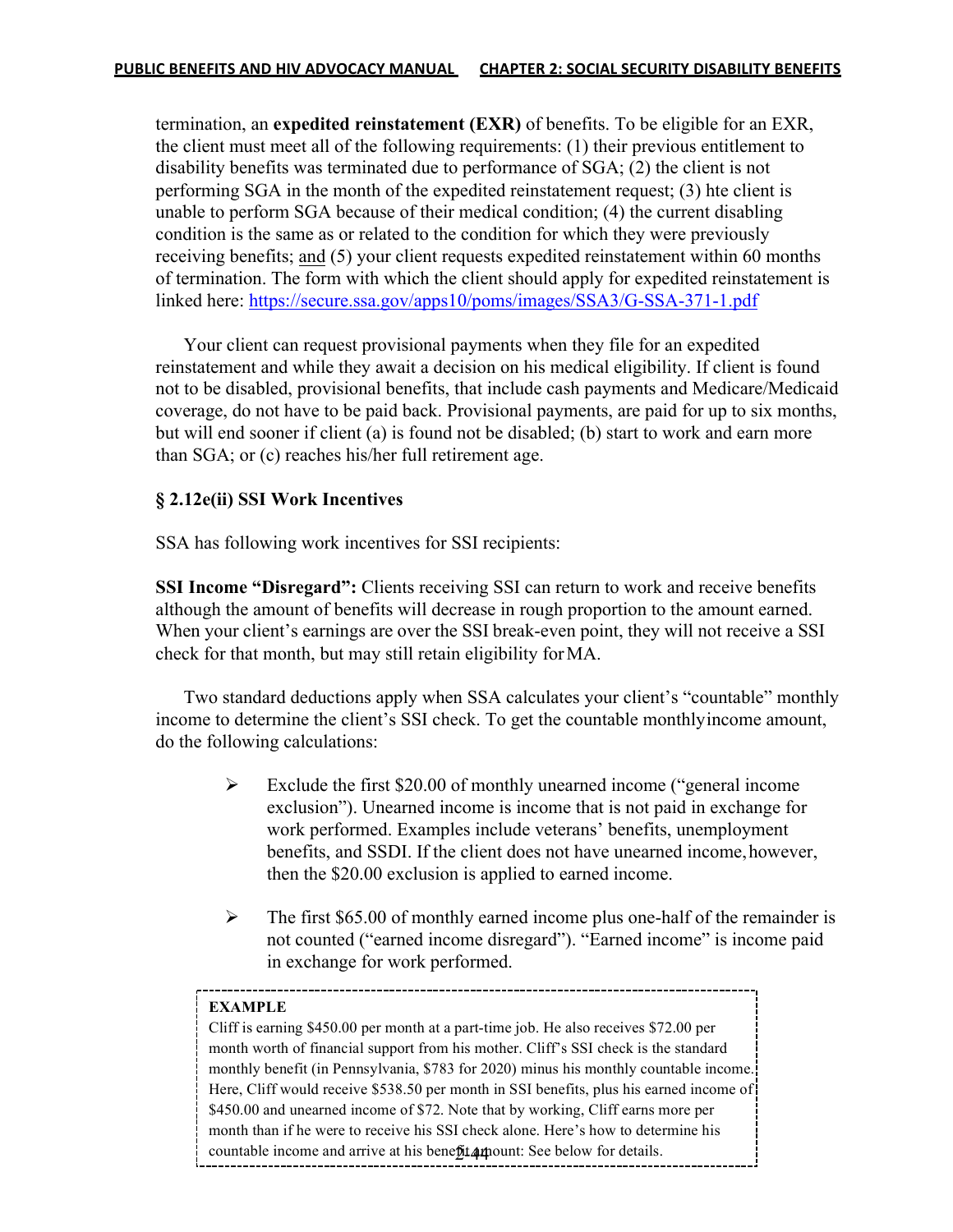termination, an **expedited reinstatement (EXR)** of benefits. To be eligible for an EXR, the client must meet all of the following requirements: (1) their previous entitlement to disability benefits was terminated due to performance of SGA; (2) the client is not performing SGA in the month of the expedited reinstatement request; (3) hte client is unable to perform SGA because of their medical condition; (4) the current disabling condition is the same as or related to the condition for which they were previously receiving benefits; and (5) your client requests expedited reinstatement within 60 months of termination. The form with which the client should apply for expedited reinstatement is linked here: https://secure.ssa.gov/apps10/poms/images/SSA3/G-SSA-371-1.pdf

Your client can request provisional payments when they file for an expedited reinstatement and while they await a decision on his medical eligibility. If client is found not to be disabled, provisional benefits, that include cash payments and Medicare/Medicaid coverage, do not have to be paid back. Provisional payments, are paid for up to six months, but will end sooner if client (a) is found not be disabled; (b) start to work and earn more than SGA; or (c) reaches his/her full retirement age.

### § 2.12e(ii) SSI Work Incentives

SSA has following work incentives for SSI recipients:

**SSI Income "Disregard":** Clients receiving SSI can return to work and receive benefits although the amount of benefits will decrease in rough proportion to the amount earned. When your client's earnings are over the SSI break-even point, they will not receive a SSI check for that month, but may still retain eligibility for MA.

Two standard deductions apply when SSA calculates your client's "countable" monthly income to determine the client's SSI check. To get the countable monthly income amount, do the following calculations:

- Exclude the first $20.00 of monthly unearned income ("general income exclusion"). Unearned income is income that is not paid in exchange for work performed. Examples include veterans' benefits, unemployment benefits, and SSDI. If the client does not have unearned income, however, then the $20.00 exclusion is applied to earned income.
- The first $65.00 of monthly earned income plus one-half of the remainder is not counted ("earned income disregard"). "Earned income" is income paid in exchange for work performed.

**EXAMPLE**

Cliff is earning $450.00 per month at a part-time job. He also receives $72.00 per month worth of financial support from his mother. Cliff's SSI check is the standard monthly benefit (in Pennsylvania, $783 for 2020) minus his monthly countable income. Here, Cliff would receive $538.50 per month in SSI benefits, plus his earned income of $450.00 and unearned income of $72. Note that by working, Cliff earns more per month than if he were to receive his SSI check alone. Here's how to determine his countable income and arrive at his benefit amount: See below for details.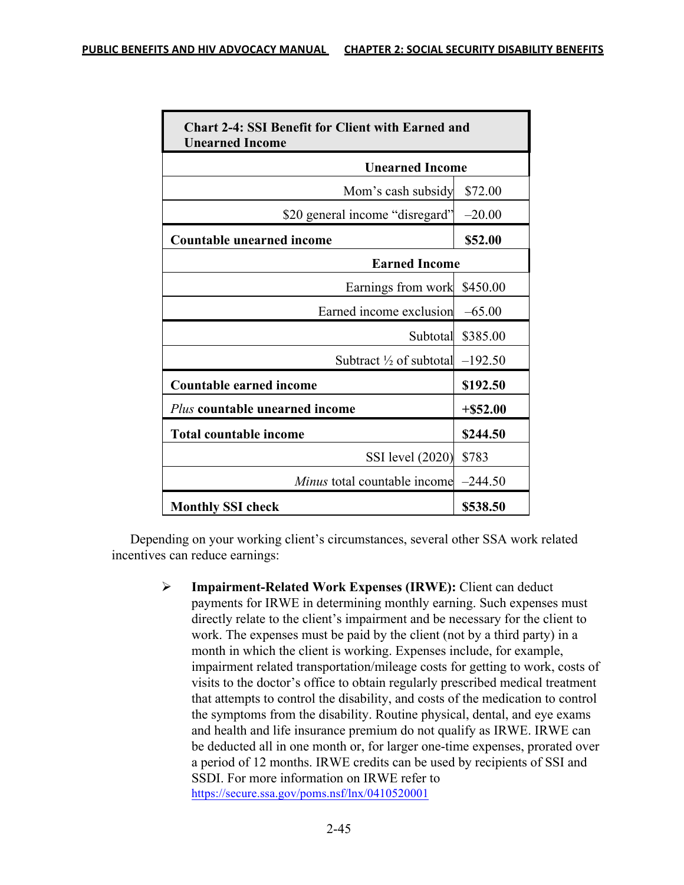| Chart 2-4: SSI Benefit for Client with Earned and Unearned Income | |
|---|---|
| **Unearned Income** | |
| Mom's cash subsidy | $72.00 |
| $20 general income "disregard" | –20.00 |
| **Countable unearned income** | **$52.00** |
| **Earned Income** | |
| Earnings from work | $450.00 |
| Earned income exclusion | –65.00 |
| Subtotal | $385.00 |
| Subtract ½ of subtotal | –192.50 |
| **Countable earned income** | **$192.50** |
| *Plus* **countable unearned income** | **+$52.00** |
| **Total countable income** | **$244.50** |
| SSI level (2020) | $783 |
| *Minus* total countable income | –244.50 |
| **Monthly SSI check** | **$538.50** |

Depending on your working client's circumstances, several other SSA work related incentives can reduce earnings:

- **Impairment-Related Work Expenses (IRWE):** Client can deduct payments for IRWE in determining monthly earning. Such expenses must directly relate to the client's impairment and be necessary for the client to work. The expenses must be paid by the client (not by a third party) in a month in which the client is working. Expenses include, for example, impairment related transportation/mileage costs for getting to work, costs of visits to the doctor's office to obtain regularly prescribed medical treatment that attempts to control the disability, and costs of the medication to control the symptoms from the disability. Routine physical, dental, and eye exams and health and life insurance premium do not qualify as IRWE. IRWE can be deducted all in one month or, for larger one-time expenses, prorated over a period of 12 months. IRWE credits can be used by recipients of SSI and SSDI. For more information on IRWE refer to https://secure.ssa.gov/poms.nsf/lnx/0410520001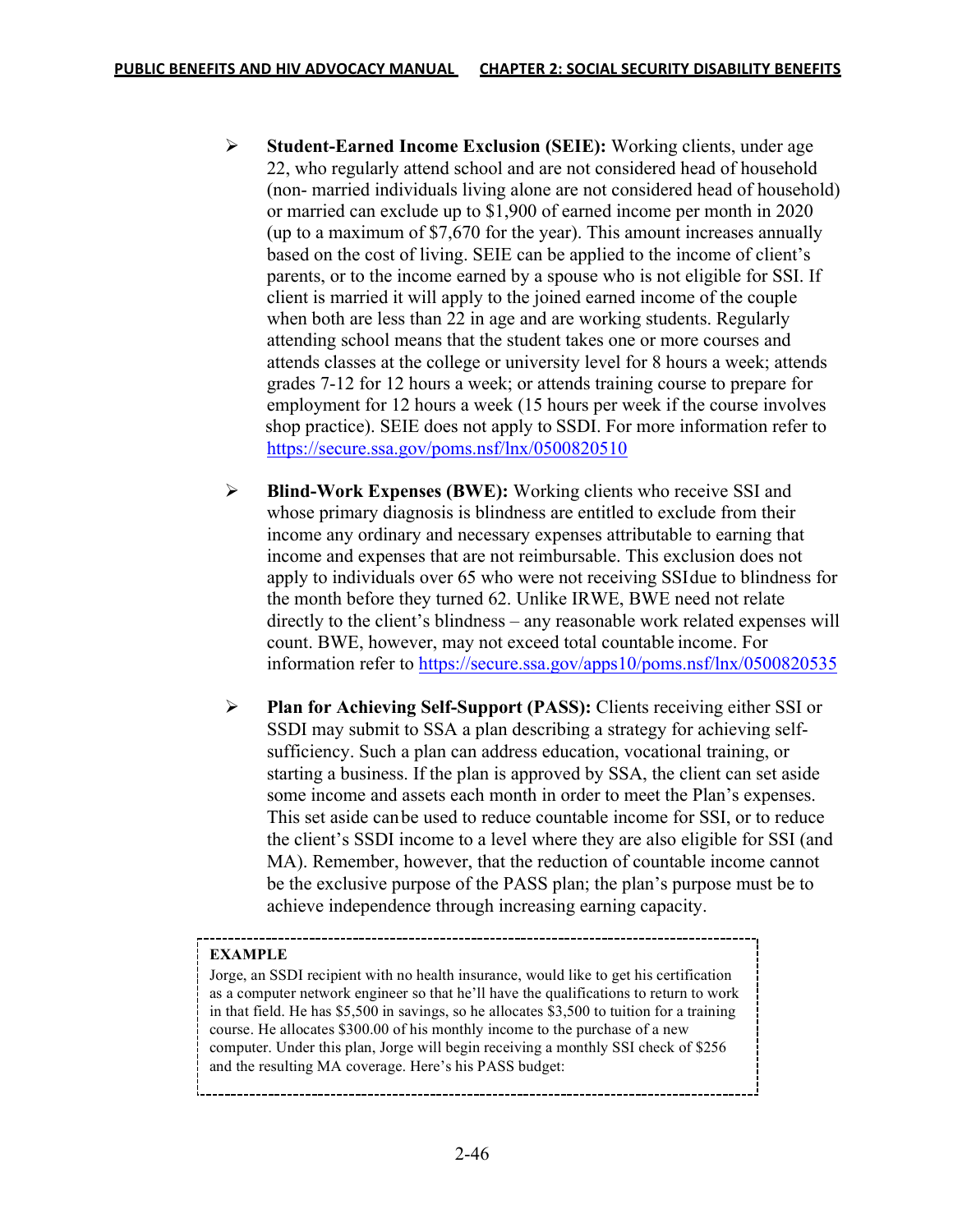- **Student-Earned Income Exclusion (SEIE):** Working clients, under age 22, who regularly attend school and are not considered head of household (non- married individuals living alone are not considered head of household) or married can exclude up to $1,900 of earned income per month in 2020 (up to a maximum of $7,670 for the year). This amount increases annually based on the cost of living. SEIE can be applied to the income of client's parents, or to the income earned by a spouse who is not eligible for SSI. If client is married it will apply to the joined earned income of the couple when both are less than 22 in age and are working students. Regularly attending school means that the student takes one or more courses and attends classes at the college or university level for 8 hours a week; attends grades 7-12 for 12 hours a week; or attends training course to prepare for employment for 12 hours a week (15 hours per week if the course involves shop practice). SEIE does not apply to SSDI. For more information refer to https://secure.ssa.gov/poms.nsf/lnx/0500820510

- **Blind-Work Expenses (BWE):** Working clients who receive SSI and whose primary diagnosis is blindness are entitled to exclude from their income any ordinary and necessary expenses attributable to earning that income and expenses that are not reimbursable. This exclusion does not apply to individuals over 65 who were not receiving SSI due to blindness for the month before they turned 62. Unlike IRWE, BWE need not relate directly to the client's blindness – any reasonable work related expenses will count. BWE, however, may not exceed total countable income. For information refer to https://secure.ssa.gov/apps10/poms.nsf/lnx/0500820535

- **Plan for Achieving Self-Support (PASS):** Clients receiving either SSI or SSDI may submit to SSA a plan describing a strategy for achieving self-sufficiency. Such a plan can address education, vocational training, or starting a business. If the plan is approved by SSA, the client can set aside some income and assets each month in order to meet the Plan's expenses. This set aside can be used to reduce countable income for SSI, or to reduce the client's SSDI income to a level where they are also eligible for SSI (and MA). Remember, however, that the reduction of countable income cannot be the exclusive purpose of the PASS plan; the plan's purpose must be to achieve independence through increasing earning capacity.

> **EXAMPLE**
>
> Jorge, an SSDI recipient with no health insurance, would like to get his certification as a computer network engineer so that he'll have the qualifications to return to work in that field. He has $5,500 in savings, so he allocates $3,500 to tuition for a training course. He allocates $300.00 of his monthly income to the purchase of a new computer. Under this plan, Jorge will begin receiving a monthly SSI check of $256 and the resulting MA coverage. Here's his PASS budget: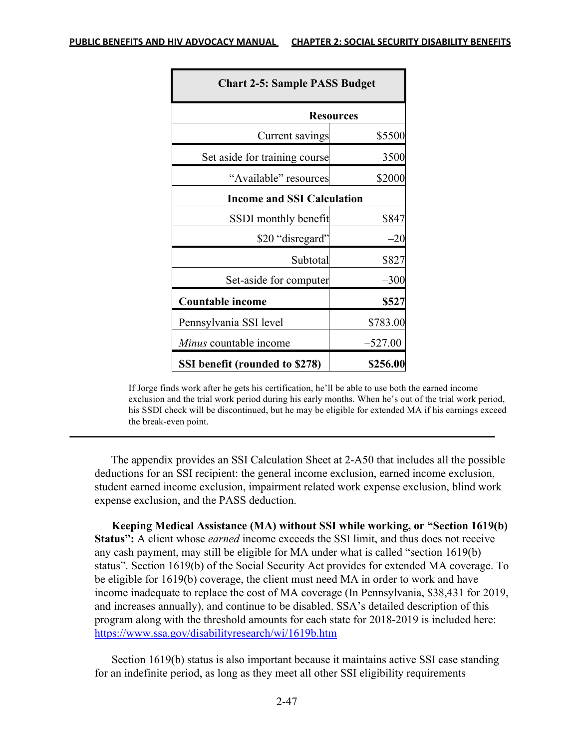| Chart 2-5: Sample PASS Budget | |
|---|---|
| **Resources** | |
| Current savings | $5500 |
| Set aside for training course | –3500 |
| "Available" resources | $2000 |
| **Income and SSI Calculation** | |
| SSDI monthly benefit | $847 |
| $20 "disregard" | –20 |
| Subtotal | $827 |
| Set-aside for computer | –300 |
| **Countable income** | **$527** |
| Pennsylvania SSI level | $783.00 |
| *Minus* countable income | –527.00 |
| **SSI benefit (rounded to $278)** | **$256.00** |

If Jorge finds work after he gets his certification, he'll be able to use both the earned income exclusion and the trial work period during his early months. When he's out of the trial work period, his SSDI check will be discontinued, but he may be eligible for extended MA if his earnings exceed the break-even point.

---

The appendix provides an SSI Calculation Sheet at 2-A50 that includes all the possible deductions for an SSI recipient: the general income exclusion, earned income exclusion, student earned income exclusion, impairment related work expense exclusion, blind work expense exclusion, and the PASS deduction.

**Keeping Medical Assistance (MA) without SSI while working, or "Section 1619(b) Status":** A client whose *earned* income exceeds the SSI limit, and thus does not receive any cash payment, may still be eligible for MA under what is called "section 1619(b) status". Section 1619(b) of the Social Security Act provides for extended MA coverage. To be eligible for 1619(b) coverage, the client must need MA in order to work and have income inadequate to replace the cost of MA coverage (In Pennsylvania, $38,431 for 2019, and increases annually), and continue to be disabled. SSA's detailed description of this program along with the threshold amounts for each state for 2018-2019 is included here: https://www.ssa.gov/disabilityresearch/wi/1619b.htm

Section 1619(b) status is also important because it maintains active SSI case standing for an indefinite period, as long as they meet all other SSI eligibility requirements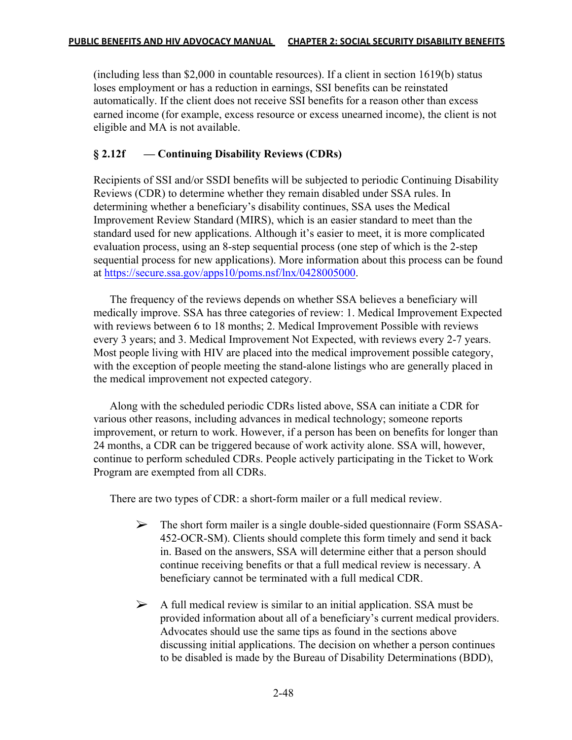(including less than $2,000 in countable resources). If a client in section 1619(b) status loses employment or has a reduction in earnings, SSI benefits can be reinstated automatically. If the client does not receive SSI benefits for a reason other than excess earned income (for example, excess resource or excess unearned income), the client is not eligible and MA is not available.

### § 2.12f — Continuing Disability Reviews (CDRs)

Recipients of SSI and/or SSDI benefits will be subjected to periodic Continuing Disability Reviews (CDR) to determine whether they remain disabled under SSA rules. In determining whether a beneficiary's disability continues, SSA uses the Medical Improvement Review Standard (MIRS), which is an easier standard to meet than the standard used for new applications. Although it's easier to meet, it is more complicated evaluation process, using an 8-step sequential process (one step of which is the 2-step sequential process for new applications). More information about this process can be found at https://secure.ssa.gov/apps10/poms.nsf/lnx/0428005000.

The frequency of the reviews depends on whether SSA believes a beneficiary will medically improve. SSA has three categories of review: 1. Medical Improvement Expected with reviews between 6 to 18 months; 2. Medical Improvement Possible with reviews every 3 years; and 3. Medical Improvement Not Expected, with reviews every 2-7 years. Most people living with HIV are placed into the medical improvement possible category, with the exception of people meeting the stand-alone listings who are generally placed in the medical improvement not expected category.

Along with the scheduled periodic CDRs listed above, SSA can initiate a CDR for various other reasons, including advances in medical technology; someone reports improvement, or return to work. However, if a person has been on benefits for longer than 24 months, a CDR can be triggered because of work activity alone. SSA will, however, continue to perform scheduled CDRs. People actively participating in the Ticket to Work Program are exempted from all CDRs.

There are two types of CDR: a short-form mailer or a full medical review.

- The short form mailer is a single double-sided questionnaire (Form SSASA-452-OCR-SM). Clients should complete this form timely and send it back in. Based on the answers, SSA will determine either that a person should continue receiving benefits or that a full medical review is necessary. A beneficiary cannot be terminated with a full medical CDR.
- A full medical review is similar to an initial application. SSA must be provided information about all of a beneficiary's current medical providers. Advocates should use the same tips as found in the sections above discussing initial applications. The decision on whether a person continues to be disabled is made by the Bureau of Disability Determinations (BDD),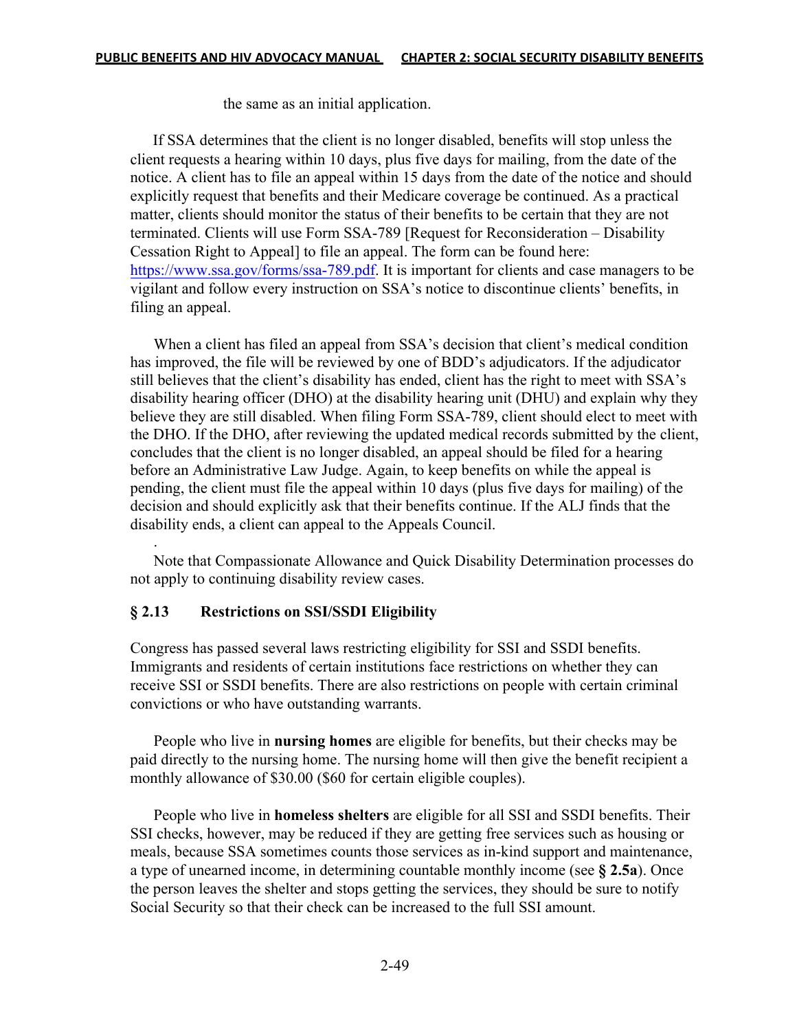the same as an initial application.

If SSA determines that the client is no longer disabled, benefits will stop unless the client requests a hearing within 10 days, plus five days for mailing, from the date of the notice. A client has to file an appeal within 15 days from the date of the notice and should explicitly request that benefits and their Medicare coverage be continued. As a practical matter, clients should monitor the status of their benefits to be certain that they are not terminated. Clients will use Form SSA-789 [Request for Reconsideration – Disability Cessation Right to Appeal] to file an appeal. The form can be found here: https://www.ssa.gov/forms/ssa-789.pdf. It is important for clients and case managers to be vigilant and follow every instruction on SSA's notice to discontinue clients' benefits, in filing an appeal.

When a client has filed an appeal from SSA's decision that client's medical condition has improved, the file will be reviewed by one of BDD's adjudicators. If the adjudicator still believes that the client's disability has ended, client has the right to meet with SSA's disability hearing officer (DHO) at the disability hearing unit (DHU) and explain why they believe they are still disabled. When filing Form SSA-789, client should elect to meet with the DHO. If the DHO, after reviewing the updated medical records submitted by the client, concludes that the client is no longer disabled, an appeal should be filed for a hearing before an Administrative Law Judge. Again, to keep benefits on while the appeal is pending, the client must file the appeal within 10 days (plus five days for mailing) of the decision and should explicitly ask that their benefits continue. If the ALJ finds that the disability ends, a client can appeal to the Appeals Council.

.

Note that Compassionate Allowance and Quick Disability Determination processes do not apply to continuing disability review cases.

## § 2.13 Restrictions on SSI/SSDI Eligibility

Congress has passed several laws restricting eligibility for SSI and SSDI benefits. Immigrants and residents of certain institutions face restrictions on whether they can receive SSI or SSDI benefits. There are also restrictions on people with certain criminal convictions or who have outstanding warrants.

People who live in **nursing homes** are eligible for benefits, but their checks may be paid directly to the nursing home. The nursing home will then give the benefit recipient a monthly allowance of $30.00 ($60 for certain eligible couples).

People who live in **homeless shelters** are eligible for all SSI and SSDI benefits. Their SSI checks, however, may be reduced if they are getting free services such as housing or meals, because SSA sometimes counts those services as in-kind support and maintenance, a type of unearned income, in determining countable monthly income (see **§ 2.5a**). Once the person leaves the shelter and stops getting the services, they should be sure to notify Social Security so that their check can be increased to the full SSI amount.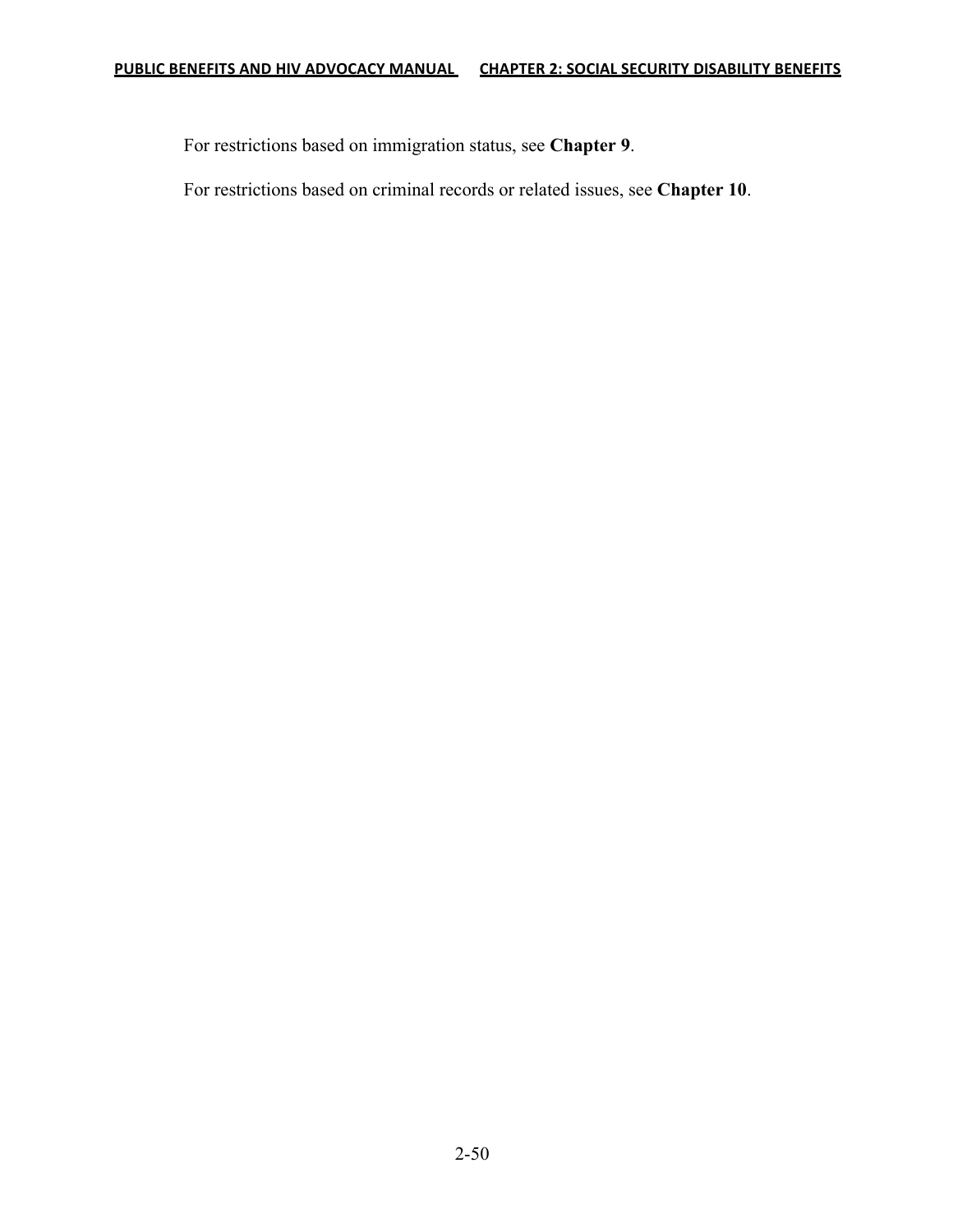For restrictions based on immigration status, see **Chapter 9**.

For restrictions based on criminal records or related issues, see **Chapter 10**.